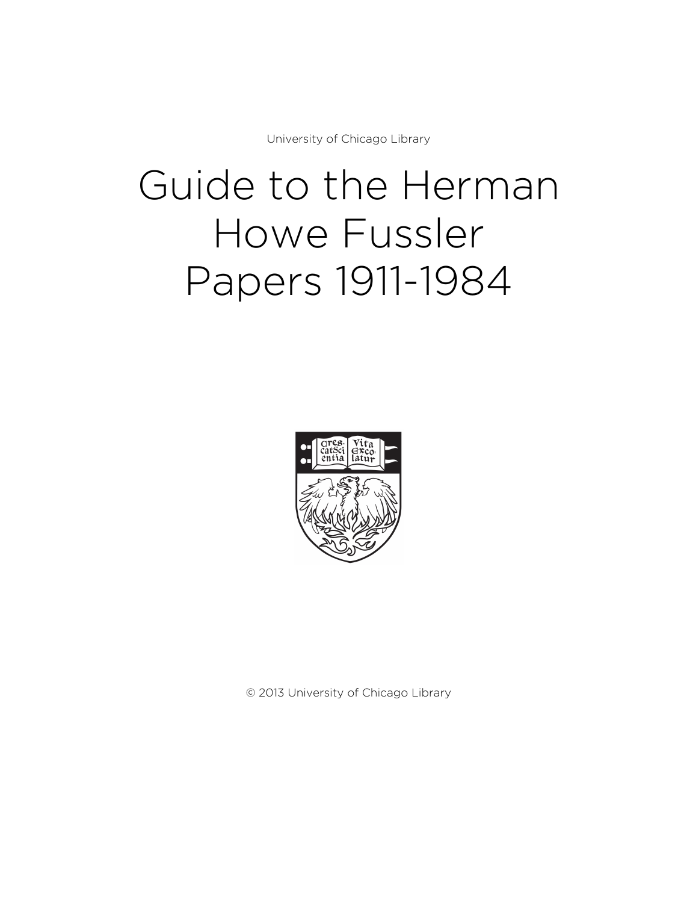University of Chicago Library

# Guide to the Herman Howe Fussler Papers 1911-1984

© 2013 University of Chicago Library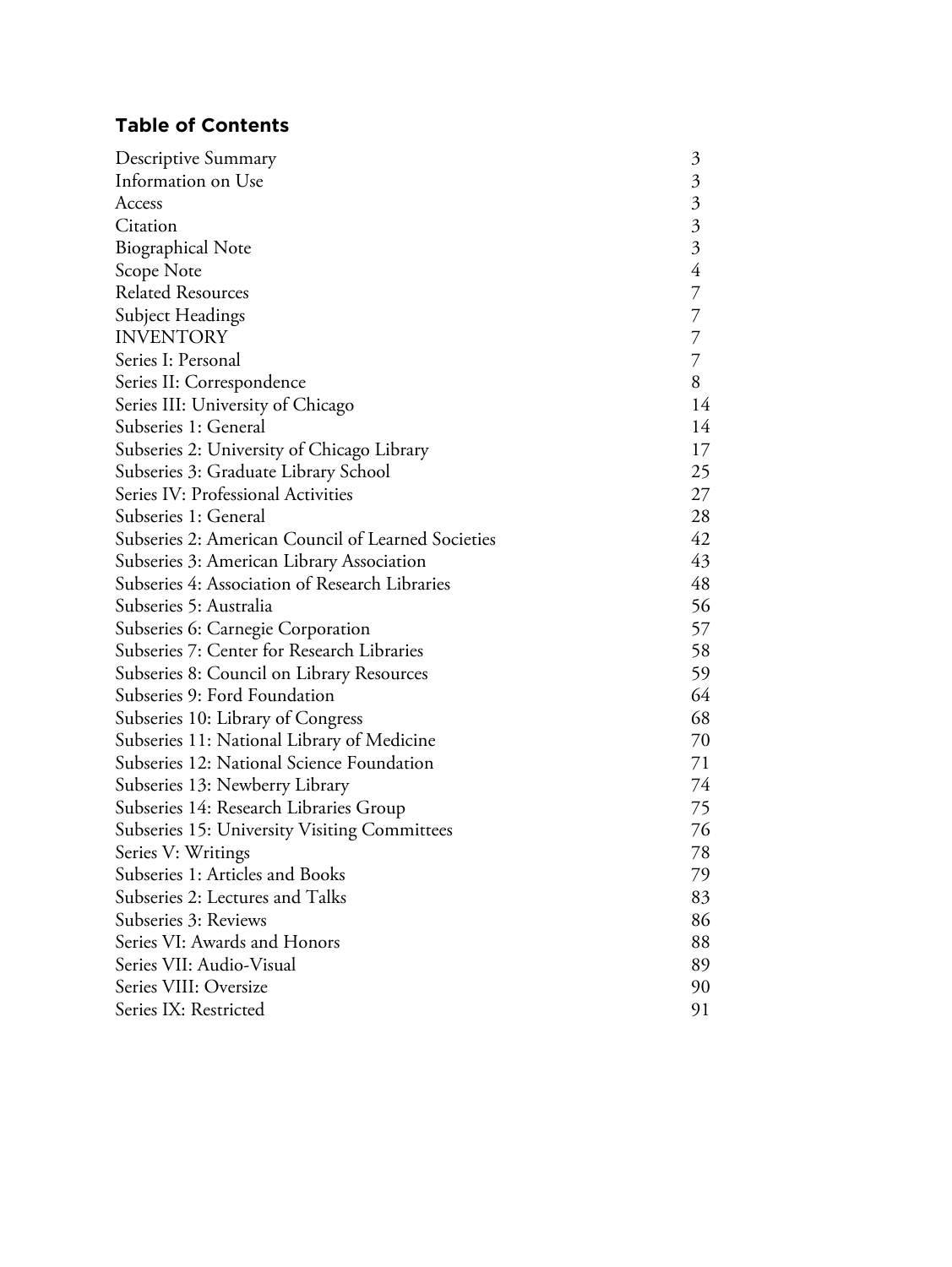## Table of Contents

| | |
|---|---|
| Descriptive Summary | 3 |
| Information on Use | 3 |
| Access | 3 |
| Citation | 3 |
| Biographical Note | 3 |
| Scope Note | 4 |
| Related Resources | 7 |
| Subject Headings | 7 |
| INVENTORY | 7 |
| Series I: Personal | 7 |
| Series II: Correspondence | 8 |
| Series III: University of Chicago | 14 |
| Subseries 1: General | 14 |
| Subseries 2: University of Chicago Library | 17 |
| Subseries 3: Graduate Library School | 25 |
| Series IV: Professional Activities | 27 |
| Subseries 1: General | 28 |
| Subseries 2: American Council of Learned Societies | 42 |
| Subseries 3: American Library Association | 43 |
| Subseries 4: Association of Research Libraries | 48 |
| Subseries 5: Australia | 56 |
| Subseries 6: Carnegie Corporation | 57 |
| Subseries 7: Center for Research Libraries | 58 |
| Subseries 8: Council on Library Resources | 59 |
| Subseries 9: Ford Foundation | 64 |
| Subseries 10: Library of Congress | 68 |
| Subseries 11: National Library of Medicine | 70 |
| Subseries 12: National Science Foundation | 71 |
| Subseries 13: Newberry Library | 74 |
| Subseries 14: Research Libraries Group | 75 |
| Subseries 15: University Visiting Committees | 76 |
| Series V: Writings | 78 |
| Subseries 1: Articles and Books | 79 |
| Subseries 2: Lectures and Talks | 83 |
| Subseries 3: Reviews | 86 |
| Series VI: Awards and Honors | 88 |
| Series VII: Audio-Visual | 89 |
| Series VIII: Oversize | 90 |
| Series IX: Restricted | 91 |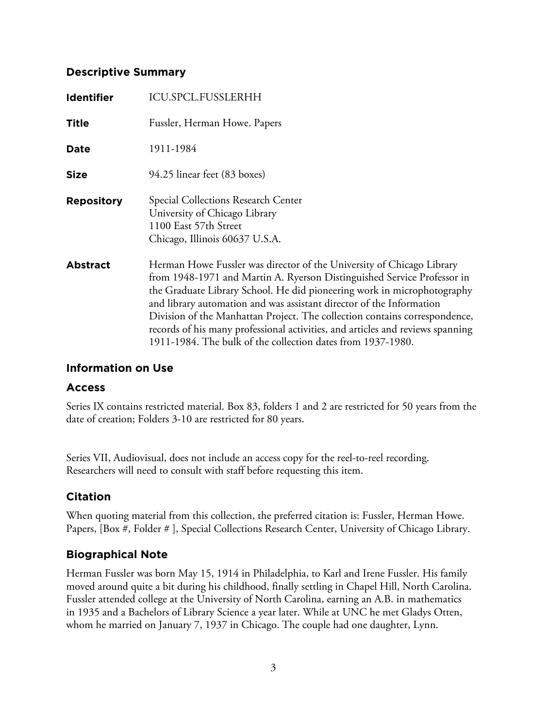## Descriptive Summary

**Identifier** ICU.SPCL.FUSSLERHH

**Title** Fussler, Herman Howe. Papers

**Date** 1911-1984

**Size** 94.25 linear feet (83 boxes)

**Repository** Special Collections Research Center
University of Chicago Library
1100 East 57th Street
Chicago, Illinois 60637 U.S.A.

**Abstract** Herman Howe Fussler was director of the University of Chicago Library from 1948-1971 and Martin A. Ryerson Distinguished Service Professor in the Graduate Library School. He did pioneering work in microphotography and library automation and was assistant director of the Information Division of the Manhattan Project. The collection contains correspondence, records of his many professional activities, and articles and reviews spanning 1911-1984. The bulk of the collection dates from 1937-1980.

## Information on Use

### Access

Series IX contains restricted material. Box 83, folders 1 and 2 are restricted for 50 years from the date of creation; Folders 3-10 are restricted for 80 years.

Series VII, Audiovisual, does not include an access copy for the reel-to-reel recording. Researchers will need to consult with staff before requesting this item.

### Citation

When quoting material from this collection, the preferred citation is: Fussler, Herman Howe. Papers, [Box #, Folder # ], Special Collections Research Center, University of Chicago Library.

### Biographical Note

Herman Fussler was born May 15, 1914 in Philadelphia, to Karl and Irene Fussler. His family moved around quite a bit during his childhood, finally settling in Chapel Hill, North Carolina. Fussler attended college at the University of North Carolina, earning an A.B. in mathematics in 1935 and a Bachelors of Library Science a year later. While at UNC he met Gladys Otten, whom he married on January 7, 1937 in Chicago. The couple had one daughter, Lynn.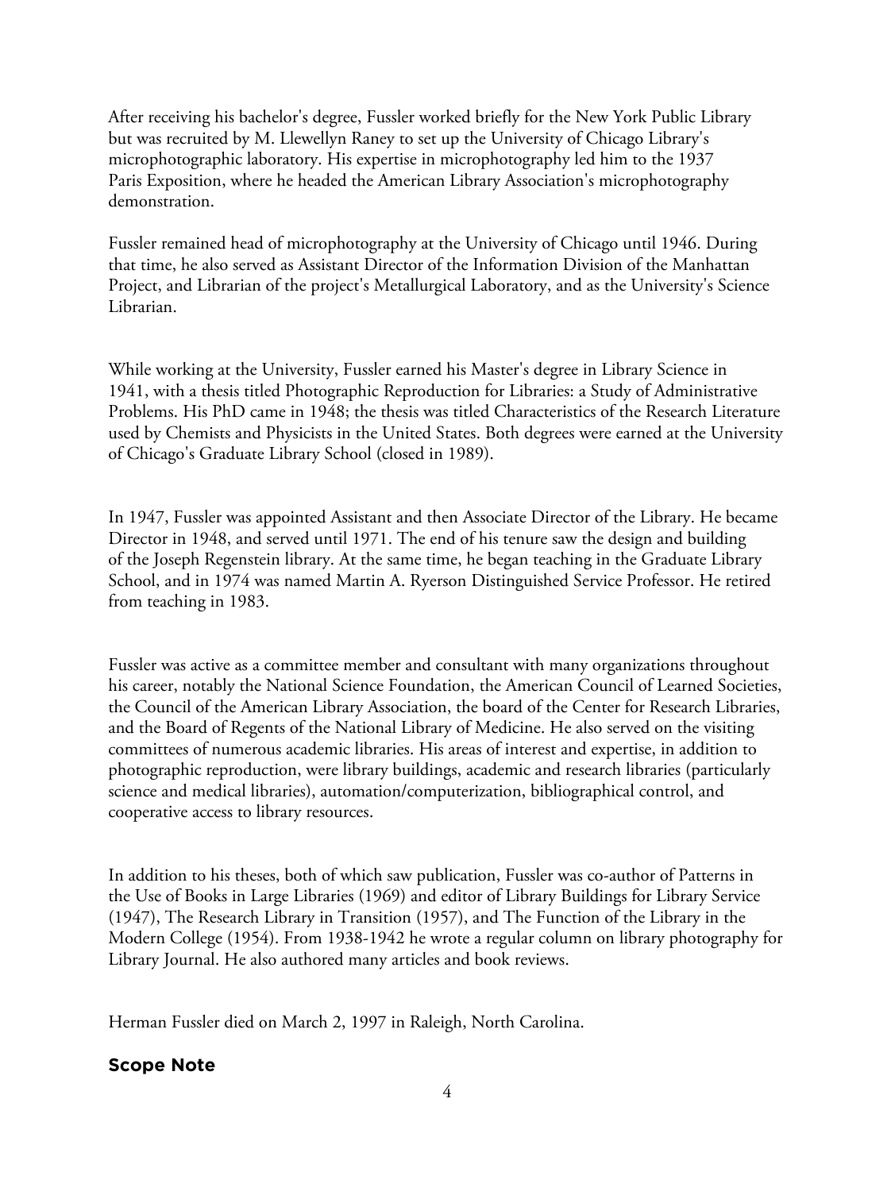After receiving his bachelor's degree, Fussler worked briefly for the New York Public Library but was recruited by M. Llewellyn Raney to set up the University of Chicago Library's microphotographic laboratory. His expertise in microphotography led him to the 1937 Paris Exposition, where he headed the American Library Association's microphotography demonstration.

Fussler remained head of microphotography at the University of Chicago until 1946. During that time, he also served as Assistant Director of the Information Division of the Manhattan Project, and Librarian of the project's Metallurgical Laboratory, and as the University's Science Librarian.

While working at the University, Fussler earned his Master's degree in Library Science in 1941, with a thesis titled Photographic Reproduction for Libraries: a Study of Administrative Problems. His PhD came in 1948; the thesis was titled Characteristics of the Research Literature used by Chemists and Physicists in the United States. Both degrees were earned at the University of Chicago's Graduate Library School (closed in 1989).

In 1947, Fussler was appointed Assistant and then Associate Director of the Library. He became Director in 1948, and served until 1971. The end of his tenure saw the design and building of the Joseph Regenstein library. At the same time, he began teaching in the Graduate Library School, and in 1974 was named Martin A. Ryerson Distinguished Service Professor. He retired from teaching in 1983.

Fussler was active as a committee member and consultant with many organizations throughout his career, notably the National Science Foundation, the American Council of Learned Societies, the Council of the American Library Association, the board of the Center for Research Libraries, and the Board of Regents of the National Library of Medicine. He also served on the visiting committees of numerous academic libraries. His areas of interest and expertise, in addition to photographic reproduction, were library buildings, academic and research libraries (particularly science and medical libraries), automation/computerization, bibliographical control, and cooperative access to library resources.

In addition to his theses, both of which saw publication, Fussler was co-author of Patterns in the Use of Books in Large Libraries (1969) and editor of Library Buildings for Library Service (1947), The Research Library in Transition (1957), and The Function of the Library in the Modern College (1954). From 1938-1942 he wrote a regular column on library photography for Library Journal. He also authored many articles and book reviews.

Herman Fussler died on March 2, 1997 in Raleigh, North Carolina.

## Scope Note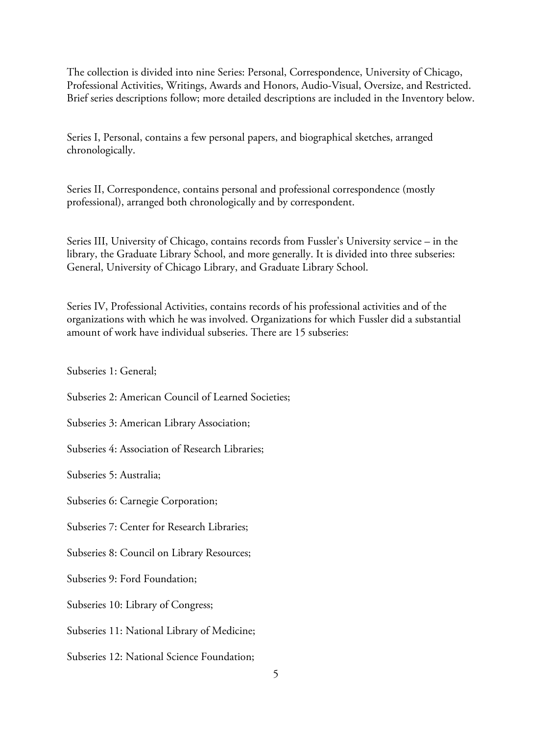The collection is divided into nine Series: Personal, Correspondence, University of Chicago, Professional Activities, Writings, Awards and Honors, Audio-Visual, Oversize, and Restricted. Brief series descriptions follow; more detailed descriptions are included in the Inventory below.

Series I, Personal, contains a few personal papers, and biographical sketches, arranged chronologically.

Series II, Correspondence, contains personal and professional correspondence (mostly professional), arranged both chronologically and by correspondent.

Series III, University of Chicago, contains records from Fussler's University service – in the library, the Graduate Library School, and more generally. It is divided into three subseries: General, University of Chicago Library, and Graduate Library School.

Series IV, Professional Activities, contains records of his professional activities and of the organizations with which he was involved. Organizations for which Fussler did a substantial amount of work have individual subseries. There are 15 subseries:

Subseries 1: General;

Subseries 2: American Council of Learned Societies;

Subseries 3: American Library Association;

Subseries 4: Association of Research Libraries;

Subseries 5: Australia;

Subseries 6: Carnegie Corporation;

Subseries 7: Center for Research Libraries;

Subseries 8: Council on Library Resources;

Subseries 9: Ford Foundation;

Subseries 10: Library of Congress;

Subseries 11: National Library of Medicine;

Subseries 12: National Science Foundation;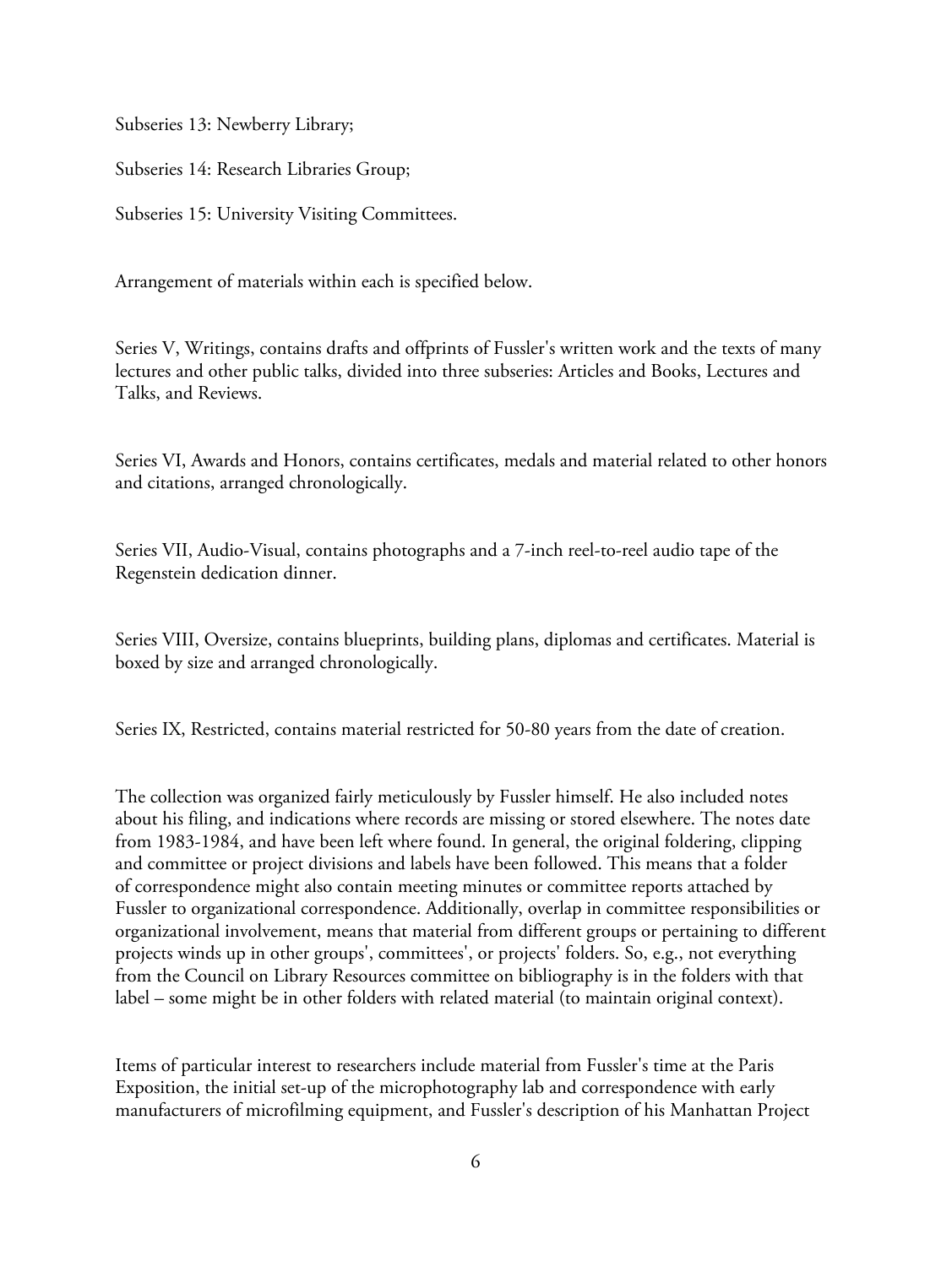Subseries 13: Newberry Library;

Subseries 14: Research Libraries Group;

Subseries 15: University Visiting Committees.

Arrangement of materials within each is specified below.

Series V, Writings, contains drafts and offprints of Fussler's written work and the texts of many lectures and other public talks, divided into three subseries: Articles and Books, Lectures and Talks, and Reviews.

Series VI, Awards and Honors, contains certificates, medals and material related to other honors and citations, arranged chronologically.

Series VII, Audio-Visual, contains photographs and a 7-inch reel-to-reel audio tape of the Regenstein dedication dinner.

Series VIII, Oversize, contains blueprints, building plans, diplomas and certificates. Material is boxed by size and arranged chronologically.

Series IX, Restricted, contains material restricted for 50-80 years from the date of creation.

The collection was organized fairly meticulously by Fussler himself. He also included notes about his filing, and indications where records are missing or stored elsewhere. The notes date from 1983-1984, and have been left where found. In general, the original foldering, clipping and committee or project divisions and labels have been followed. This means that a folder of correspondence might also contain meeting minutes or committee reports attached by Fussler to organizational correspondence. Additionally, overlap in committee responsibilities or organizational involvement, means that material from different groups or pertaining to different projects winds up in other groups', committees', or projects' folders. So, e.g., not everything from the Council on Library Resources committee on bibliography is in the folders with that label – some might be in other folders with related material (to maintain original context).

Items of particular interest to researchers include material from Fussler's time at the Paris Exposition, the initial set-up of the microphotography lab and correspondence with early manufacturers of microfilming equipment, and Fussler's description of his Manhattan Project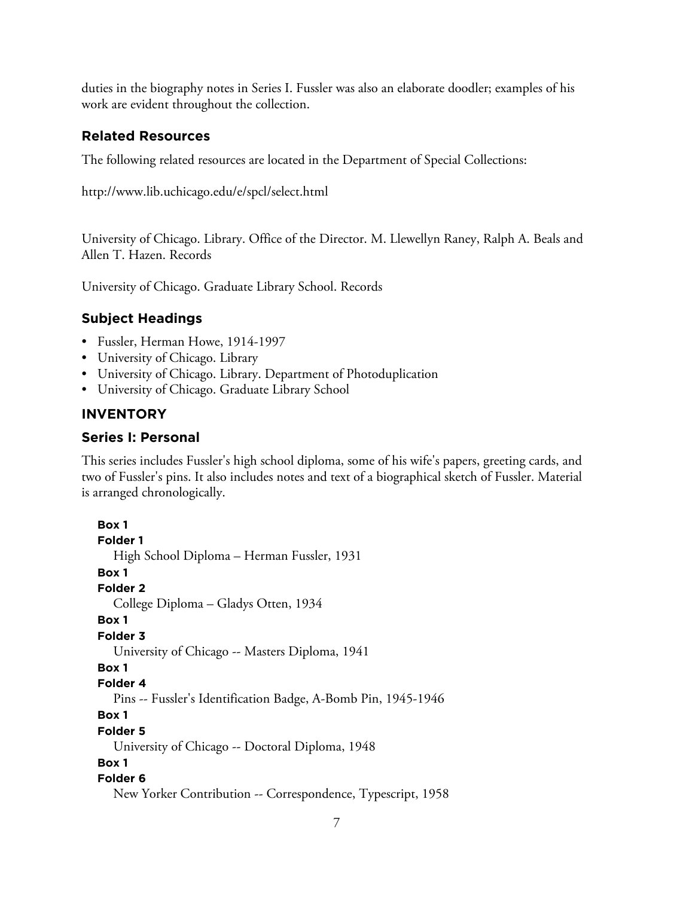duties in the biography notes in Series I. Fussler was also an elaborate doodler; examples of his work are evident throughout the collection.

## Related Resources

The following related resources are located in the Department of Special Collections:

http://www.lib.uchicago.edu/e/spcl/select.html

University of Chicago. Library. Office of the Director. M. Llewellyn Raney, Ralph A. Beals and Allen T. Hazen. Records

University of Chicago. Graduate Library School. Records

## Subject Headings

- Fussler, Herman Howe, 1914-1997
- University of Chicago. Library
- University of Chicago. Library. Department of Photoduplication
- University of Chicago. Graduate Library School

# INVENTORY

## Series I: Personal

This series includes Fussler's high school diploma, some of his wife's papers, greeting cards, and two of Fussler's pins. It also includes notes and text of a biographical sketch of Fussler. Material is arranged chronologically.

**Box 1**
**Folder 1**
High School Diploma – Herman Fussler, 1931

**Box 1**
**Folder 2**
College Diploma – Gladys Otten, 1934

**Box 1**
**Folder 3**
University of Chicago -- Masters Diploma, 1941

**Box 1**
**Folder 4**
Pins -- Fussler's Identification Badge, A-Bomb Pin, 1945-1946

**Box 1**
**Folder 5**
University of Chicago -- Doctoral Diploma, 1948

**Box 1**
**Folder 6**
New Yorker Contribution -- Correspondence, Typescript, 1958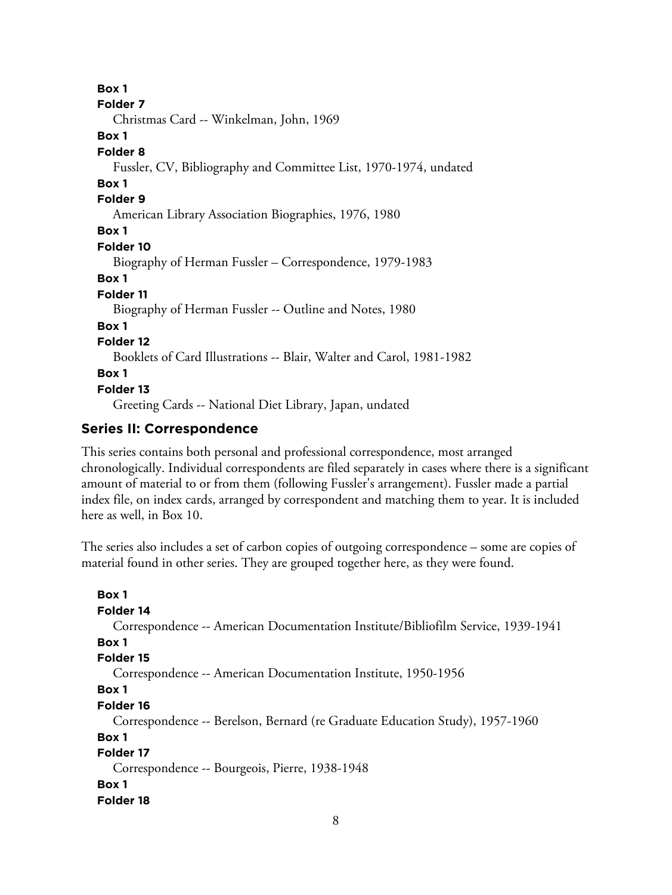**Box 1**
**Folder 7**
Christmas Card -- Winkelman, John, 1969

**Box 1**
**Folder 8**
Fussler, CV, Bibliography and Committee List, 1970-1974, undated

**Box 1**
**Folder 9**
American Library Association Biographies, 1976, 1980

**Box 1**
**Folder 10**
Biography of Herman Fussler – Correspondence, 1979-1983

**Box 1**
**Folder 11**
Biography of Herman Fussler -- Outline and Notes, 1980

**Box 1**
**Folder 12**
Booklets of Card Illustrations -- Blair, Walter and Carol, 1981-1982

**Box 1**
**Folder 13**
Greeting Cards -- National Diet Library, Japan, undated

### Series II: Correspondence

This series contains both personal and professional correspondence, most arranged chronologically. Individual correspondents are filed separately in cases where there is a significant amount of material to or from them (following Fussler's arrangement). Fussler made a partial index file, on index cards, arranged by correspondent and matching them to year. It is included here as well, in Box 10.

The series also includes a set of carbon copies of outgoing correspondence – some are copies of material found in other series. They are grouped together here, as they were found.

**Box 1**
**Folder 14**
Correspondence -- American Documentation Institute/Bibliofilm Service, 1939-1941

**Box 1**
**Folder 15**
Correspondence -- American Documentation Institute, 1950-1956

**Box 1**
**Folder 16**
Correspondence -- Berelson, Bernard (re Graduate Education Study), 1957-1960

**Box 1**
**Folder 17**
Correspondence -- Bourgeois, Pierre, 1938-1948

**Box 1**
**Folder 18**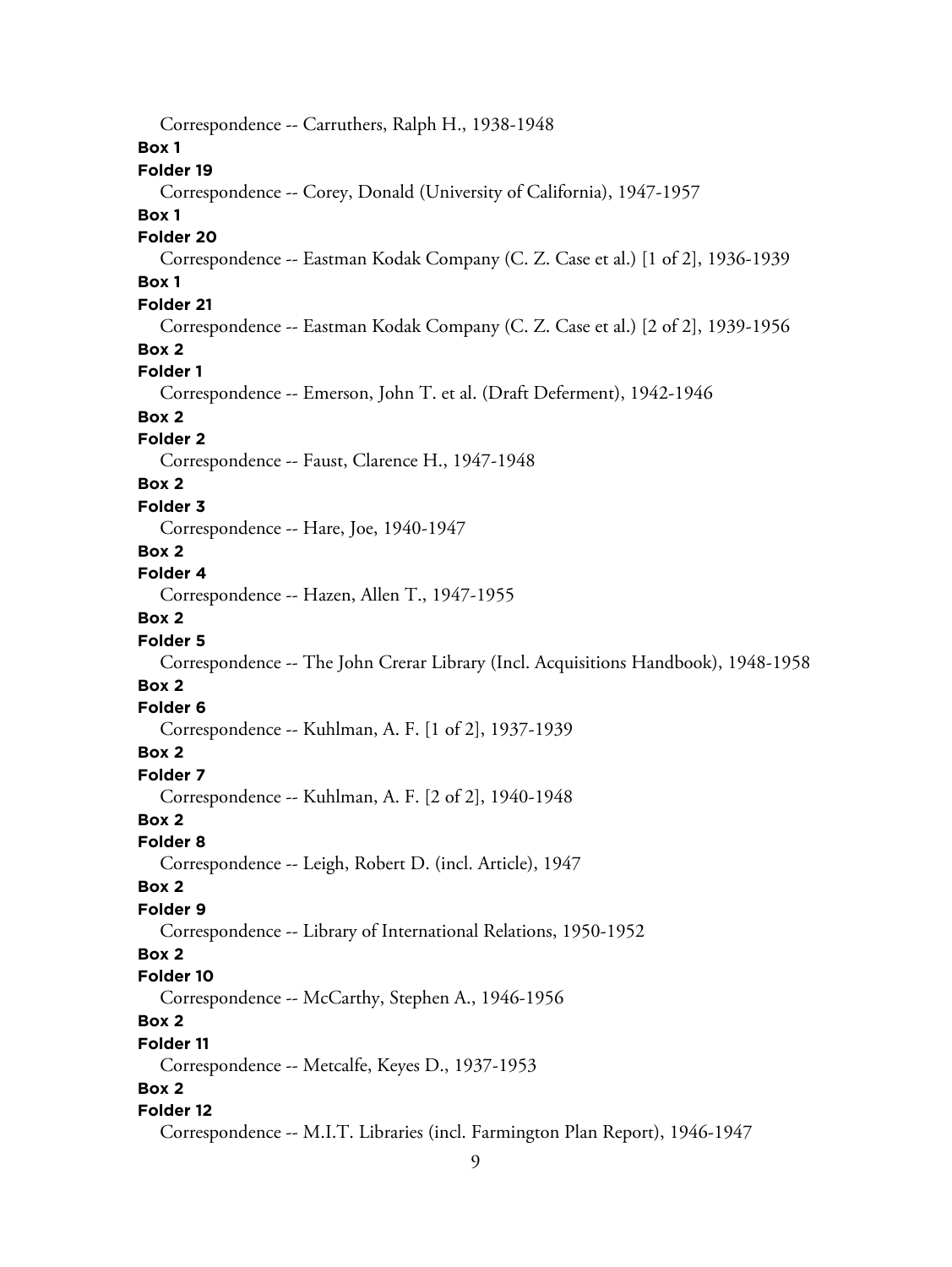Correspondence -- Carruthers, Ralph H., 1938-1948

**Box 1**

**Folder 19**

Correspondence -- Corey, Donald (University of California), 1947-1957

**Box 1**

**Folder 20**

Correspondence -- Eastman Kodak Company (C. Z. Case et al.) [1 of 2], 1936-1939

**Box 1**

**Folder 21**

Correspondence -- Eastman Kodak Company (C. Z. Case et al.) [2 of 2], 1939-1956

**Box 2**

**Folder 1**

Correspondence -- Emerson, John T. et al. (Draft Deferment), 1942-1946

**Box 2**

**Folder 2**

Correspondence -- Faust, Clarence H., 1947-1948

**Box 2**

**Folder 3**

Correspondence -- Hare, Joe, 1940-1947

**Box 2**

**Folder 4**

Correspondence -- Hazen, Allen T., 1947-1955

**Box 2**

**Folder 5**

Correspondence -- The John Crerar Library (Incl. Acquisitions Handbook), 1948-1958

**Box 2**

**Folder 6**

Correspondence -- Kuhlman, A. F. [1 of 2], 1937-1939

**Box 2**

**Folder 7**

Correspondence -- Kuhlman, A. F. [2 of 2], 1940-1948

**Box 2**

**Folder 8**

Correspondence -- Leigh, Robert D. (incl. Article), 1947

**Box 2**

**Folder 9**

Correspondence -- Library of International Relations, 1950-1952

**Box 2**

**Folder 10**

Correspondence -- McCarthy, Stephen A., 1946-1956

**Box 2**

**Folder 11**

Correspondence -- Metcalfe, Keyes D., 1937-1953

**Box 2**

**Folder 12**

Correspondence -- M.I.T. Libraries (incl. Farmington Plan Report), 1946-1947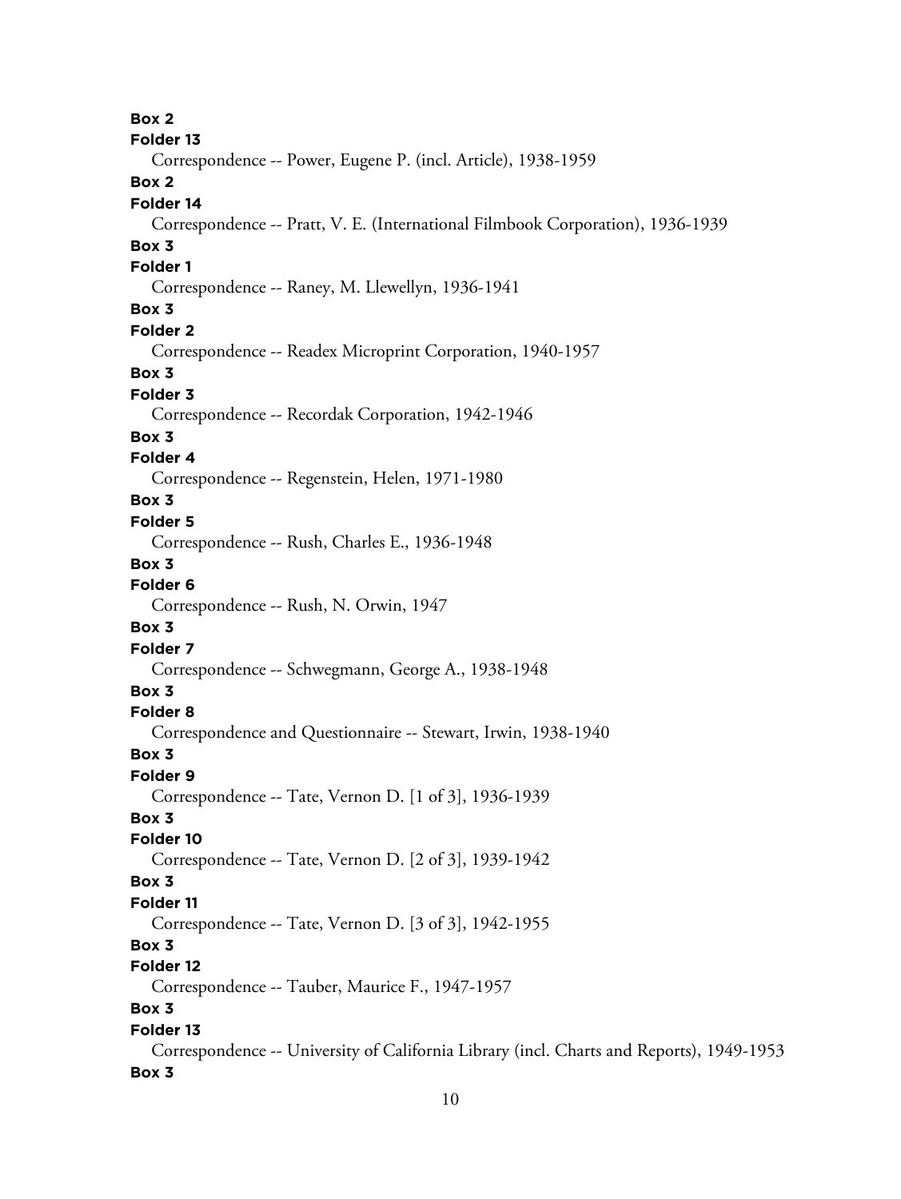**Box 2**
**Folder 13**
Correspondence -- Power, Eugene P. (incl. Article), 1938-1959
**Box 2**
**Folder 14**
Correspondence -- Pratt, V. E. (International Filmbook Corporation), 1936-1939
**Box 3**
**Folder 1**
Correspondence -- Raney, M. Llewellyn, 1936-1941
**Box 3**
**Folder 2**
Correspondence -- Readex Microprint Corporation, 1940-1957
**Box 3**
**Folder 3**
Correspondence -- Recordak Corporation, 1942-1946
**Box 3**
**Folder 4**
Correspondence -- Regenstein, Helen, 1971-1980
**Box 3**
**Folder 5**
Correspondence -- Rush, Charles E., 1936-1948
**Box 3**
**Folder 6**
Correspondence -- Rush, N. Orwin, 1947
**Box 3**
**Folder 7**
Correspondence -- Schwegmann, George A., 1938-1948
**Box 3**
**Folder 8**
Correspondence and Questionnaire -- Stewart, Irwin, 1938-1940
**Box 3**
**Folder 9**
Correspondence -- Tate, Vernon D. [1 of 3], 1936-1939
**Box 3**
**Folder 10**
Correspondence -- Tate, Vernon D. [2 of 3], 1939-1942
**Box 3**
**Folder 11**
Correspondence -- Tate, Vernon D. [3 of 3], 1942-1955
**Box 3**
**Folder 12**
Correspondence -- Tauber, Maurice F., 1947-1957
**Box 3**
**Folder 13**
Correspondence -- University of California Library (incl. Charts and Reports), 1949-1953
**Box 3**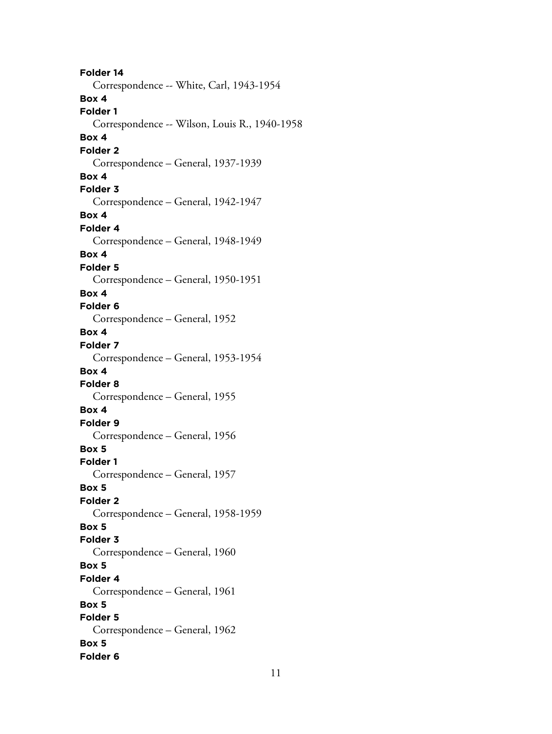**Folder 14**

Correspondence -- White, Carl, 1943-1954

**Box 4**

**Folder 1**

Correspondence -- Wilson, Louis R., 1940-1958

**Box 4**

**Folder 2**

Correspondence – General, 1937-1939

**Box 4**

**Folder 3**

Correspondence – General, 1942-1947

**Box 4**

**Folder 4**

Correspondence – General, 1948-1949

**Box 4**

**Folder 5**

Correspondence – General, 1950-1951

**Box 4**

**Folder 6**

Correspondence – General, 1952

**Box 4**

**Folder 7**

Correspondence – General, 1953-1954

**Box 4**

**Folder 8**

Correspondence – General, 1955

**Box 4**

**Folder 9**

Correspondence – General, 1956

**Box 5**

**Folder 1**

Correspondence – General, 1957

**Box 5**

**Folder 2**

Correspondence – General, 1958-1959

**Box 5**

**Folder 3**

Correspondence – General, 1960

**Box 5**

**Folder 4**

Correspondence – General, 1961

**Box 5**

**Folder 5**

Correspondence – General, 1962

**Box 5**

**Folder 6**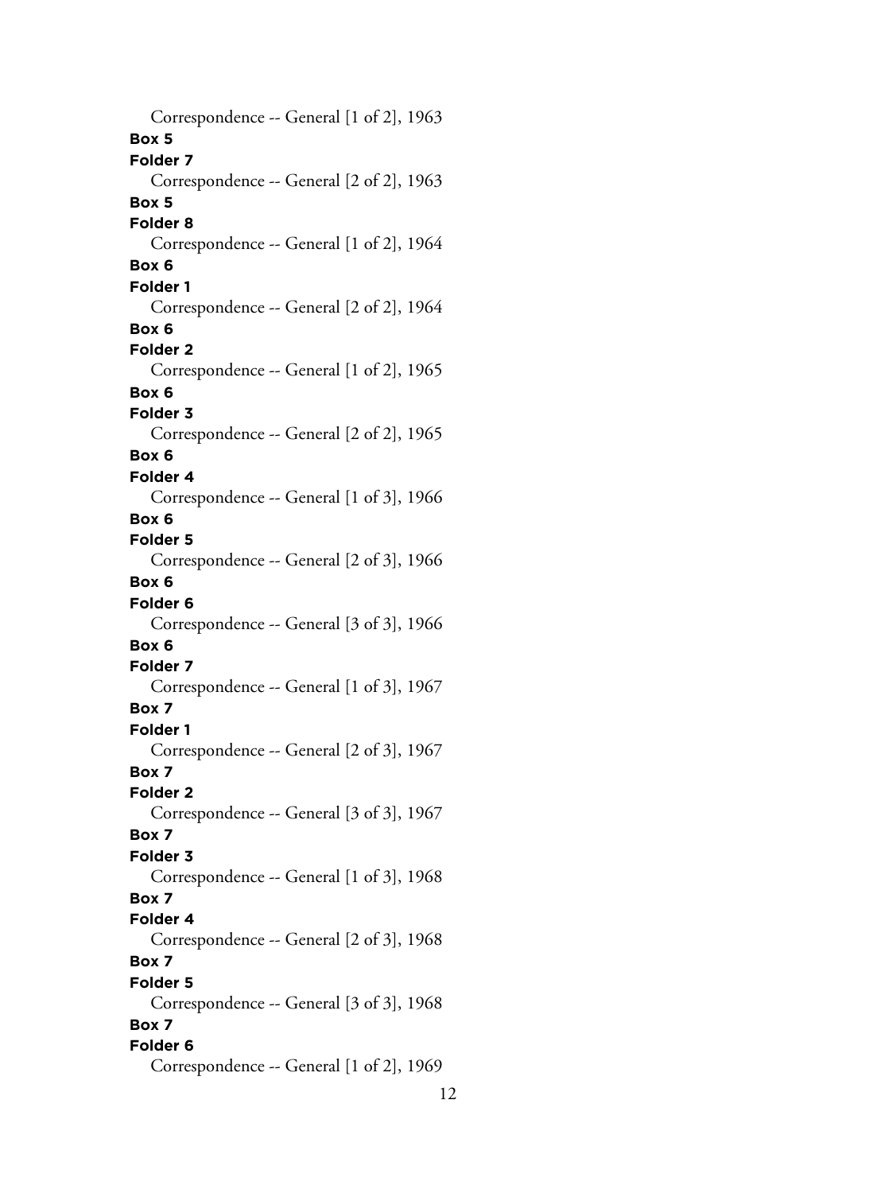Correspondence -- General [1 of 2], 1963

**Box 5**

**Folder 7**

Correspondence -- General [2 of 2], 1963

**Box 5**

**Folder 8**

Correspondence -- General [1 of 2], 1964

**Box 6**

**Folder 1**

Correspondence -- General [2 of 2], 1964

**Box 6**

**Folder 2**

Correspondence -- General [1 of 2], 1965

**Box 6**

**Folder 3**

Correspondence -- General [2 of 2], 1965

**Box 6**

**Folder 4**

Correspondence -- General [1 of 3], 1966

**Box 6**

**Folder 5**

Correspondence -- General [2 of 3], 1966

**Box 6**

**Folder 6**

Correspondence -- General [3 of 3], 1966

**Box 6**

**Folder 7**

Correspondence -- General [1 of 3], 1967

**Box 7**

**Folder 1**

Correspondence -- General [2 of 3], 1967

**Box 7**

**Folder 2**

Correspondence -- General [3 of 3], 1967

**Box 7**

**Folder 3**

Correspondence -- General [1 of 3], 1968

**Box 7**

**Folder 4**

Correspondence -- General [2 of 3], 1968

**Box 7**

**Folder 5**

Correspondence -- General [3 of 3], 1968

**Box 7**

**Folder 6**

Correspondence -- General [1 of 2], 1969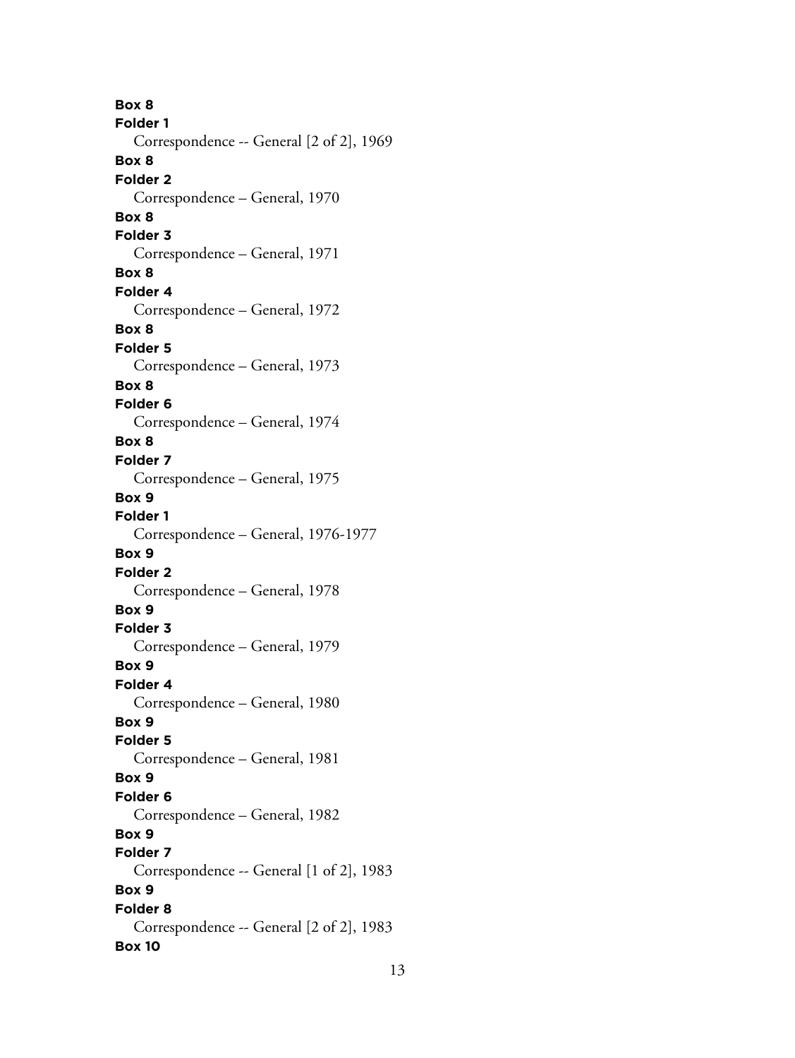**Box 8**
**Folder 1**
Correspondence -- General [2 of 2], 1969
**Box 8**
**Folder 2**
Correspondence – General, 1970
**Box 8**
**Folder 3**
Correspondence – General, 1971
**Box 8**
**Folder 4**
Correspondence – General, 1972
**Box 8**
**Folder 5**
Correspondence – General, 1973
**Box 8**
**Folder 6**
Correspondence – General, 1974
**Box 8**
**Folder 7**
Correspondence – General, 1975
**Box 9**
**Folder 1**
Correspondence – General, 1976-1977
**Box 9**
**Folder 2**
Correspondence – General, 1978
**Box 9**
**Folder 3**
Correspondence – General, 1979
**Box 9**
**Folder 4**
Correspondence – General, 1980
**Box 9**
**Folder 5**
Correspondence – General, 1981
**Box 9**
**Folder 6**
Correspondence – General, 1982
**Box 9**
**Folder 7**
Correspondence -- General [1 of 2], 1983
**Box 9**
**Folder 8**
Correspondence -- General [2 of 2], 1983
**Box 10**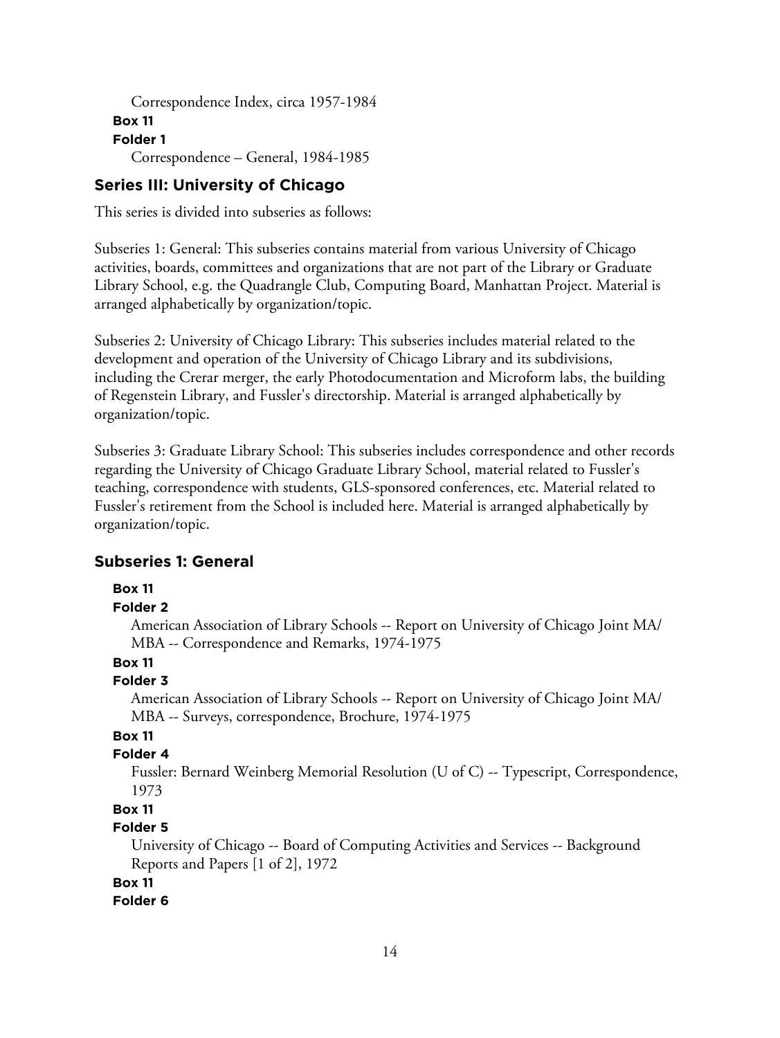Correspondence Index, circa 1957-1984

**Box 11**

**Folder 1**

Correspondence – General, 1984-1985

## Series III: University of Chicago

This series is divided into subseries as follows:

Subseries 1: General: This subseries contains material from various University of Chicago activities, boards, committees and organizations that are not part of the Library or Graduate Library School, e.g. the Quadrangle Club, Computing Board, Manhattan Project. Material is arranged alphabetically by organization/topic.

Subseries 2: University of Chicago Library: This subseries includes material related to the development and operation of the University of Chicago Library and its subdivisions, including the Crerar merger, the early Photodocumentation and Microform labs, the building of Regenstein Library, and Fussler's directorship. Material is arranged alphabetically by organization/topic.

Subseries 3: Graduate Library School: This subseries includes correspondence and other records regarding the University of Chicago Graduate Library School, material related to Fussler's teaching, correspondence with students, GLS-sponsored conferences, etc. Material related to Fussler's retirement from the School is included here. Material is arranged alphabetically by organization/topic.

## Subseries 1: General

**Box 11**

**Folder 2**

American Association of Library Schools -- Report on University of Chicago Joint MA/MBA -- Correspondence and Remarks, 1974-1975

**Box 11**

**Folder 3**

American Association of Library Schools -- Report on University of Chicago Joint MA/MBA -- Surveys, correspondence, Brochure, 1974-1975

**Box 11**

**Folder 4**

Fussler: Bernard Weinberg Memorial Resolution (U of C) -- Typescript, Correspondence, 1973

**Box 11**

**Folder 5**

University of Chicago -- Board of Computing Activities and Services -- Background Reports and Papers [1 of 2], 1972

**Box 11**

**Folder 6**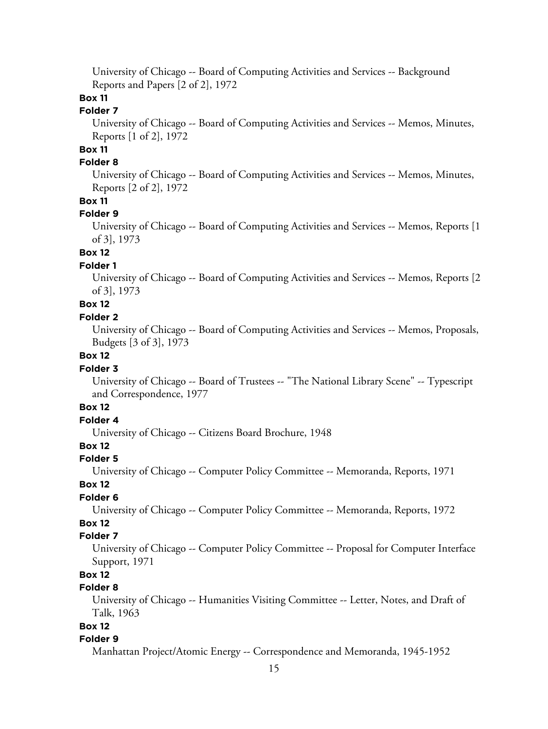University of Chicago -- Board of Computing Activities and Services -- Background Reports and Papers [2 of 2], 1972

**Box 11**

**Folder 7**

University of Chicago -- Board of Computing Activities and Services -- Memos, Minutes, Reports [1 of 2], 1972

**Box 11**

**Folder 8**

University of Chicago -- Board of Computing Activities and Services -- Memos, Minutes, Reports [2 of 2], 1972

**Box 11**

**Folder 9**

University of Chicago -- Board of Computing Activities and Services -- Memos, Reports [1 of 3], 1973

**Box 12**

**Folder 1**

University of Chicago -- Board of Computing Activities and Services -- Memos, Reports [2 of 3], 1973

**Box 12**

**Folder 2**

University of Chicago -- Board of Computing Activities and Services -- Memos, Proposals, Budgets [3 of 3], 1973

**Box 12**

**Folder 3**

University of Chicago -- Board of Trustees -- "The National Library Scene" -- Typescript and Correspondence, 1977

**Box 12**

**Folder 4**

University of Chicago -- Citizens Board Brochure, 1948

**Box 12**

**Folder 5**

University of Chicago -- Computer Policy Committee -- Memoranda, Reports, 1971

**Box 12**

**Folder 6**

University of Chicago -- Computer Policy Committee -- Memoranda, Reports, 1972

**Box 12**

**Folder 7**

University of Chicago -- Computer Policy Committee -- Proposal for Computer Interface Support, 1971

**Box 12**

**Folder 8**

University of Chicago -- Humanities Visiting Committee -- Letter, Notes, and Draft of Talk, 1963

**Box 12**

**Folder 9**

Manhattan Project/Atomic Energy -- Correspondence and Memoranda, 1945-1952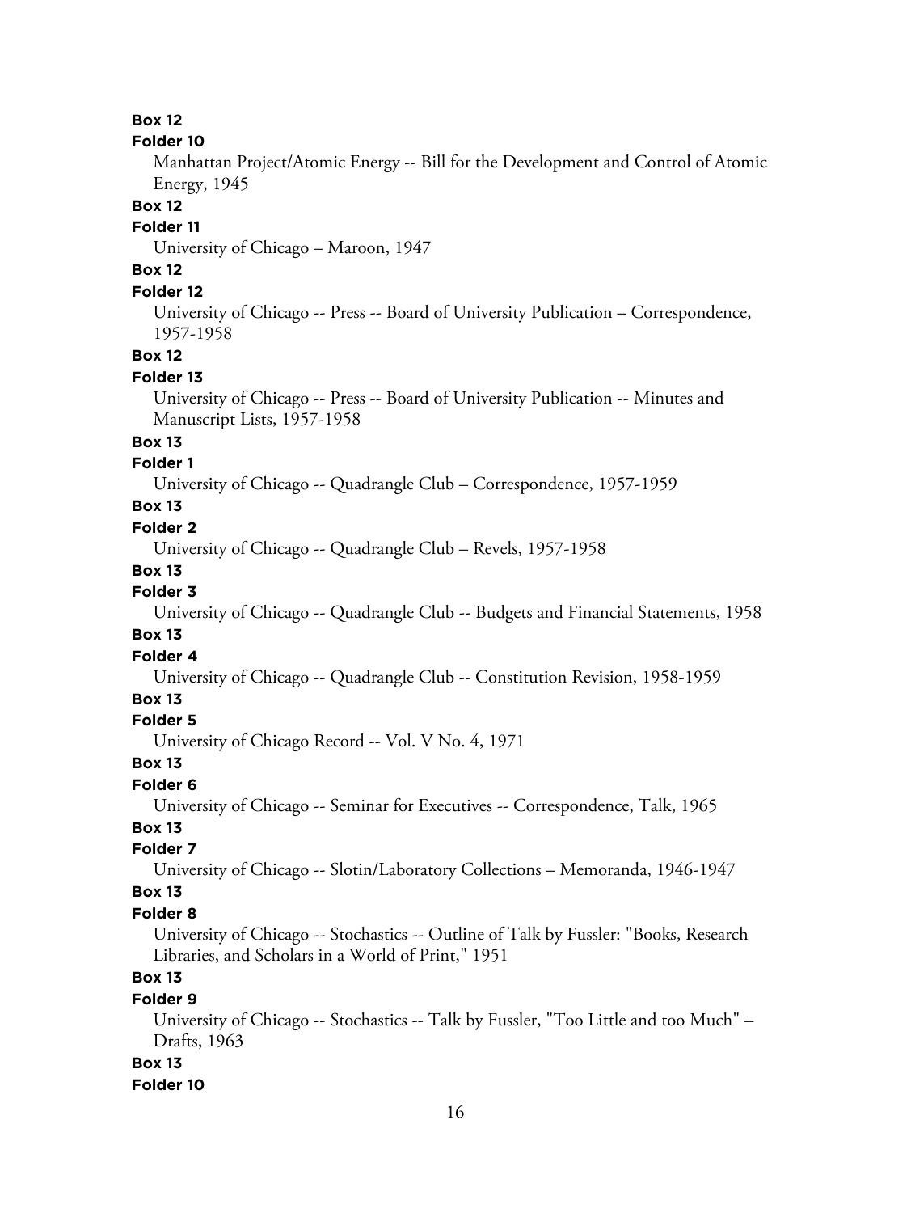**Box 12**

**Folder 10**

Manhattan Project/Atomic Energy -- Bill for the Development and Control of Atomic Energy, 1945

**Box 12**

**Folder 11**

University of Chicago – Maroon, 1947

**Box 12**

**Folder 12**

University of Chicago -- Press -- Board of University Publication – Correspondence, 1957-1958

**Box 12**

**Folder 13**

University of Chicago -- Press -- Board of University Publication -- Minutes and Manuscript Lists, 1957-1958

**Box 13**

**Folder 1**

University of Chicago -- Quadrangle Club – Correspondence, 1957-1959

**Box 13**

**Folder 2**

University of Chicago -- Quadrangle Club – Revels, 1957-1958

**Box 13**

**Folder 3**

University of Chicago -- Quadrangle Club -- Budgets and Financial Statements, 1958

**Box 13**

**Folder 4**

University of Chicago -- Quadrangle Club -- Constitution Revision, 1958-1959

**Box 13**

**Folder 5**

University of Chicago Record -- Vol. V No. 4, 1971

**Box 13**

**Folder 6**

University of Chicago -- Seminar for Executives -- Correspondence, Talk, 1965

**Box 13**

**Folder 7**

University of Chicago -- Slotin/Laboratory Collections – Memoranda, 1946-1947

**Box 13**

**Folder 8**

University of Chicago -- Stochastics -- Outline of Talk by Fussler: "Books, Research Libraries, and Scholars in a World of Print," 1951

**Box 13**

**Folder 9**

University of Chicago -- Stochastics -- Talk by Fussler, "Too Little and too Much" – Drafts, 1963

**Box 13**

**Folder 10**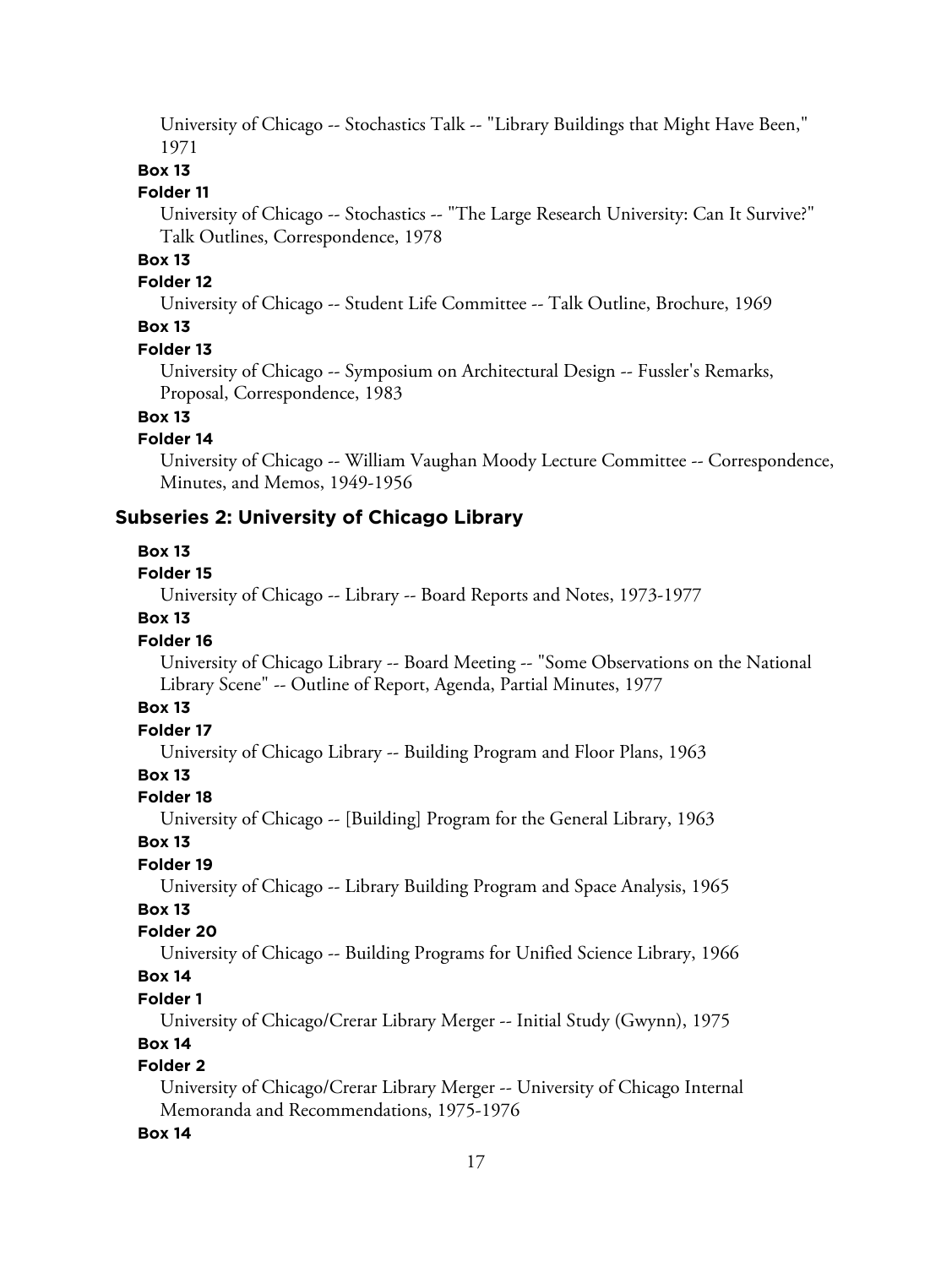University of Chicago -- Stochastics Talk -- "Library Buildings that Might Have Been," 1971

**Box 13**

**Folder 11**

University of Chicago -- Stochastics -- "The Large Research University: Can It Survive?" Talk Outlines, Correspondence, 1978

**Box 13**

**Folder 12**

University of Chicago -- Student Life Committee -- Talk Outline, Brochure, 1969

**Box 13**

**Folder 13**

University of Chicago -- Symposium on Architectural Design -- Fussler's Remarks, Proposal, Correspondence, 1983

**Box 13**

**Folder 14**

University of Chicago -- William Vaughan Moody Lecture Committee -- Correspondence, Minutes, and Memos, 1949-1956

## Subseries 2: University of Chicago Library

**Box 13**

**Folder 15**

University of Chicago -- Library -- Board Reports and Notes, 1973-1977

**Box 13**

**Folder 16**

University of Chicago Library -- Board Meeting -- "Some Observations on the National Library Scene" -- Outline of Report, Agenda, Partial Minutes, 1977

**Box 13**

**Folder 17**

University of Chicago Library -- Building Program and Floor Plans, 1963

**Box 13**

**Folder 18**

University of Chicago -- [Building] Program for the General Library, 1963

**Box 13**

**Folder 19**

University of Chicago -- Library Building Program and Space Analysis, 1965

**Box 13**

**Folder 20**

University of Chicago -- Building Programs for Unified Science Library, 1966

**Box 14**

**Folder 1**

University of Chicago/Crerar Library Merger -- Initial Study (Gwynn), 1975

**Box 14**

**Folder 2**

University of Chicago/Crerar Library Merger -- University of Chicago Internal Memoranda and Recommendations, 1975-1976

**Box 14**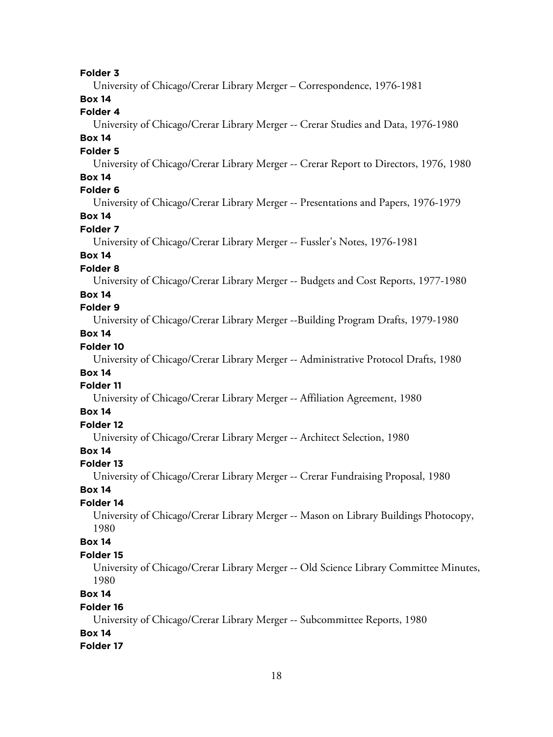**Folder 3**

University of Chicago/Crerar Library Merger – Correspondence, 1976-1981

**Box 14**

**Folder 4**

University of Chicago/Crerar Library Merger -- Crerar Studies and Data, 1976-1980

**Box 14**

**Folder 5**

University of Chicago/Crerar Library Merger -- Crerar Report to Directors, 1976, 1980

**Box 14**

**Folder 6**

University of Chicago/Crerar Library Merger -- Presentations and Papers, 1976-1979

**Box 14**

**Folder 7**

University of Chicago/Crerar Library Merger -- Fussler's Notes, 1976-1981

**Box 14**

**Folder 8**

University of Chicago/Crerar Library Merger -- Budgets and Cost Reports, 1977-1980

**Box 14**

**Folder 9**

University of Chicago/Crerar Library Merger --Building Program Drafts, 1979-1980

**Box 14**

**Folder 10**

University of Chicago/Crerar Library Merger -- Administrative Protocol Drafts, 1980

**Box 14**

**Folder 11**

University of Chicago/Crerar Library Merger -- Affiliation Agreement, 1980

**Box 14**

**Folder 12**

University of Chicago/Crerar Library Merger -- Architect Selection, 1980

**Box 14**

**Folder 13**

University of Chicago/Crerar Library Merger -- Crerar Fundraising Proposal, 1980

**Box 14**

**Folder 14**

University of Chicago/Crerar Library Merger -- Mason on Library Buildings Photocopy, 1980

**Box 14**

**Folder 15**

University of Chicago/Crerar Library Merger -- Old Science Library Committee Minutes, 1980

**Box 14**

**Folder 16**

University of Chicago/Crerar Library Merger -- Subcommittee Reports, 1980

**Box 14**

**Folder 17**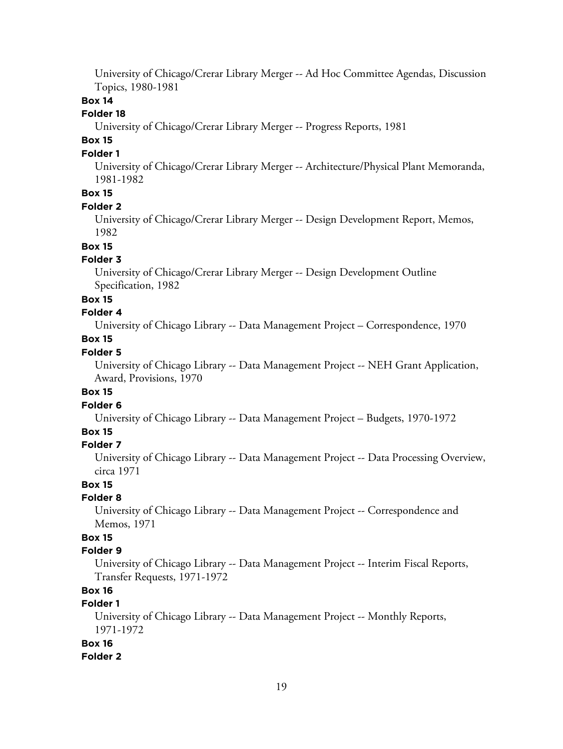University of Chicago/Crerar Library Merger -- Ad Hoc Committee Agendas, Discussion Topics, 1980-1981

**Box 14**

**Folder 18**

University of Chicago/Crerar Library Merger -- Progress Reports, 1981

**Box 15**

**Folder 1**

University of Chicago/Crerar Library Merger -- Architecture/Physical Plant Memoranda, 1981-1982

**Box 15**

**Folder 2**

University of Chicago/Crerar Library Merger -- Design Development Report, Memos, 1982

**Box 15**

**Folder 3**

University of Chicago/Crerar Library Merger -- Design Development Outline Specification, 1982

**Box 15**

**Folder 4**

University of Chicago Library -- Data Management Project – Correspondence, 1970

**Box 15**

**Folder 5**

University of Chicago Library -- Data Management Project -- NEH Grant Application, Award, Provisions, 1970

**Box 15**

**Folder 6**

University of Chicago Library -- Data Management Project – Budgets, 1970-1972

**Box 15**

**Folder 7**

University of Chicago Library -- Data Management Project -- Data Processing Overview, circa 1971

**Box 15**

**Folder 8**

University of Chicago Library -- Data Management Project -- Correspondence and Memos, 1971

**Box 15**

**Folder 9**

University of Chicago Library -- Data Management Project -- Interim Fiscal Reports, Transfer Requests, 1971-1972

**Box 16**

**Folder 1**

University of Chicago Library -- Data Management Project -- Monthly Reports, 1971-1972

**Box 16**

**Folder 2**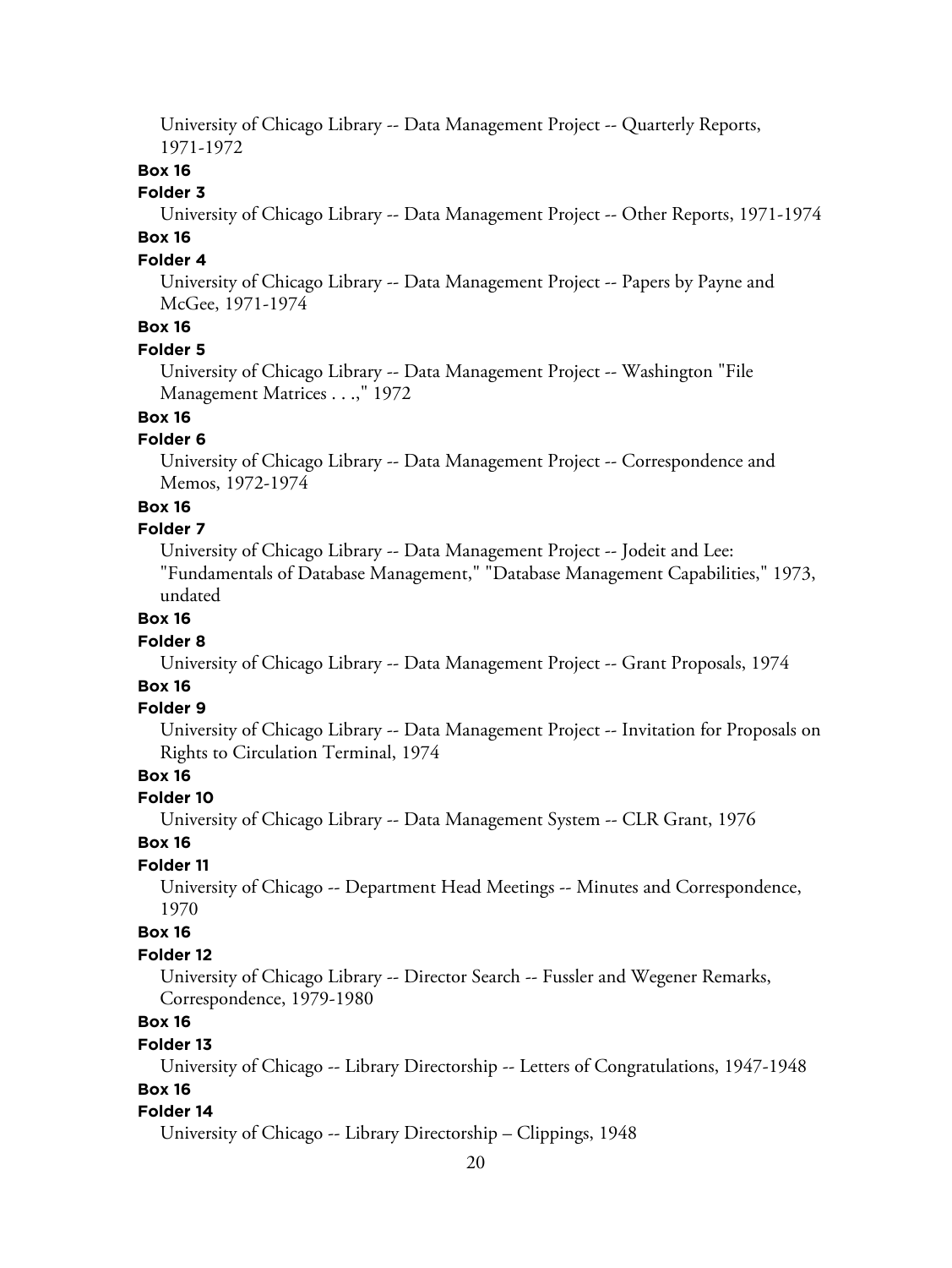University of Chicago Library -- Data Management Project -- Quarterly Reports, 1971-1972

**Box 16**

**Folder 3**

University of Chicago Library -- Data Management Project -- Other Reports, 1971-1974

**Box 16**

**Folder 4**

University of Chicago Library -- Data Management Project -- Papers by Payne and McGee, 1971-1974

**Box 16**

**Folder 5**

University of Chicago Library -- Data Management Project -- Washington "File Management Matrices . . .," 1972

**Box 16**

**Folder 6**

University of Chicago Library -- Data Management Project -- Correspondence and Memos, 1972-1974

**Box 16**

**Folder 7**

University of Chicago Library -- Data Management Project -- Jodeit and Lee: "Fundamentals of Database Management," "Database Management Capabilities," 1973, undated

**Box 16**

**Folder 8**

University of Chicago Library -- Data Management Project -- Grant Proposals, 1974

**Box 16**

**Folder 9**

University of Chicago Library -- Data Management Project -- Invitation for Proposals on Rights to Circulation Terminal, 1974

**Box 16**

**Folder 10**

University of Chicago Library -- Data Management System -- CLR Grant, 1976

**Box 16**

**Folder 11**

University of Chicago -- Department Head Meetings -- Minutes and Correspondence, 1970

**Box 16**

**Folder 12**

University of Chicago Library -- Director Search -- Fussler and Wegener Remarks, Correspondence, 1979-1980

**Box 16**

**Folder 13**

University of Chicago -- Library Directorship -- Letters of Congratulations, 1947-1948

**Box 16**

**Folder 14**

University of Chicago -- Library Directorship – Clippings, 1948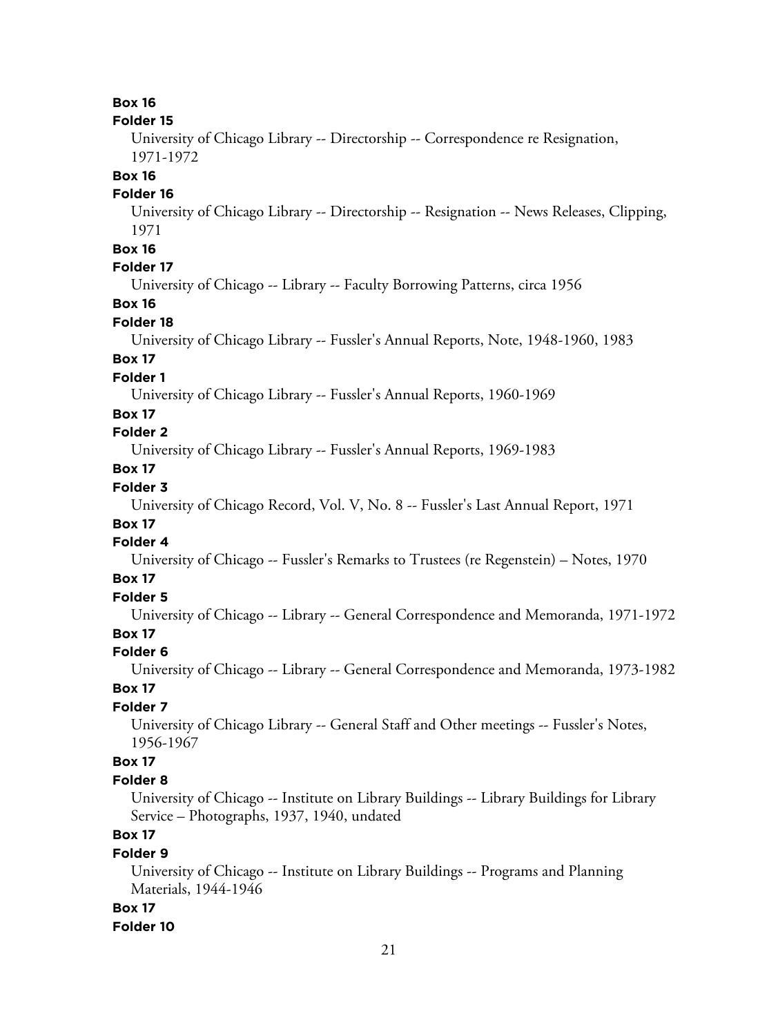**Box 16**

**Folder 15**

University of Chicago Library -- Directorship -- Correspondence re Resignation, 1971-1972

**Box 16**

**Folder 16**

University of Chicago Library -- Directorship -- Resignation -- News Releases, Clipping, 1971

**Box 16**

**Folder 17**

University of Chicago -- Library -- Faculty Borrowing Patterns, circa 1956

**Box 16**

**Folder 18**

University of Chicago Library -- Fussler's Annual Reports, Note, 1948-1960, 1983

**Box 17**

**Folder 1**

University of Chicago Library -- Fussler's Annual Reports, 1960-1969

**Box 17**

**Folder 2**

University of Chicago Library -- Fussler's Annual Reports, 1969-1983

**Box 17**

**Folder 3**

University of Chicago Record, Vol. V, No. 8 -- Fussler's Last Annual Report, 1971

**Box 17**

**Folder 4**

University of Chicago -- Fussler's Remarks to Trustees (re Regenstein) – Notes, 1970

**Box 17**

**Folder 5**

University of Chicago -- Library -- General Correspondence and Memoranda, 1971-1972

**Box 17**

**Folder 6**

University of Chicago -- Library -- General Correspondence and Memoranda, 1973-1982

**Box 17**

**Folder 7**

University of Chicago Library -- General Staff and Other meetings -- Fussler's Notes, 1956-1967

**Box 17**

**Folder 8**

University of Chicago -- Institute on Library Buildings -- Library Buildings for Library Service – Photographs, 1937, 1940, undated

**Box 17**

**Folder 9**

University of Chicago -- Institute on Library Buildings -- Programs and Planning Materials, 1944-1946

**Box 17**

**Folder 10**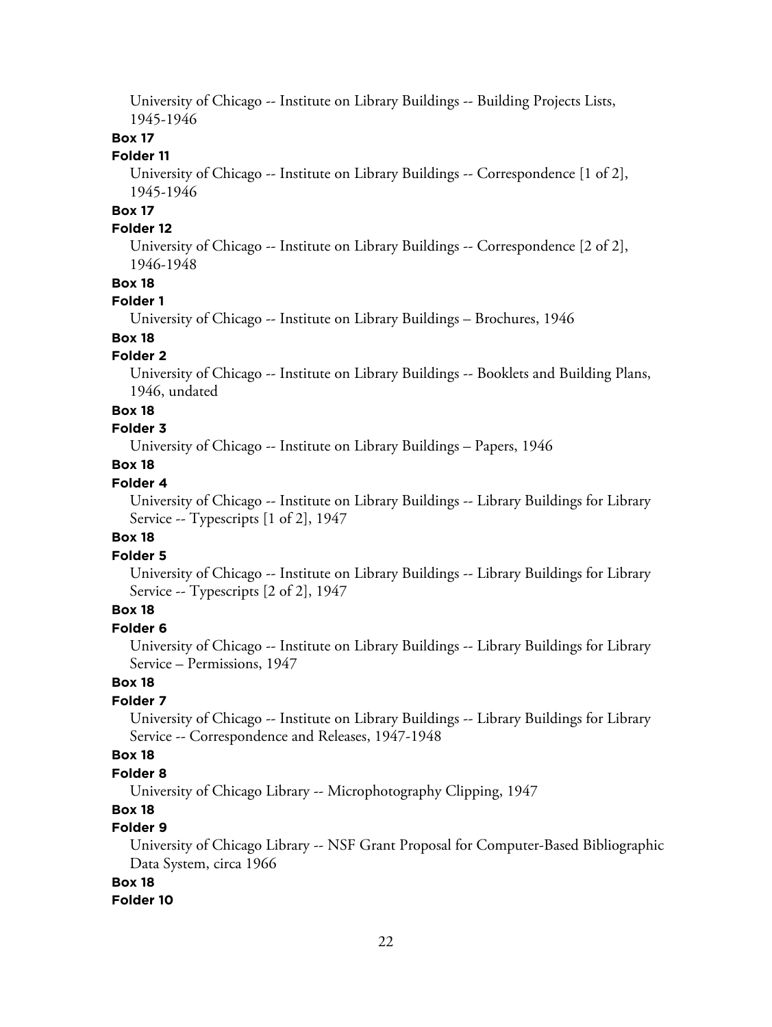University of Chicago -- Institute on Library Buildings -- Building Projects Lists, 1945-1946

**Box 17**

**Folder 11**

University of Chicago -- Institute on Library Buildings -- Correspondence [1 of 2], 1945-1946

**Box 17**

**Folder 12**

University of Chicago -- Institute on Library Buildings -- Correspondence [2 of 2], 1946-1948

**Box 18**

**Folder 1**

University of Chicago -- Institute on Library Buildings – Brochures, 1946

**Box 18**

**Folder 2**

University of Chicago -- Institute on Library Buildings -- Booklets and Building Plans, 1946, undated

**Box 18**

**Folder 3**

University of Chicago -- Institute on Library Buildings – Papers, 1946

**Box 18**

**Folder 4**

University of Chicago -- Institute on Library Buildings -- Library Buildings for Library Service -- Typescripts [1 of 2], 1947

**Box 18**

**Folder 5**

University of Chicago -- Institute on Library Buildings -- Library Buildings for Library Service -- Typescripts [2 of 2], 1947

**Box 18**

**Folder 6**

University of Chicago -- Institute on Library Buildings -- Library Buildings for Library Service – Permissions, 1947

**Box 18**

**Folder 7**

University of Chicago -- Institute on Library Buildings -- Library Buildings for Library Service -- Correspondence and Releases, 1947-1948

**Box 18**

**Folder 8**

University of Chicago Library -- Microphotography Clipping, 1947

**Box 18**

**Folder 9**

University of Chicago Library -- NSF Grant Proposal for Computer-Based Bibliographic Data System, circa 1966

**Box 18**

**Folder 10**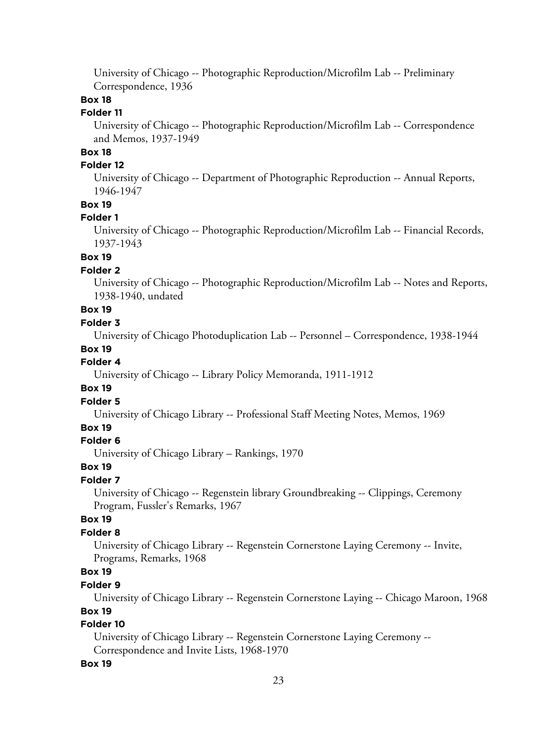University of Chicago -- Photographic Reproduction/Microfilm Lab -- Preliminary Correspondence, 1936

**Box 18**

**Folder 11**

University of Chicago -- Photographic Reproduction/Microfilm Lab -- Correspondence and Memos, 1937-1949

**Box 18**

**Folder 12**

University of Chicago -- Department of Photographic Reproduction -- Annual Reports, 1946-1947

**Box 19**

**Folder 1**

University of Chicago -- Photographic Reproduction/Microfilm Lab -- Financial Records, 1937-1943

**Box 19**

**Folder 2**

University of Chicago -- Photographic Reproduction/Microfilm Lab -- Notes and Reports, 1938-1940, undated

**Box 19**

**Folder 3**

University of Chicago Photoduplication Lab -- Personnel – Correspondence, 1938-1944

**Box 19**

**Folder 4**

University of Chicago -- Library Policy Memoranda, 1911-1912

**Box 19**

**Folder 5**

University of Chicago Library -- Professional Staff Meeting Notes, Memos, 1969

**Box 19**

**Folder 6**

University of Chicago Library – Rankings, 1970

**Box 19**

**Folder 7**

University of Chicago -- Regenstein library Groundbreaking -- Clippings, Ceremony Program, Fussler's Remarks, 1967

**Box 19**

**Folder 8**

University of Chicago Library -- Regenstein Cornerstone Laying Ceremony -- Invite, Programs, Remarks, 1968

**Box 19**

**Folder 9**

University of Chicago Library -- Regenstein Cornerstone Laying -- Chicago Maroon, 1968

**Box 19**

**Folder 10**

University of Chicago Library -- Regenstein Cornerstone Laying Ceremony -- Correspondence and Invite Lists, 1968-1970

**Box 19**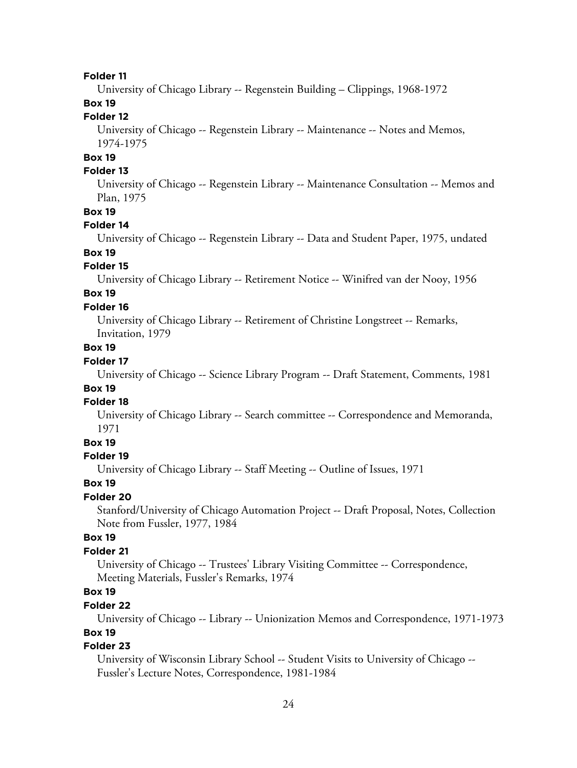**Folder 11**

University of Chicago Library -- Regenstein Building – Clippings, 1968-1972

**Box 19**

**Folder 12**

University of Chicago -- Regenstein Library -- Maintenance -- Notes and Memos, 1974-1975

**Box 19**

**Folder 13**

University of Chicago -- Regenstein Library -- Maintenance Consultation -- Memos and Plan, 1975

**Box 19**

**Folder 14**

University of Chicago -- Regenstein Library -- Data and Student Paper, 1975, undated

**Box 19**

**Folder 15**

University of Chicago Library -- Retirement Notice -- Winifred van der Nooy, 1956

**Box 19**

**Folder 16**

University of Chicago Library -- Retirement of Christine Longstreet -- Remarks, Invitation, 1979

**Box 19**

**Folder 17**

University of Chicago -- Science Library Program -- Draft Statement, Comments, 1981

**Box 19**

**Folder 18**

University of Chicago Library -- Search committee -- Correspondence and Memoranda, 1971

**Box 19**

**Folder 19**

University of Chicago Library -- Staff Meeting -- Outline of Issues, 1971

**Box 19**

**Folder 20**

Stanford/University of Chicago Automation Project -- Draft Proposal, Notes, Collection Note from Fussler, 1977, 1984

**Box 19**

**Folder 21**

University of Chicago -- Trustees' Library Visiting Committee -- Correspondence, Meeting Materials, Fussler's Remarks, 1974

**Box 19**

**Folder 22**

University of Chicago -- Library -- Unionization Memos and Correspondence, 1971-1973

**Box 19**

**Folder 23**

University of Wisconsin Library School -- Student Visits to University of Chicago -- Fussler's Lecture Notes, Correspondence, 1981-1984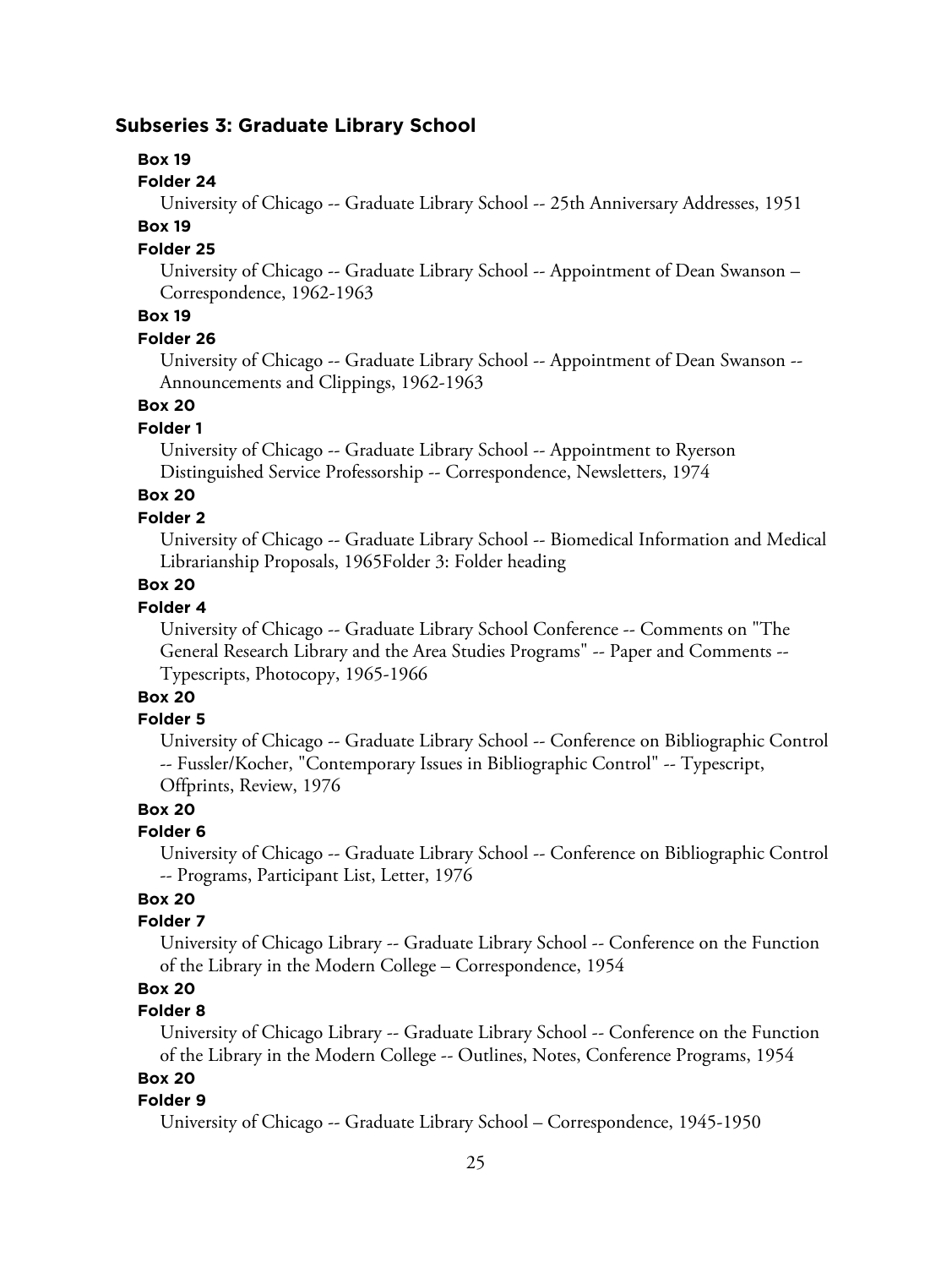## Subseries 3: Graduate Library School

**Box 19**

**Folder 24**

University of Chicago -- Graduate Library School -- 25th Anniversary Addresses, 1951

**Box 19**

**Folder 25**

University of Chicago -- Graduate Library School -- Appointment of Dean Swanson – Correspondence, 1962-1963

**Box 19**

**Folder 26**

University of Chicago -- Graduate Library School -- Appointment of Dean Swanson -- Announcements and Clippings, 1962-1963

**Box 20**

**Folder 1**

University of Chicago -- Graduate Library School -- Appointment to Ryerson Distinguished Service Professorship -- Correspondence, Newsletters, 1974

**Box 20**

**Folder 2**

University of Chicago -- Graduate Library School -- Biomedical Information and Medical Librarianship Proposals, 1965Folder 3: Folder heading

**Box 20**

**Folder 4**

University of Chicago -- Graduate Library School Conference -- Comments on "The General Research Library and the Area Studies Programs" -- Paper and Comments -- Typescripts, Photocopy, 1965-1966

**Box 20**

**Folder 5**

University of Chicago -- Graduate Library School -- Conference on Bibliographic Control -- Fussler/Kocher, "Contemporary Issues in Bibliographic Control" -- Typescript, Offprints, Review, 1976

**Box 20**

**Folder 6**

University of Chicago -- Graduate Library School -- Conference on Bibliographic Control -- Programs, Participant List, Letter, 1976

**Box 20**

**Folder 7**

University of Chicago Library -- Graduate Library School -- Conference on the Function of the Library in the Modern College – Correspondence, 1954

**Box 20**

**Folder 8**

University of Chicago Library -- Graduate Library School -- Conference on the Function of the Library in the Modern College -- Outlines, Notes, Conference Programs, 1954

**Box 20**

**Folder 9**

University of Chicago -- Graduate Library School – Correspondence, 1945-1950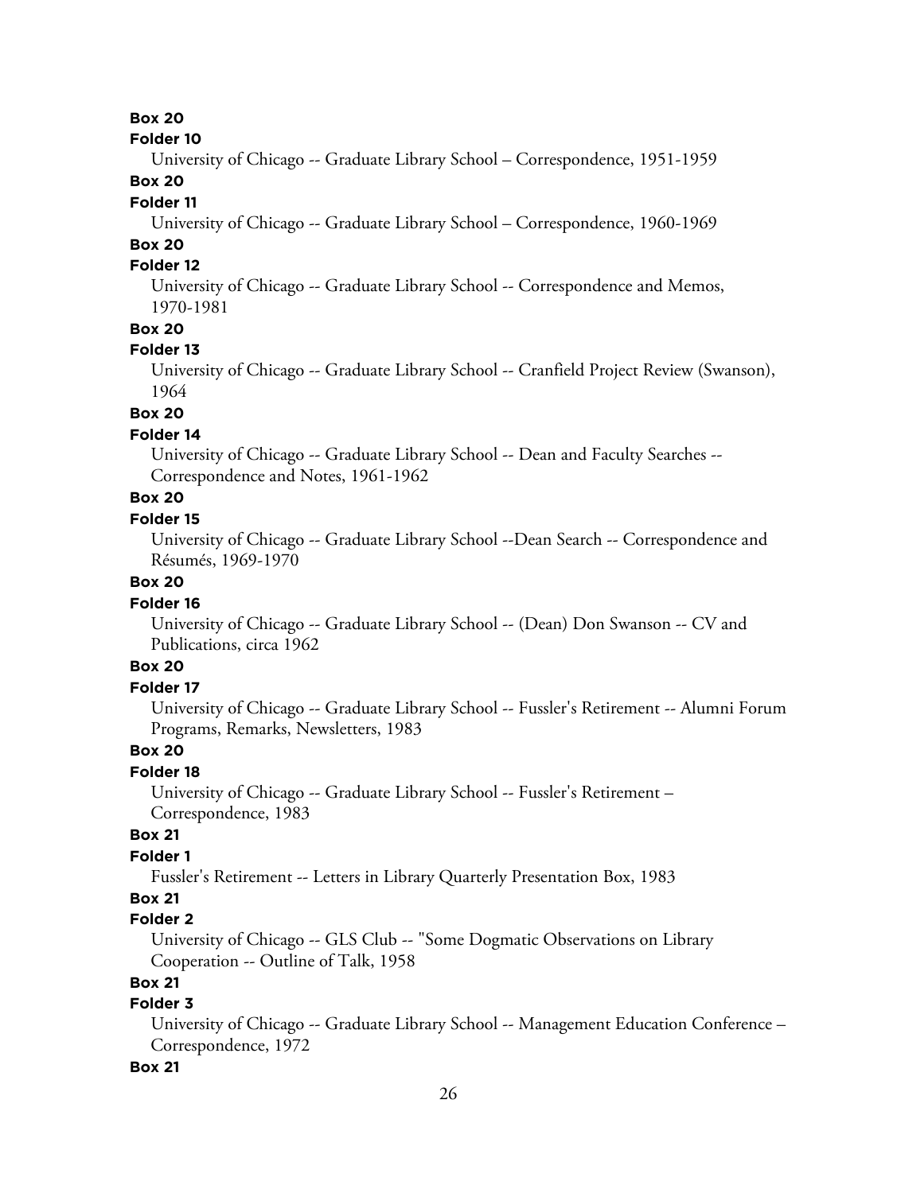**Box 20**

**Folder 10**

University of Chicago -- Graduate Library School – Correspondence, 1951-1959

**Box 20**

**Folder 11**

University of Chicago -- Graduate Library School – Correspondence, 1960-1969

**Box 20**

**Folder 12**

University of Chicago -- Graduate Library School -- Correspondence and Memos, 1970-1981

**Box 20**

**Folder 13**

University of Chicago -- Graduate Library School -- Cranfield Project Review (Swanson), 1964

**Box 20**

**Folder 14**

University of Chicago -- Graduate Library School -- Dean and Faculty Searches -- Correspondence and Notes, 1961-1962

**Box 20**

**Folder 15**

University of Chicago -- Graduate Library School --Dean Search -- Correspondence and Résumés, 1969-1970

**Box 20**

**Folder 16**

University of Chicago -- Graduate Library School -- (Dean) Don Swanson -- CV and Publications, circa 1962

**Box 20**

**Folder 17**

University of Chicago -- Graduate Library School -- Fussler's Retirement -- Alumni Forum Programs, Remarks, Newsletters, 1983

**Box 20**

**Folder 18**

University of Chicago -- Graduate Library School -- Fussler's Retirement – Correspondence, 1983

**Box 21**

**Folder 1**

Fussler's Retirement -- Letters in Library Quarterly Presentation Box, 1983

**Box 21**

**Folder 2**

University of Chicago -- GLS Club -- "Some Dogmatic Observations on Library Cooperation -- Outline of Talk, 1958

**Box 21**

**Folder 3**

University of Chicago -- Graduate Library School -- Management Education Conference – Correspondence, 1972

**Box 21**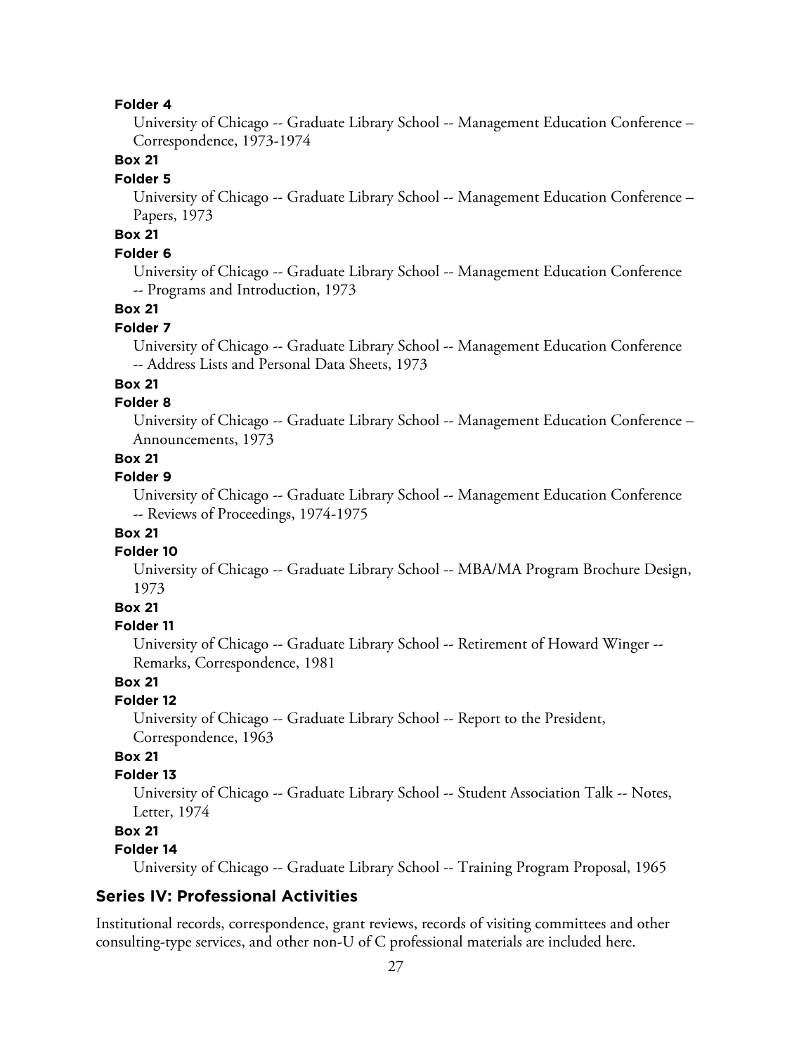**Folder 4**

University of Chicago -- Graduate Library School -- Management Education Conference – Correspondence, 1973-1974

**Box 21**

**Folder 5**

University of Chicago -- Graduate Library School -- Management Education Conference – Papers, 1973

**Box 21**

**Folder 6**

University of Chicago -- Graduate Library School -- Management Education Conference -- Programs and Introduction, 1973

**Box 21**

**Folder 7**

University of Chicago -- Graduate Library School -- Management Education Conference -- Address Lists and Personal Data Sheets, 1973

**Box 21**

**Folder 8**

University of Chicago -- Graduate Library School -- Management Education Conference – Announcements, 1973

**Box 21**

**Folder 9**

University of Chicago -- Graduate Library School -- Management Education Conference -- Reviews of Proceedings, 1974-1975

**Box 21**

**Folder 10**

University of Chicago -- Graduate Library School -- MBA/MA Program Brochure Design, 1973

**Box 21**

**Folder 11**

University of Chicago -- Graduate Library School -- Retirement of Howard Winger -- Remarks, Correspondence, 1981

**Box 21**

**Folder 12**

University of Chicago -- Graduate Library School -- Report to the President, Correspondence, 1963

**Box 21**

**Folder 13**

University of Chicago -- Graduate Library School -- Student Association Talk -- Notes, Letter, 1974

**Box 21**

**Folder 14**

University of Chicago -- Graduate Library School -- Training Program Proposal, 1965

## Series IV: Professional Activities

Institutional records, correspondence, grant reviews, records of visiting committees and other consulting-type services, and other non-U of C professional materials are included here.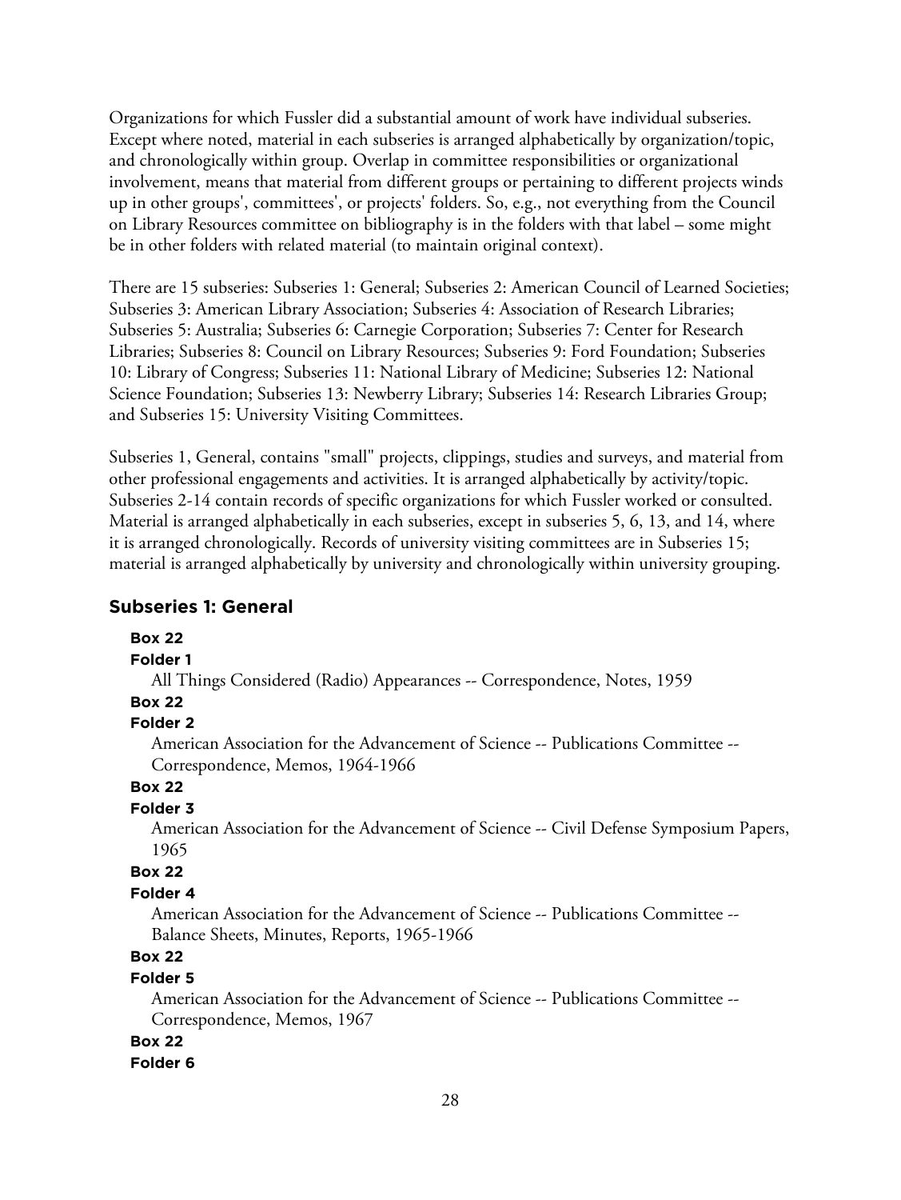Organizations for which Fussler did a substantial amount of work have individual subseries. Except where noted, material in each subseries is arranged alphabetically by organization/topic, and chronologically within group. Overlap in committee responsibilities or organizational involvement, means that material from different groups or pertaining to different projects winds up in other groups', committees', or projects' folders. So, e.g., not everything from the Council on Library Resources committee on bibliography is in the folders with that label – some might be in other folders with related material (to maintain original context).

There are 15 subseries: Subseries 1: General; Subseries 2: American Council of Learned Societies; Subseries 3: American Library Association; Subseries 4: Association of Research Libraries; Subseries 5: Australia; Subseries 6: Carnegie Corporation; Subseries 7: Center for Research Libraries; Subseries 8: Council on Library Resources; Subseries 9: Ford Foundation; Subseries 10: Library of Congress; Subseries 11: National Library of Medicine; Subseries 12: National Science Foundation; Subseries 13: Newberry Library; Subseries 14: Research Libraries Group; and Subseries 15: University Visiting Committees.

Subseries 1, General, contains "small" projects, clippings, studies and surveys, and material from other professional engagements and activities. It is arranged alphabetically by activity/topic. Subseries 2-14 contain records of specific organizations for which Fussler worked or consulted. Material is arranged alphabetically in each subseries, except in subseries 5, 6, 13, and 14, where it is arranged chronologically. Records of university visiting committees are in Subseries 15; material is arranged alphabetically by university and chronologically within university grouping.

## Subseries 1: General

**Box 22**
**Folder 1**
All Things Considered (Radio) Appearances -- Correspondence, Notes, 1959

**Box 22**
**Folder 2**
American Association for the Advancement of Science -- Publications Committee -- Correspondence, Memos, 1964-1966

**Box 22**
**Folder 3**
American Association for the Advancement of Science -- Civil Defense Symposium Papers, 1965

**Box 22**
**Folder 4**
American Association for the Advancement of Science -- Publications Committee -- Balance Sheets, Minutes, Reports, 1965-1966

**Box 22**
**Folder 5**
American Association for the Advancement of Science -- Publications Committee -- Correspondence, Memos, 1967

**Box 22**
**Folder 6**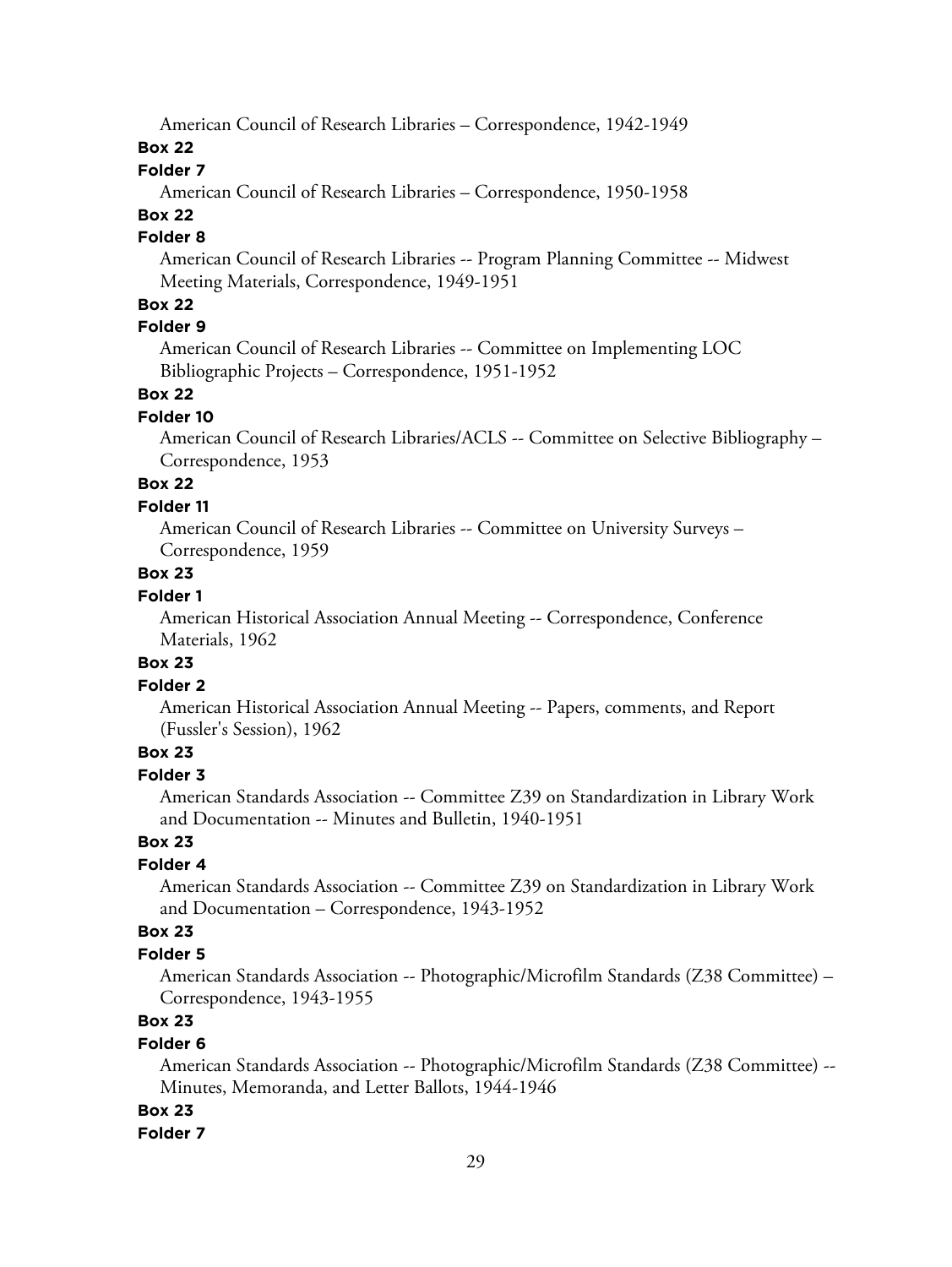American Council of Research Libraries – Correspondence, 1942-1949

**Box 22**

**Folder 7**

American Council of Research Libraries – Correspondence, 1950-1958

**Box 22**

**Folder 8**

American Council of Research Libraries -- Program Planning Committee -- Midwest Meeting Materials, Correspondence, 1949-1951

**Box 22**

**Folder 9**

American Council of Research Libraries -- Committee on Implementing LOC Bibliographic Projects – Correspondence, 1951-1952

**Box 22**

**Folder 10**

American Council of Research Libraries/ACLS -- Committee on Selective Bibliography – Correspondence, 1953

**Box 22**

**Folder 11**

American Council of Research Libraries -- Committee on University Surveys – Correspondence, 1959

**Box 23**

**Folder 1**

American Historical Association Annual Meeting -- Correspondence, Conference Materials, 1962

**Box 23**

**Folder 2**

American Historical Association Annual Meeting -- Papers, comments, and Report (Fussler's Session), 1962

**Box 23**

**Folder 3**

American Standards Association -- Committee Z39 on Standardization in Library Work and Documentation -- Minutes and Bulletin, 1940-1951

**Box 23**

**Folder 4**

American Standards Association -- Committee Z39 on Standardization in Library Work and Documentation – Correspondence, 1943-1952

**Box 23**

**Folder 5**

American Standards Association -- Photographic/Microfilm Standards (Z38 Committee) – Correspondence, 1943-1955

**Box 23**

**Folder 6**

American Standards Association -- Photographic/Microfilm Standards (Z38 Committee) -- Minutes, Memoranda, and Letter Ballots, 1944-1946

**Box 23**

**Folder 7**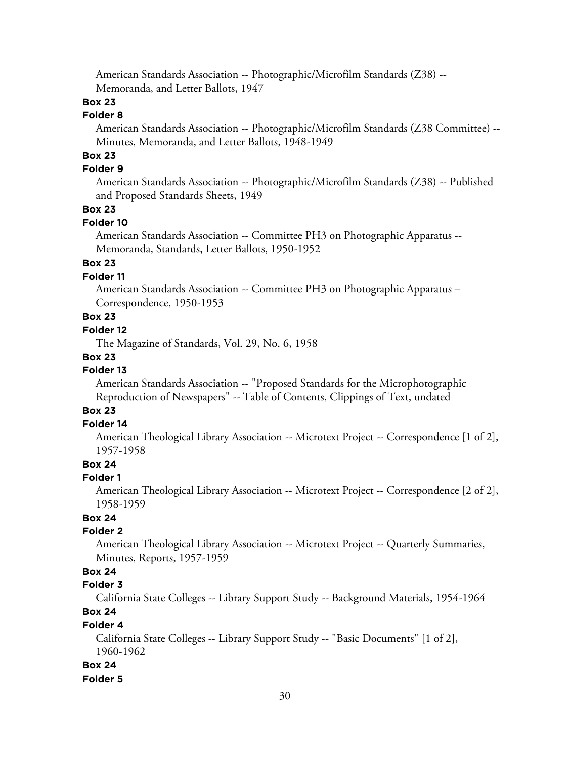American Standards Association -- Photographic/Microfilm Standards (Z38) -- Memoranda, and Letter Ballots, 1947

**Box 23**

**Folder 8**

American Standards Association -- Photographic/Microfilm Standards (Z38 Committee) -- Minutes, Memoranda, and Letter Ballots, 1948-1949

**Box 23**

**Folder 9**

American Standards Association -- Photographic/Microfilm Standards (Z38) -- Published and Proposed Standards Sheets, 1949

**Box 23**

**Folder 10**

American Standards Association -- Committee PH3 on Photographic Apparatus -- Memoranda, Standards, Letter Ballots, 1950-1952

**Box 23**

**Folder 11**

American Standards Association -- Committee PH3 on Photographic Apparatus – Correspondence, 1950-1953

**Box 23**

**Folder 12**

The Magazine of Standards, Vol. 29, No. 6, 1958

**Box 23**

**Folder 13**

American Standards Association -- "Proposed Standards for the Microphotographic Reproduction of Newspapers" -- Table of Contents, Clippings of Text, undated

**Box 23**

**Folder 14**

American Theological Library Association -- Microtext Project -- Correspondence [1 of 2], 1957-1958

**Box 24**

**Folder 1**

American Theological Library Association -- Microtext Project -- Correspondence [2 of 2], 1958-1959

**Box 24**

**Folder 2**

American Theological Library Association -- Microtext Project -- Quarterly Summaries, Minutes, Reports, 1957-1959

**Box 24**

**Folder 3**

California State Colleges -- Library Support Study -- Background Materials, 1954-1964

**Box 24**

**Folder 4**

California State Colleges -- Library Support Study -- "Basic Documents" [1 of 2], 1960-1962

**Box 24**

**Folder 5**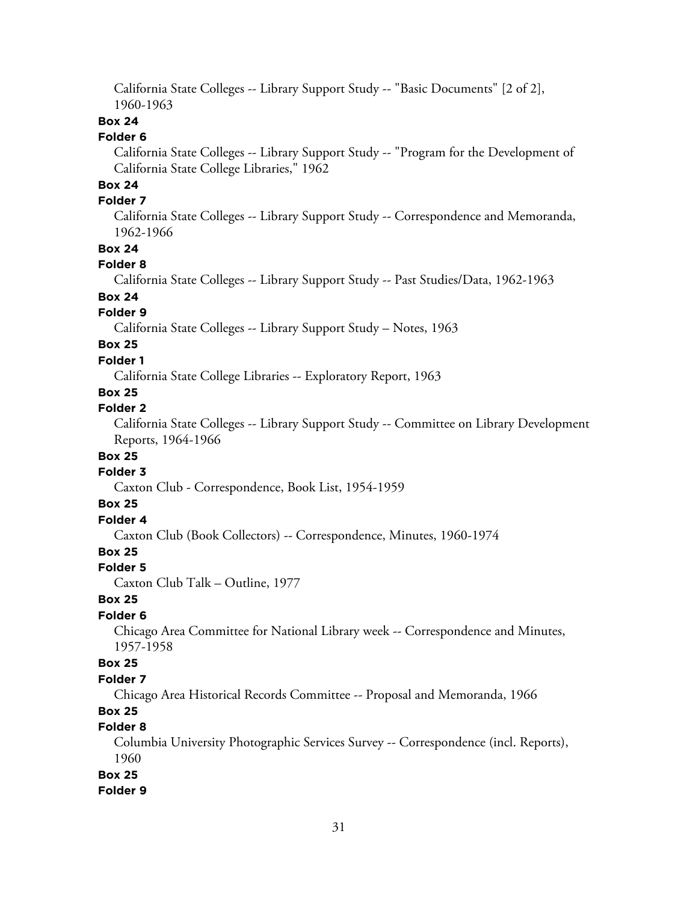California State Colleges -- Library Support Study -- "Basic Documents" [2 of 2], 1960-1963

**Box 24**

**Folder 6**

California State Colleges -- Library Support Study -- "Program for the Development of California State College Libraries," 1962

**Box 24**

**Folder 7**

California State Colleges -- Library Support Study -- Correspondence and Memoranda, 1962-1966

**Box 24**

**Folder 8**

California State Colleges -- Library Support Study -- Past Studies/Data, 1962-1963

**Box 24**

**Folder 9**

California State Colleges -- Library Support Study – Notes, 1963

**Box 25**

**Folder 1**

California State College Libraries -- Exploratory Report, 1963

**Box 25**

**Folder 2**

California State Colleges -- Library Support Study -- Committee on Library Development Reports, 1964-1966

**Box 25**

**Folder 3**

Caxton Club - Correspondence, Book List, 1954-1959

**Box 25**

**Folder 4**

Caxton Club (Book Collectors) -- Correspondence, Minutes, 1960-1974

**Box 25**

**Folder 5**

Caxton Club Talk – Outline, 1977

**Box 25**

**Folder 6**

Chicago Area Committee for National Library week -- Correspondence and Minutes, 1957-1958

**Box 25**

**Folder 7**

Chicago Area Historical Records Committee -- Proposal and Memoranda, 1966

**Box 25**

**Folder 8**

Columbia University Photographic Services Survey -- Correspondence (incl. Reports), 1960

**Box 25**

**Folder 9**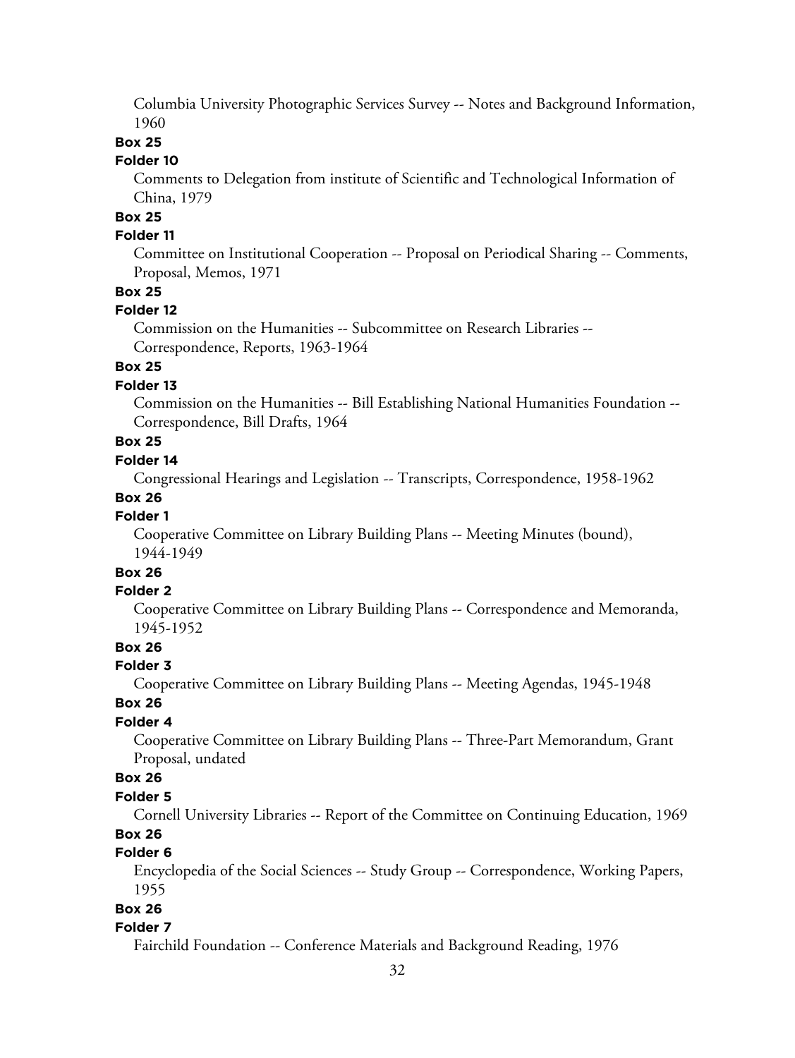Columbia University Photographic Services Survey -- Notes and Background Information, 1960

**Box 25**

**Folder 10**

Comments to Delegation from institute of Scientific and Technological Information of China, 1979

**Box 25**

**Folder 11**

Committee on Institutional Cooperation -- Proposal on Periodical Sharing -- Comments, Proposal, Memos, 1971

**Box 25**

**Folder 12**

Commission on the Humanities -- Subcommittee on Research Libraries -- Correspondence, Reports, 1963-1964

**Box 25**

**Folder 13**

Commission on the Humanities -- Bill Establishing National Humanities Foundation -- Correspondence, Bill Drafts, 1964

**Box 25**

**Folder 14**

Congressional Hearings and Legislation -- Transcripts, Correspondence, 1958-1962

**Box 26**

**Folder 1**

Cooperative Committee on Library Building Plans -- Meeting Minutes (bound), 1944-1949

**Box 26**

**Folder 2**

Cooperative Committee on Library Building Plans -- Correspondence and Memoranda, 1945-1952

**Box 26**

**Folder 3**

Cooperative Committee on Library Building Plans -- Meeting Agendas, 1945-1948

**Box 26**

**Folder 4**

Cooperative Committee on Library Building Plans -- Three-Part Memorandum, Grant Proposal, undated

**Box 26**

**Folder 5**

Cornell University Libraries -- Report of the Committee on Continuing Education, 1969

**Box 26**

**Folder 6**

Encyclopedia of the Social Sciences -- Study Group -- Correspondence, Working Papers, 1955

**Box 26**

**Folder 7**

Fairchild Foundation -- Conference Materials and Background Reading, 1976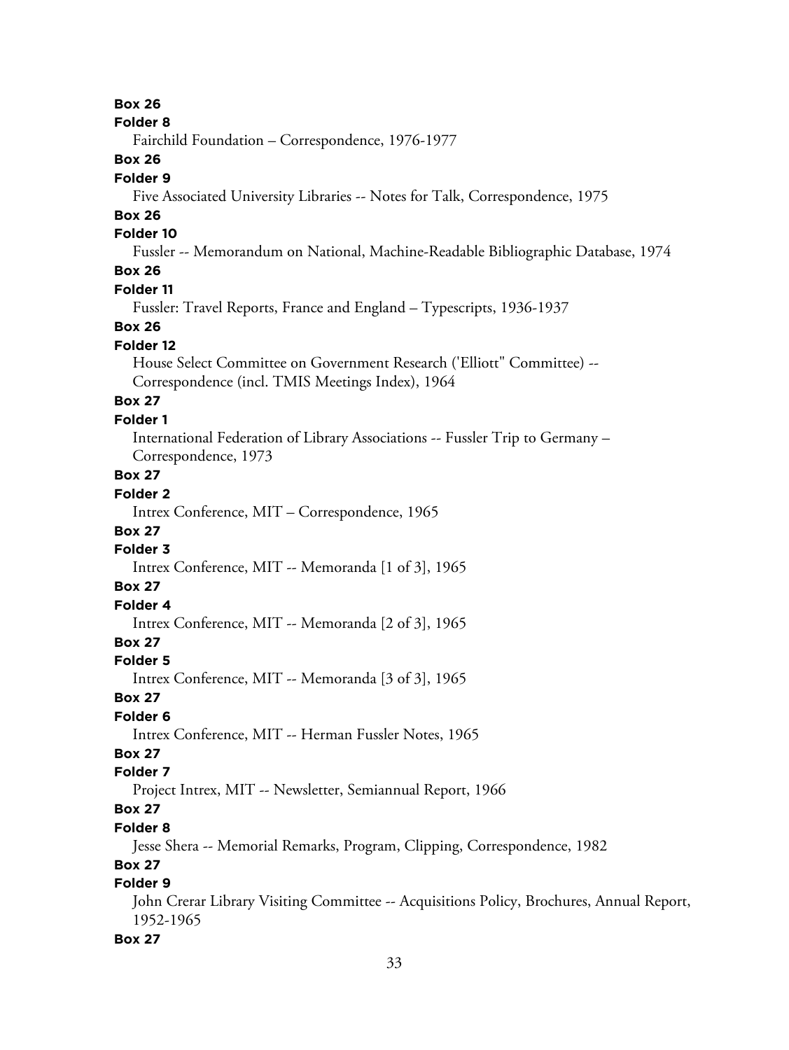**Box 26**

**Folder 8**

Fairchild Foundation – Correspondence, 1976-1977

**Box 26**

**Folder 9**

Five Associated University Libraries -- Notes for Talk, Correspondence, 1975

**Box 26**

**Folder 10**

Fussler -- Memorandum on National, Machine-Readable Bibliographic Database, 1974

**Box 26**

**Folder 11**

Fussler: Travel Reports, France and England – Typescripts, 1936-1937

**Box 26**

**Folder 12**

House Select Committee on Government Research ('Elliott" Committee) -- Correspondence (incl. TMIS Meetings Index), 1964

**Box 27**

**Folder 1**

International Federation of Library Associations -- Fussler Trip to Germany – Correspondence, 1973

**Box 27**

**Folder 2**

Intrex Conference, MIT – Correspondence, 1965

**Box 27**

**Folder 3**

Intrex Conference, MIT -- Memoranda [1 of 3], 1965

**Box 27**

**Folder 4**

Intrex Conference, MIT -- Memoranda [2 of 3], 1965

**Box 27**

**Folder 5**

Intrex Conference, MIT -- Memoranda [3 of 3], 1965

**Box 27**

**Folder 6**

Intrex Conference, MIT -- Herman Fussler Notes, 1965

**Box 27**

**Folder 7**

Project Intrex, MIT -- Newsletter, Semiannual Report, 1966

**Box 27**

**Folder 8**

Jesse Shera -- Memorial Remarks, Program, Clipping, Correspondence, 1982

**Box 27**

**Folder 9**

John Crerar Library Visiting Committee -- Acquisitions Policy, Brochures, Annual Report, 1952-1965

**Box 27**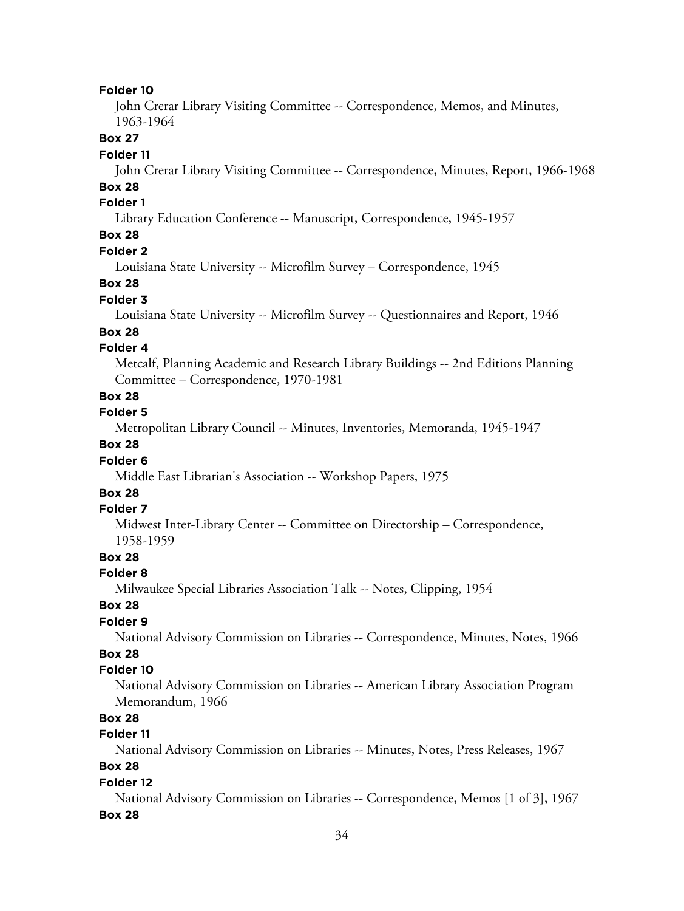**Folder 10**

John Crerar Library Visiting Committee -- Correspondence, Memos, and Minutes, 1963-1964

**Box 27**

**Folder 11**

John Crerar Library Visiting Committee -- Correspondence, Minutes, Report, 1966-1968

**Box 28**

**Folder 1**

Library Education Conference -- Manuscript, Correspondence, 1945-1957

**Box 28**

**Folder 2**

Louisiana State University -- Microfilm Survey – Correspondence, 1945

**Box 28**

**Folder 3**

Louisiana State University -- Microfilm Survey -- Questionnaires and Report, 1946

**Box 28**

**Folder 4**

Metcalf, Planning Academic and Research Library Buildings -- 2nd Editions Planning Committee – Correspondence, 1970-1981

**Box 28**

**Folder 5**

Metropolitan Library Council -- Minutes, Inventories, Memoranda, 1945-1947

**Box 28**

**Folder 6**

Middle East Librarian's Association -- Workshop Papers, 1975

**Box 28**

**Folder 7**

Midwest Inter-Library Center -- Committee on Directorship – Correspondence, 1958-1959

**Box 28**

**Folder 8**

Milwaukee Special Libraries Association Talk -- Notes, Clipping, 1954

**Box 28**

**Folder 9**

National Advisory Commission on Libraries -- Correspondence, Minutes, Notes, 1966

**Box 28**

**Folder 10**

National Advisory Commission on Libraries -- American Library Association Program Memorandum, 1966

**Box 28**

**Folder 11**

National Advisory Commission on Libraries -- Minutes, Notes, Press Releases, 1967

**Box 28**

**Folder 12**

National Advisory Commission on Libraries -- Correspondence, Memos [1 of 3], 1967

**Box 28**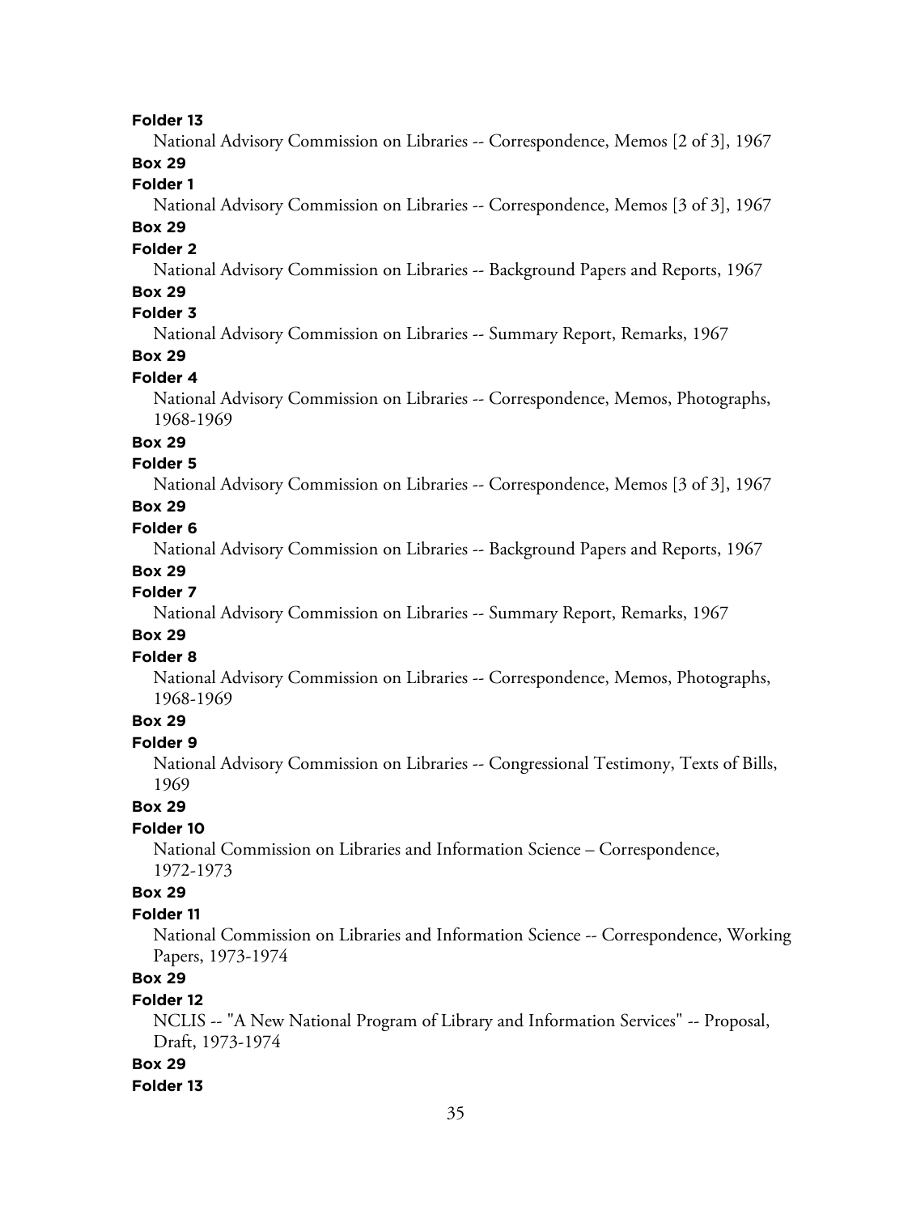**Folder 13**

National Advisory Commission on Libraries -- Correspondence, Memos [2 of 3], 1967

**Box 29**

**Folder 1**

National Advisory Commission on Libraries -- Correspondence, Memos [3 of 3], 1967

**Box 29**

**Folder 2**

National Advisory Commission on Libraries -- Background Papers and Reports, 1967

**Box 29**

**Folder 3**

National Advisory Commission on Libraries -- Summary Report, Remarks, 1967

**Box 29**

**Folder 4**

National Advisory Commission on Libraries -- Correspondence, Memos, Photographs, 1968-1969

**Box 29**

**Folder 5**

National Advisory Commission on Libraries -- Correspondence, Memos [3 of 3], 1967

**Box 29**

**Folder 6**

National Advisory Commission on Libraries -- Background Papers and Reports, 1967

**Box 29**

**Folder 7**

National Advisory Commission on Libraries -- Summary Report, Remarks, 1967

**Box 29**

**Folder 8**

National Advisory Commission on Libraries -- Correspondence, Memos, Photographs, 1968-1969

**Box 29**

**Folder 9**

National Advisory Commission on Libraries -- Congressional Testimony, Texts of Bills, 1969

**Box 29**

**Folder 10**

National Commission on Libraries and Information Science – Correspondence, 1972-1973

**Box 29**

**Folder 11**

National Commission on Libraries and Information Science -- Correspondence, Working Papers, 1973-1974

**Box 29**

**Folder 12**

NCLIS -- "A New National Program of Library and Information Services" -- Proposal, Draft, 1973-1974

**Box 29**

**Folder 13**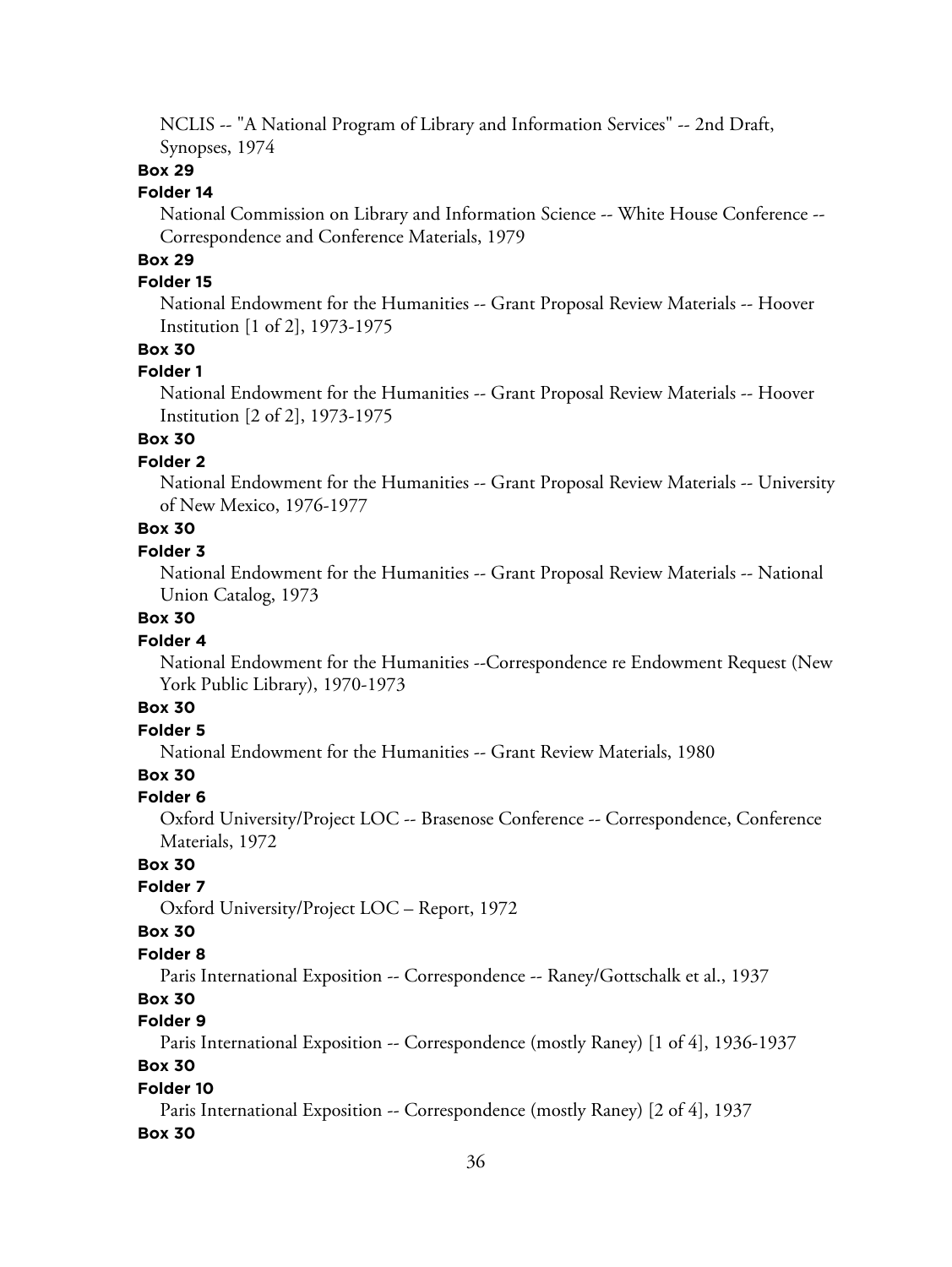NCLIS -- "A National Program of Library and Information Services" -- 2nd Draft, Synopses, 1974

**Box 29**

**Folder 14**

National Commission on Library and Information Science -- White House Conference -- Correspondence and Conference Materials, 1979

**Box 29**

**Folder 15**

National Endowment for the Humanities -- Grant Proposal Review Materials -- Hoover Institution [1 of 2], 1973-1975

**Box 30**

**Folder 1**

National Endowment for the Humanities -- Grant Proposal Review Materials -- Hoover Institution [2 of 2], 1973-1975

**Box 30**

**Folder 2**

National Endowment for the Humanities -- Grant Proposal Review Materials -- University of New Mexico, 1976-1977

**Box 30**

**Folder 3**

National Endowment for the Humanities -- Grant Proposal Review Materials -- National Union Catalog, 1973

**Box 30**

**Folder 4**

National Endowment for the Humanities --Correspondence re Endowment Request (New York Public Library), 1970-1973

**Box 30**

**Folder 5**

National Endowment for the Humanities -- Grant Review Materials, 1980

**Box 30**

**Folder 6**

Oxford University/Project LOC -- Brasenose Conference -- Correspondence, Conference Materials, 1972

**Box 30**

**Folder 7**

Oxford University/Project LOC – Report, 1972

**Box 30**

**Folder 8**

Paris International Exposition -- Correspondence -- Raney/Gottschalk et al., 1937

**Box 30**

**Folder 9**

Paris International Exposition -- Correspondence (mostly Raney) [1 of 4], 1936-1937

**Box 30**

**Folder 10**

Paris International Exposition -- Correspondence (mostly Raney) [2 of 4], 1937

**Box 30**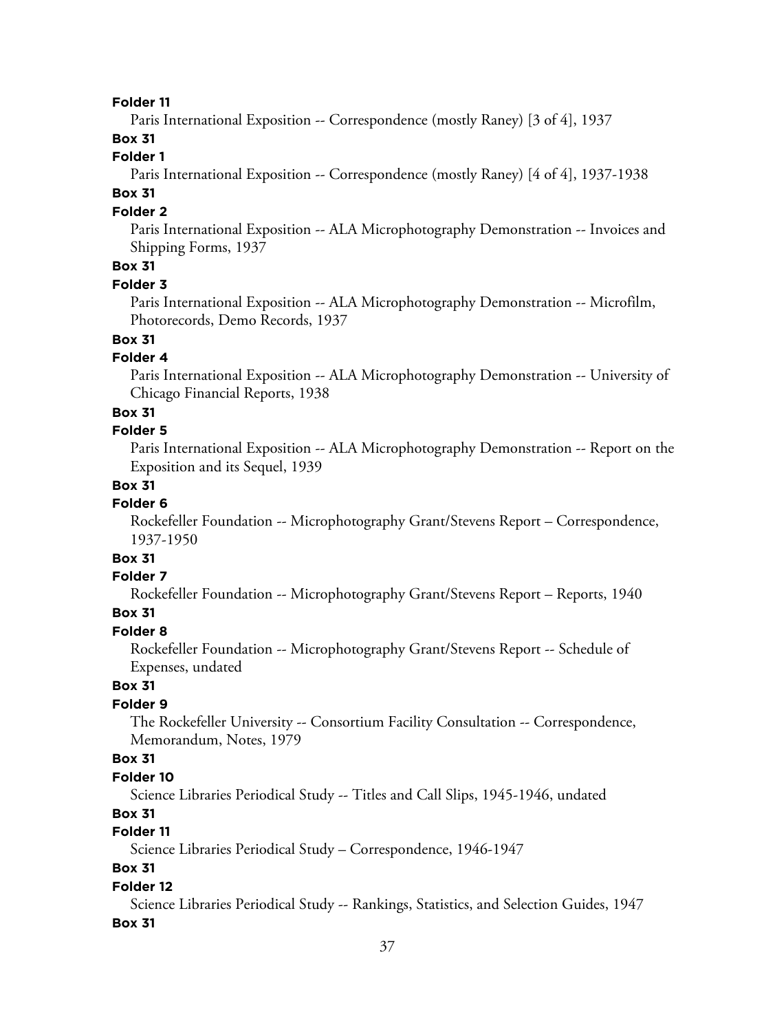**Folder 11**

Paris International Exposition -- Correspondence (mostly Raney) [3 of 4], 1937

**Box 31**

**Folder 1**

Paris International Exposition -- Correspondence (mostly Raney) [4 of 4], 1937-1938

**Box 31**

**Folder 2**

Paris International Exposition -- ALA Microphotography Demonstration -- Invoices and Shipping Forms, 1937

**Box 31**

**Folder 3**

Paris International Exposition -- ALA Microphotography Demonstration -- Microfilm, Photorecords, Demo Records, 1937

**Box 31**

**Folder 4**

Paris International Exposition -- ALA Microphotography Demonstration -- University of Chicago Financial Reports, 1938

**Box 31**

**Folder 5**

Paris International Exposition -- ALA Microphotography Demonstration -- Report on the Exposition and its Sequel, 1939

**Box 31**

**Folder 6**

Rockefeller Foundation -- Microphotography Grant/Stevens Report – Correspondence, 1937-1950

**Box 31**

**Folder 7**

Rockefeller Foundation -- Microphotography Grant/Stevens Report – Reports, 1940

**Box 31**

**Folder 8**

Rockefeller Foundation -- Microphotography Grant/Stevens Report -- Schedule of Expenses, undated

**Box 31**

**Folder 9**

The Rockefeller University -- Consortium Facility Consultation -- Correspondence, Memorandum, Notes, 1979

**Box 31**

**Folder 10**

Science Libraries Periodical Study -- Titles and Call Slips, 1945-1946, undated

**Box 31**

**Folder 11**

Science Libraries Periodical Study – Correspondence, 1946-1947

**Box 31**

**Folder 12**

Science Libraries Periodical Study -- Rankings, Statistics, and Selection Guides, 1947

**Box 31**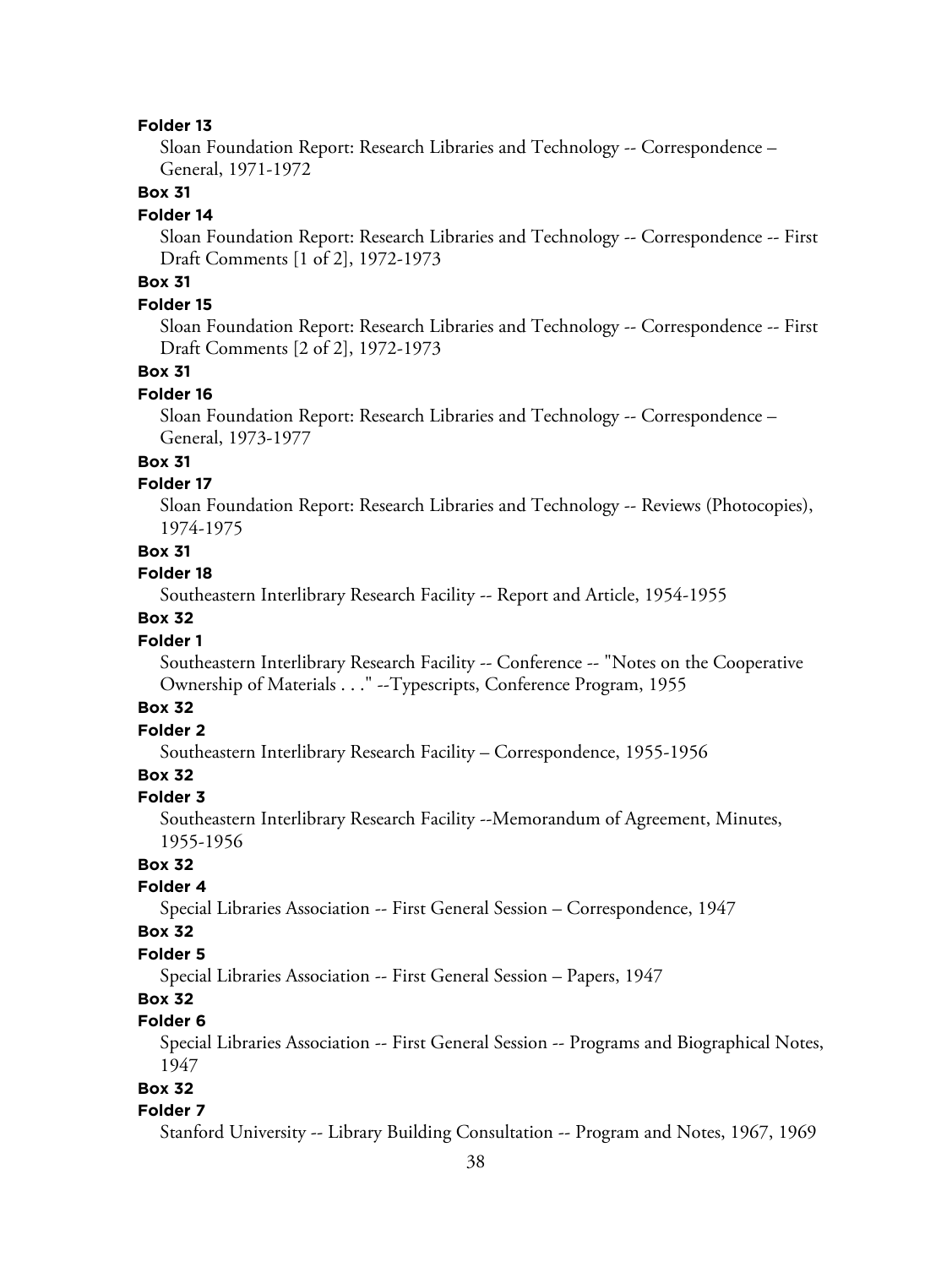**Folder 13**

Sloan Foundation Report: Research Libraries and Technology -- Correspondence – General, 1971-1972

**Box 31**

**Folder 14**

Sloan Foundation Report: Research Libraries and Technology -- Correspondence -- First Draft Comments [1 of 2], 1972-1973

**Box 31**

**Folder 15**

Sloan Foundation Report: Research Libraries and Technology -- Correspondence -- First Draft Comments [2 of 2], 1972-1973

**Box 31**

**Folder 16**

Sloan Foundation Report: Research Libraries and Technology -- Correspondence – General, 1973-1977

**Box 31**

**Folder 17**

Sloan Foundation Report: Research Libraries and Technology -- Reviews (Photocopies), 1974-1975

**Box 31**

**Folder 18**

Southeastern Interlibrary Research Facility -- Report and Article, 1954-1955

**Box 32**

**Folder 1**

Southeastern Interlibrary Research Facility -- Conference -- "Notes on the Cooperative Ownership of Materials . . ." --Typescripts, Conference Program, 1955

**Box 32**

**Folder 2**

Southeastern Interlibrary Research Facility – Correspondence, 1955-1956

**Box 32**

**Folder 3**

Southeastern Interlibrary Research Facility --Memorandum of Agreement, Minutes, 1955-1956

**Box 32**

**Folder 4**

Special Libraries Association -- First General Session – Correspondence, 1947

**Box 32**

**Folder 5**

Special Libraries Association -- First General Session – Papers, 1947

**Box 32**

**Folder 6**

Special Libraries Association -- First General Session -- Programs and Biographical Notes, 1947

**Box 32**

**Folder 7**

Stanford University -- Library Building Consultation -- Program and Notes, 1967, 1969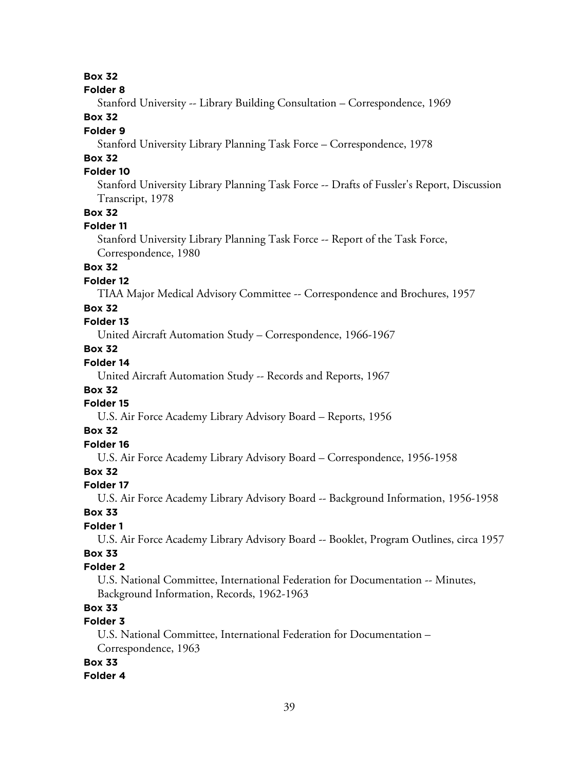**Box 32**

**Folder 8**

Stanford University -- Library Building Consultation – Correspondence, 1969

**Box 32**

**Folder 9**

Stanford University Library Planning Task Force – Correspondence, 1978

**Box 32**

**Folder 10**

Stanford University Library Planning Task Force -- Drafts of Fussler's Report, Discussion Transcript, 1978

**Box 32**

**Folder 11**

Stanford University Library Planning Task Force -- Report of the Task Force, Correspondence, 1980

**Box 32**

**Folder 12**

TIAA Major Medical Advisory Committee -- Correspondence and Brochures, 1957

**Box 32**

**Folder 13**

United Aircraft Automation Study – Correspondence, 1966-1967

**Box 32**

**Folder 14**

United Aircraft Automation Study -- Records and Reports, 1967

**Box 32**

**Folder 15**

U.S. Air Force Academy Library Advisory Board – Reports, 1956

**Box 32**

**Folder 16**

U.S. Air Force Academy Library Advisory Board – Correspondence, 1956-1958

**Box 32**

**Folder 17**

U.S. Air Force Academy Library Advisory Board -- Background Information, 1956-1958

**Box 33**

**Folder 1**

U.S. Air Force Academy Library Advisory Board -- Booklet, Program Outlines, circa 1957

**Box 33**

**Folder 2**

U.S. National Committee, International Federation for Documentation -- Minutes, Background Information, Records, 1962-1963

**Box 33**

**Folder 3**

U.S. National Committee, International Federation for Documentation – Correspondence, 1963

**Box 33**

**Folder 4**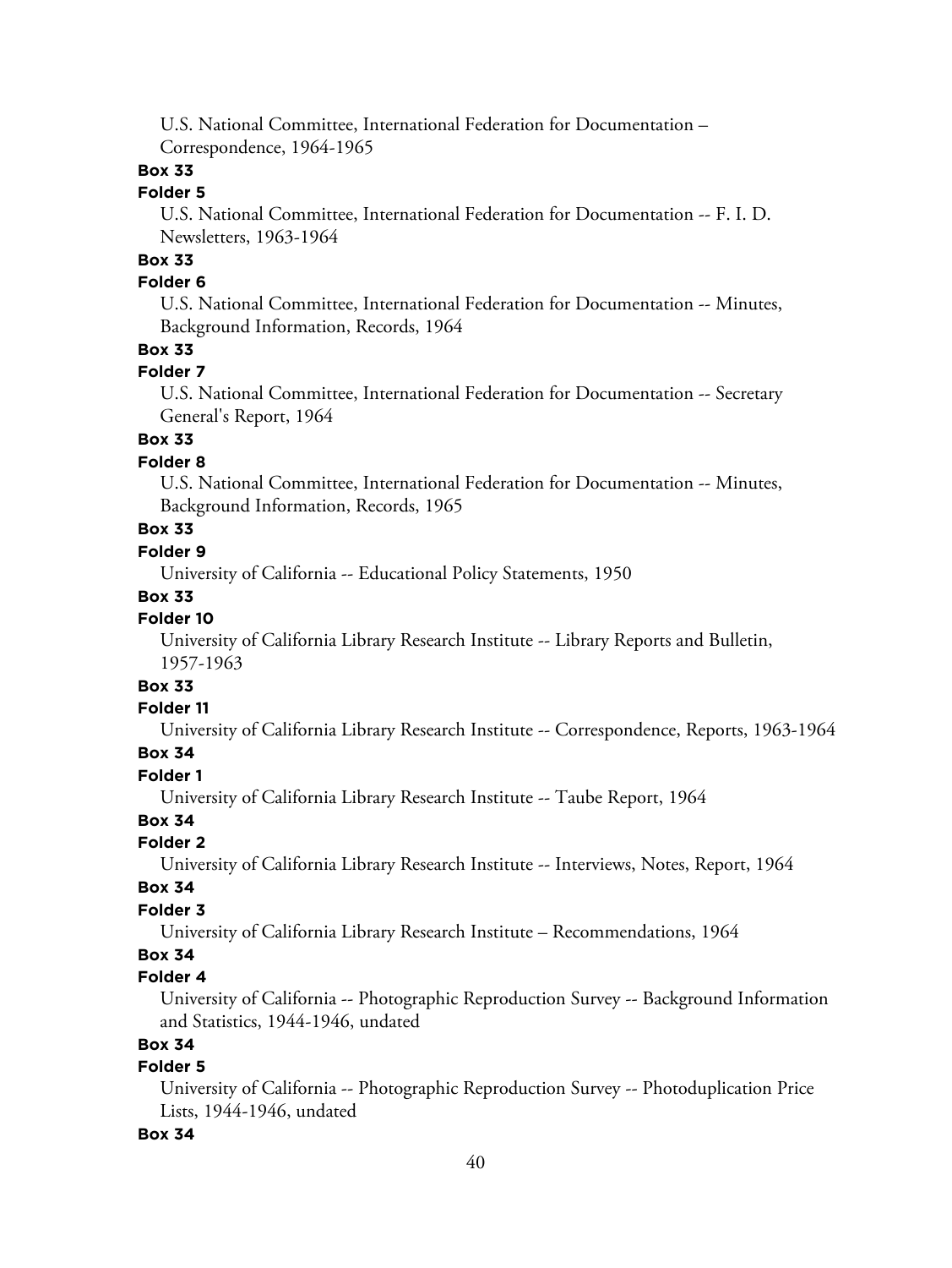U.S. National Committee, International Federation for Documentation – Correspondence, 1964-1965

**Box 33**

**Folder 5**

U.S. National Committee, International Federation for Documentation -- F. I. D. Newsletters, 1963-1964

**Box 33**

**Folder 6**

U.S. National Committee, International Federation for Documentation -- Minutes, Background Information, Records, 1964

**Box 33**

**Folder 7**

U.S. National Committee, International Federation for Documentation -- Secretary General's Report, 1964

**Box 33**

**Folder 8**

U.S. National Committee, International Federation for Documentation -- Minutes, Background Information, Records, 1965

**Box 33**

**Folder 9**

University of California -- Educational Policy Statements, 1950

**Box 33**

**Folder 10**

University of California Library Research Institute -- Library Reports and Bulletin, 1957-1963

**Box 33**

**Folder 11**

University of California Library Research Institute -- Correspondence, Reports, 1963-1964

**Box 34**

**Folder 1**

University of California Library Research Institute -- Taube Report, 1964

**Box 34**

**Folder 2**

University of California Library Research Institute -- Interviews, Notes, Report, 1964

**Box 34**

**Folder 3**

University of California Library Research Institute – Recommendations, 1964

**Box 34**

**Folder 4**

University of California -- Photographic Reproduction Survey -- Background Information and Statistics, 1944-1946, undated

**Box 34**

**Folder 5**

University of California -- Photographic Reproduction Survey -- Photoduplication Price Lists, 1944-1946, undated

**Box 34**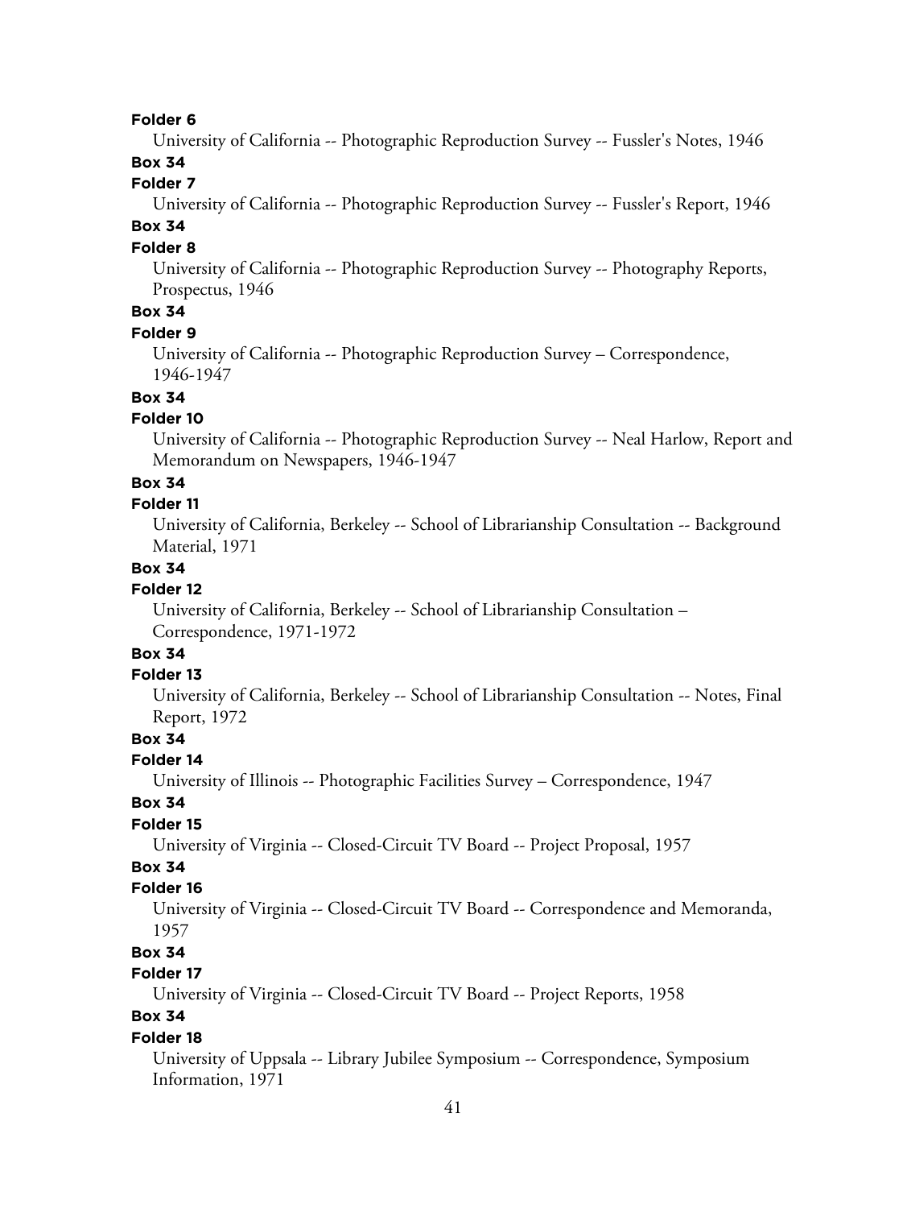**Folder 6**

University of California -- Photographic Reproduction Survey -- Fussler's Notes, 1946

**Box 34**

**Folder 7**

University of California -- Photographic Reproduction Survey -- Fussler's Report, 1946

**Box 34**

**Folder 8**

University of California -- Photographic Reproduction Survey -- Photography Reports, Prospectus, 1946

**Box 34**

**Folder 9**

University of California -- Photographic Reproduction Survey – Correspondence, 1946-1947

**Box 34**

**Folder 10**

University of California -- Photographic Reproduction Survey -- Neal Harlow, Report and Memorandum on Newspapers, 1946-1947

**Box 34**

**Folder 11**

University of California, Berkeley -- School of Librarianship Consultation -- Background Material, 1971

**Box 34**

**Folder 12**

University of California, Berkeley -- School of Librarianship Consultation – Correspondence, 1971-1972

**Box 34**

**Folder 13**

University of California, Berkeley -- School of Librarianship Consultation -- Notes, Final Report, 1972

**Box 34**

**Folder 14**

University of Illinois -- Photographic Facilities Survey – Correspondence, 1947

**Box 34**

**Folder 15**

University of Virginia -- Closed-Circuit TV Board -- Project Proposal, 1957

**Box 34**

**Folder 16**

University of Virginia -- Closed-Circuit TV Board -- Correspondence and Memoranda, 1957

**Box 34**

**Folder 17**

University of Virginia -- Closed-Circuit TV Board -- Project Reports, 1958

**Box 34**

**Folder 18**

University of Uppsala -- Library Jubilee Symposium -- Correspondence, Symposium Information, 1971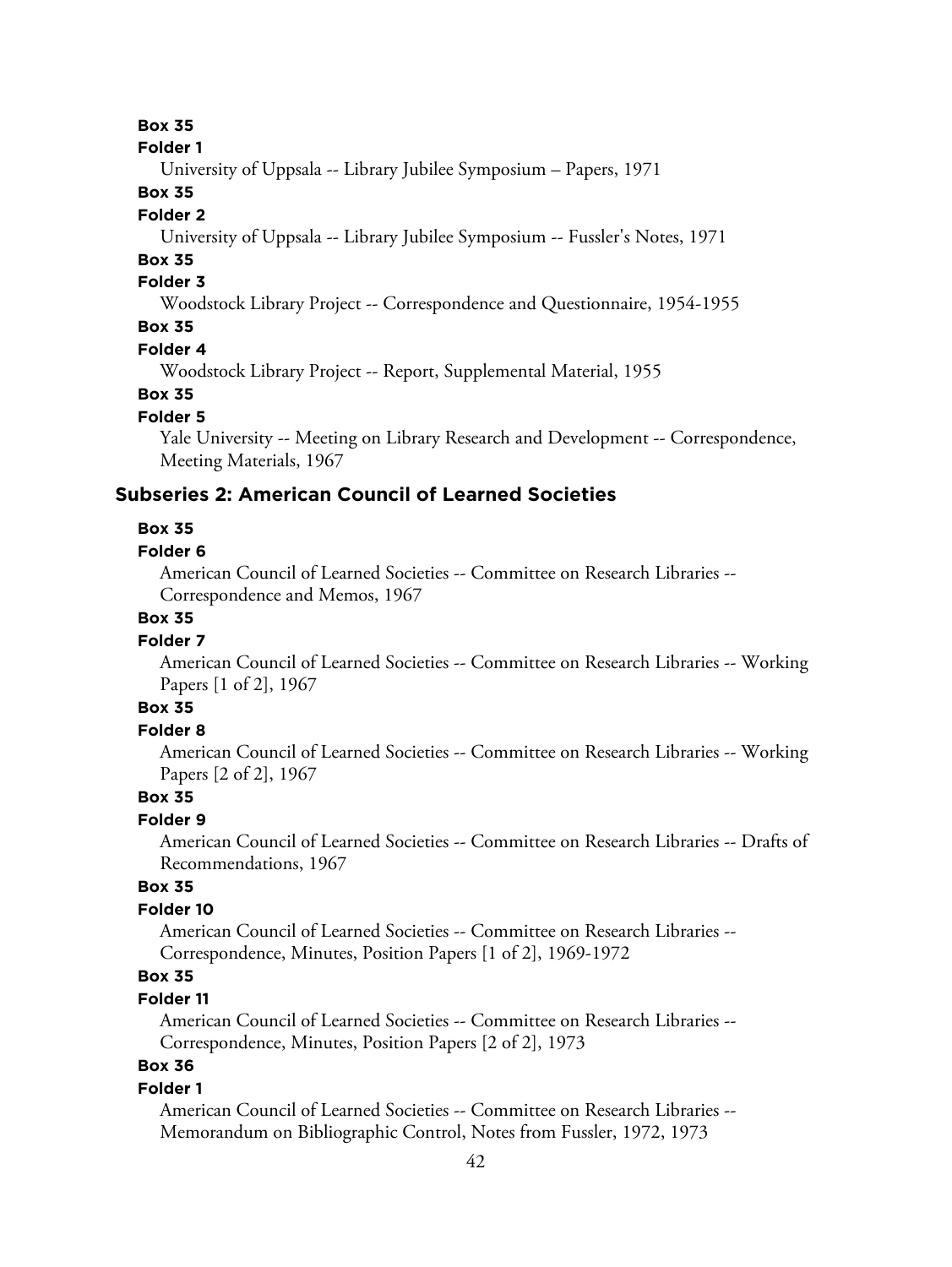**Box 35**

**Folder 1**

University of Uppsala -- Library Jubilee Symposium – Papers, 1971

**Box 35**

**Folder 2**

University of Uppsala -- Library Jubilee Symposium -- Fussler's Notes, 1971

**Box 35**

**Folder 3**

Woodstock Library Project -- Correspondence and Questionnaire, 1954-1955

**Box 35**

**Folder 4**

Woodstock Library Project -- Report, Supplemental Material, 1955

**Box 35**

**Folder 5**

Yale University -- Meeting on Library Research and Development -- Correspondence, Meeting Materials, 1967

### Subseries 2: American Council of Learned Societies

**Box 35**

**Folder 6**

American Council of Learned Societies -- Committee on Research Libraries -- Correspondence and Memos, 1967

**Box 35**

**Folder 7**

American Council of Learned Societies -- Committee on Research Libraries -- Working Papers [1 of 2], 1967

**Box 35**

**Folder 8**

American Council of Learned Societies -- Committee on Research Libraries -- Working Papers [2 of 2], 1967

**Box 35**

**Folder 9**

American Council of Learned Societies -- Committee on Research Libraries -- Drafts of Recommendations, 1967

**Box 35**

**Folder 10**

American Council of Learned Societies -- Committee on Research Libraries -- Correspondence, Minutes, Position Papers [1 of 2], 1969-1972

**Box 35**

**Folder 11**

American Council of Learned Societies -- Committee on Research Libraries -- Correspondence, Minutes, Position Papers [2 of 2], 1973

**Box 36**

**Folder 1**

American Council of Learned Societies -- Committee on Research Libraries -- Memorandum on Bibliographic Control, Notes from Fussler, 1972, 1973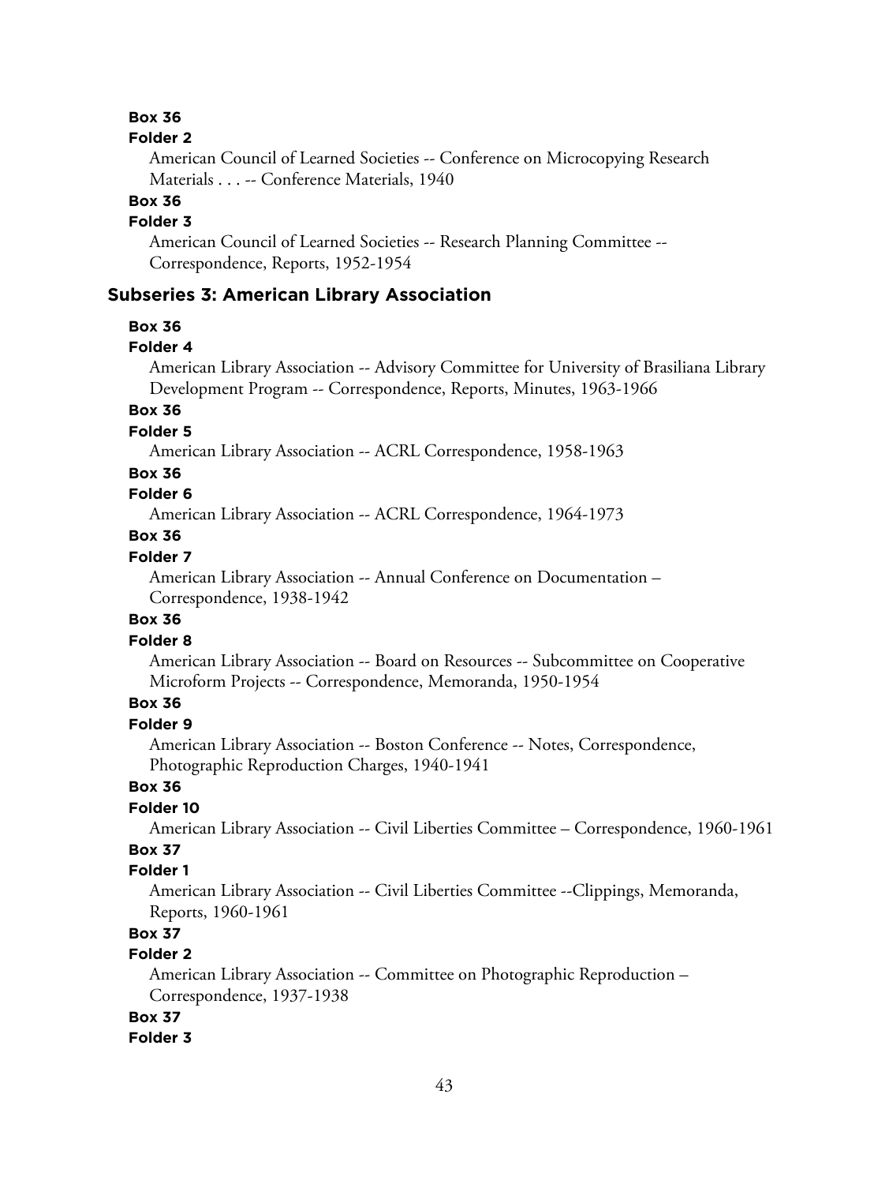**Box 36**

**Folder 2**

American Council of Learned Societies -- Conference on Microcopying Research Materials . . . -- Conference Materials, 1940

**Box 36**

**Folder 3**

American Council of Learned Societies -- Research Planning Committee -- Correspondence, Reports, 1952-1954

### Subseries 3: American Library Association

**Box 36**

**Folder 4**

American Library Association -- Advisory Committee for University of Brasiliana Library Development Program -- Correspondence, Reports, Minutes, 1963-1966

**Box 36**

**Folder 5**

American Library Association -- ACRL Correspondence, 1958-1963

**Box 36**

**Folder 6**

American Library Association -- ACRL Correspondence, 1964-1973

**Box 36**

**Folder 7**

American Library Association -- Annual Conference on Documentation – Correspondence, 1938-1942

**Box 36**

**Folder 8**

American Library Association -- Board on Resources -- Subcommittee on Cooperative Microform Projects -- Correspondence, Memoranda, 1950-1954

**Box 36**

**Folder 9**

American Library Association -- Boston Conference -- Notes, Correspondence, Photographic Reproduction Charges, 1940-1941

**Box 36**

**Folder 10**

American Library Association -- Civil Liberties Committee – Correspondence, 1960-1961

**Box 37**

**Folder 1**

American Library Association -- Civil Liberties Committee --Clippings, Memoranda, Reports, 1960-1961

**Box 37**

**Folder 2**

American Library Association -- Committee on Photographic Reproduction – Correspondence, 1937-1938

**Box 37**

**Folder 3**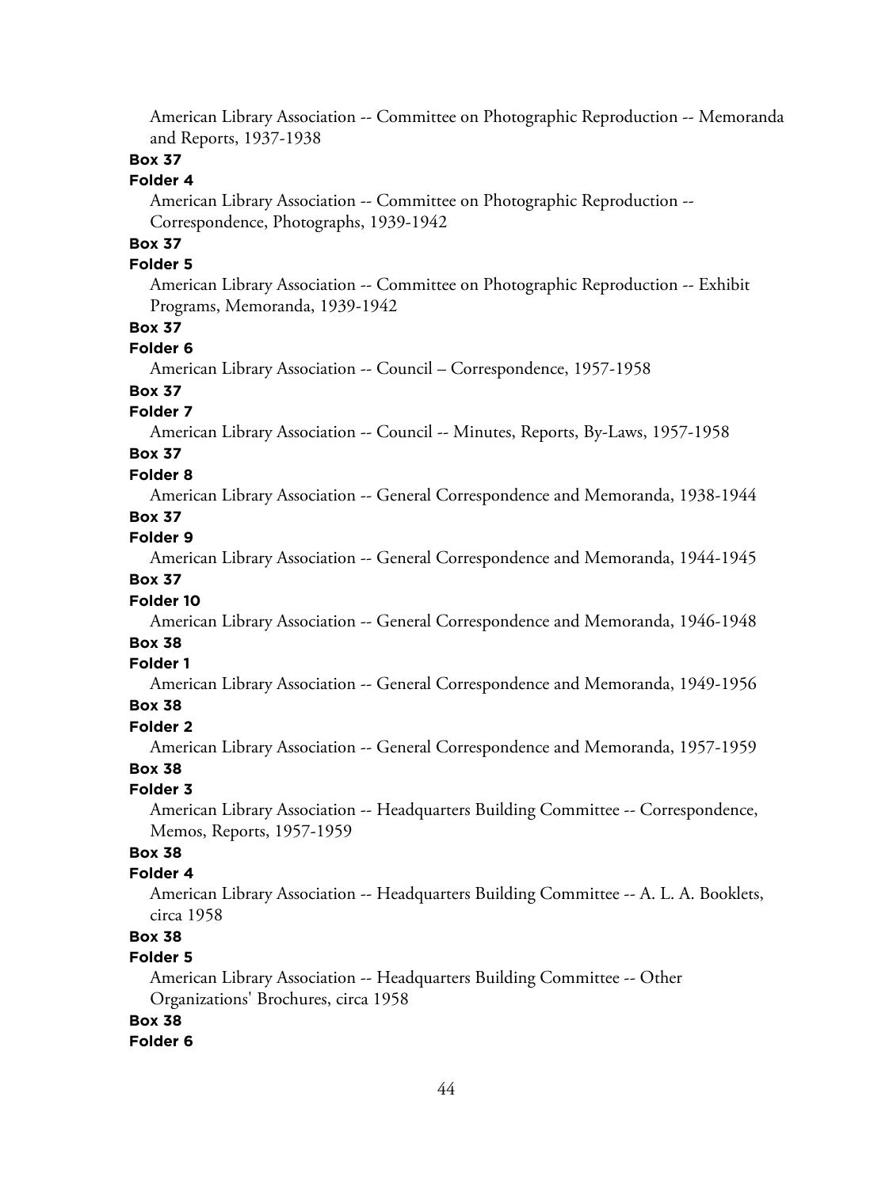American Library Association -- Committee on Photographic Reproduction -- Memoranda and Reports, 1937-1938

**Box 37**

**Folder 4**

American Library Association -- Committee on Photographic Reproduction -- Correspondence, Photographs, 1939-1942

**Box 37**

**Folder 5**

American Library Association -- Committee on Photographic Reproduction -- Exhibit Programs, Memoranda, 1939-1942

**Box 37**

**Folder 6**

American Library Association -- Council – Correspondence, 1957-1958

**Box 37**

**Folder 7**

American Library Association -- Council -- Minutes, Reports, By-Laws, 1957-1958

**Box 37**

**Folder 8**

American Library Association -- General Correspondence and Memoranda, 1938-1944

**Box 37**

**Folder 9**

American Library Association -- General Correspondence and Memoranda, 1944-1945

**Box 37**

**Folder 10**

American Library Association -- General Correspondence and Memoranda, 1946-1948

**Box 38**

**Folder 1**

American Library Association -- General Correspondence and Memoranda, 1949-1956

**Box 38**

**Folder 2**

American Library Association -- General Correspondence and Memoranda, 1957-1959

**Box 38**

**Folder 3**

American Library Association -- Headquarters Building Committee -- Correspondence, Memos, Reports, 1957-1959

**Box 38**

**Folder 4**

American Library Association -- Headquarters Building Committee -- A. L. A. Booklets, circa 1958

**Box 38**

**Folder 5**

American Library Association -- Headquarters Building Committee -- Other Organizations' Brochures, circa 1958

**Box 38**

**Folder 6**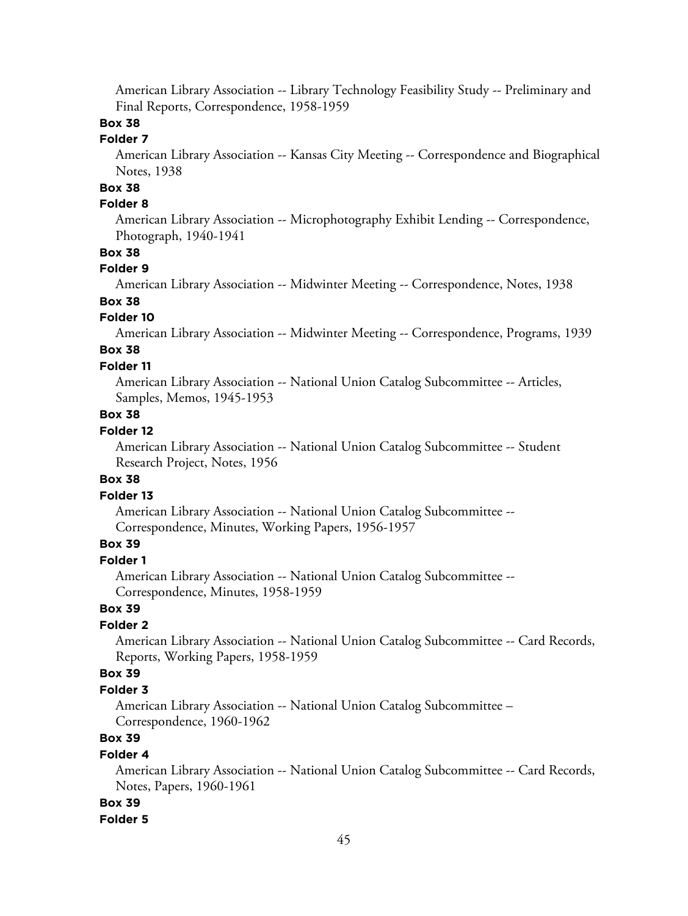American Library Association -- Library Technology Feasibility Study -- Preliminary and Final Reports, Correspondence, 1958-1959

**Box 38**

**Folder 7**

American Library Association -- Kansas City Meeting -- Correspondence and Biographical Notes, 1938

**Box 38**

**Folder 8**

American Library Association -- Microphotography Exhibit Lending -- Correspondence, Photograph, 1940-1941

**Box 38**

**Folder 9**

American Library Association -- Midwinter Meeting -- Correspondence, Notes, 1938

**Box 38**

**Folder 10**

American Library Association -- Midwinter Meeting -- Correspondence, Programs, 1939

**Box 38**

**Folder 11**

American Library Association -- National Union Catalog Subcommittee -- Articles, Samples, Memos, 1945-1953

**Box 38**

**Folder 12**

American Library Association -- National Union Catalog Subcommittee -- Student Research Project, Notes, 1956

**Box 38**

**Folder 13**

American Library Association -- National Union Catalog Subcommittee -- Correspondence, Minutes, Working Papers, 1956-1957

**Box 39**

**Folder 1**

American Library Association -- National Union Catalog Subcommittee -- Correspondence, Minutes, 1958-1959

**Box 39**

**Folder 2**

American Library Association -- National Union Catalog Subcommittee -- Card Records, Reports, Working Papers, 1958-1959

**Box 39**

**Folder 3**

American Library Association -- National Union Catalog Subcommittee – Correspondence, 1960-1962

**Box 39**

**Folder 4**

American Library Association -- National Union Catalog Subcommittee -- Card Records, Notes, Papers, 1960-1961

**Box 39**

**Folder 5**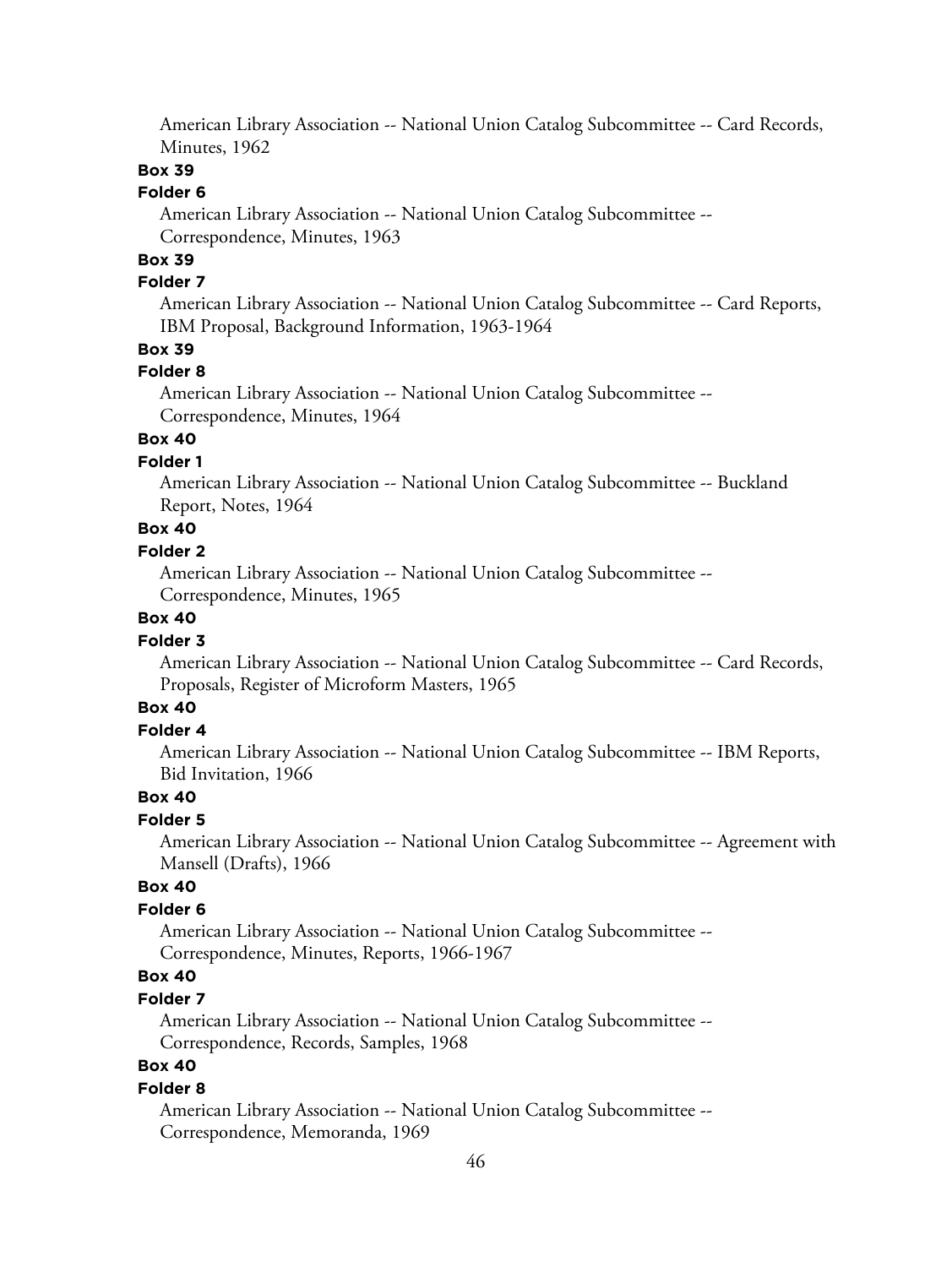American Library Association -- National Union Catalog Subcommittee -- Card Records, Minutes, 1962

**Box 39**

**Folder 6**

American Library Association -- National Union Catalog Subcommittee -- Correspondence, Minutes, 1963

**Box 39**

**Folder 7**

American Library Association -- National Union Catalog Subcommittee -- Card Reports, IBM Proposal, Background Information, 1963-1964

**Box 39**

**Folder 8**

American Library Association -- National Union Catalog Subcommittee -- Correspondence, Minutes, 1964

**Box 40**

**Folder 1**

American Library Association -- National Union Catalog Subcommittee -- Buckland Report, Notes, 1964

**Box 40**

**Folder 2**

American Library Association -- National Union Catalog Subcommittee -- Correspondence, Minutes, 1965

**Box 40**

**Folder 3**

American Library Association -- National Union Catalog Subcommittee -- Card Records, Proposals, Register of Microform Masters, 1965

**Box 40**

**Folder 4**

American Library Association -- National Union Catalog Subcommittee -- IBM Reports, Bid Invitation, 1966

**Box 40**

**Folder 5**

American Library Association -- National Union Catalog Subcommittee -- Agreement with Mansell (Drafts), 1966

**Box 40**

**Folder 6**

American Library Association -- National Union Catalog Subcommittee -- Correspondence, Minutes, Reports, 1966-1967

**Box 40**

**Folder 7**

American Library Association -- National Union Catalog Subcommittee -- Correspondence, Records, Samples, 1968

**Box 40**

**Folder 8**

American Library Association -- National Union Catalog Subcommittee -- Correspondence, Memoranda, 1969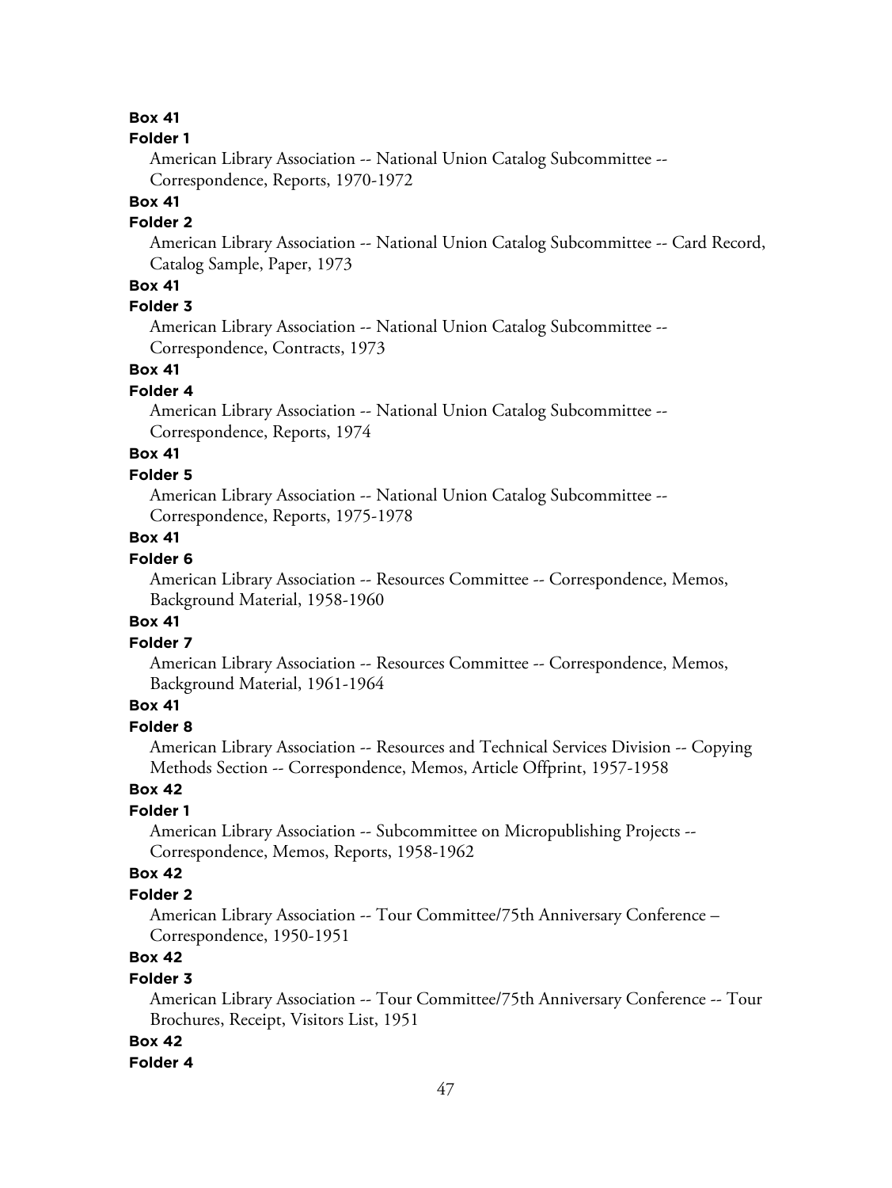**Box 41**

**Folder 1**

American Library Association -- National Union Catalog Subcommittee -- Correspondence, Reports, 1970-1972

**Box 41**

**Folder 2**

American Library Association -- National Union Catalog Subcommittee -- Card Record, Catalog Sample, Paper, 1973

**Box 41**

**Folder 3**

American Library Association -- National Union Catalog Subcommittee -- Correspondence, Contracts, 1973

**Box 41**

**Folder 4**

American Library Association -- National Union Catalog Subcommittee -- Correspondence, Reports, 1974

**Box 41**

**Folder 5**

American Library Association -- National Union Catalog Subcommittee -- Correspondence, Reports, 1975-1978

**Box 41**

**Folder 6**

American Library Association -- Resources Committee -- Correspondence, Memos, Background Material, 1958-1960

**Box 41**

**Folder 7**

American Library Association -- Resources Committee -- Correspondence, Memos, Background Material, 1961-1964

**Box 41**

**Folder 8**

American Library Association -- Resources and Technical Services Division -- Copying Methods Section -- Correspondence, Memos, Article Offprint, 1957-1958

**Box 42**

**Folder 1**

American Library Association -- Subcommittee on Micropublishing Projects -- Correspondence, Memos, Reports, 1958-1962

**Box 42**

**Folder 2**

American Library Association -- Tour Committee/75th Anniversary Conference – Correspondence, 1950-1951

**Box 42**

**Folder 3**

American Library Association -- Tour Committee/75th Anniversary Conference -- Tour Brochures, Receipt, Visitors List, 1951

**Box 42**

**Folder 4**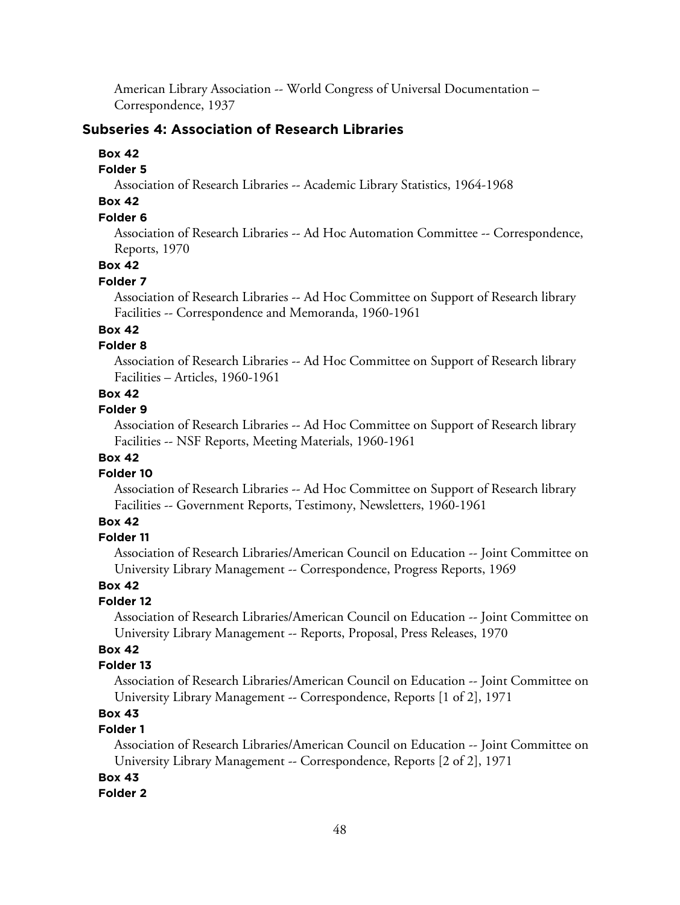American Library Association -- World Congress of Universal Documentation – Correspondence, 1937

## Subseries 4: Association of Research Libraries

**Box 42**

**Folder 5**

Association of Research Libraries -- Academic Library Statistics, 1964-1968

**Box 42**

**Folder 6**

Association of Research Libraries -- Ad Hoc Automation Committee -- Correspondence, Reports, 1970

**Box 42**

**Folder 7**

Association of Research Libraries -- Ad Hoc Committee on Support of Research library Facilities -- Correspondence and Memoranda, 1960-1961

**Box 42**

**Folder 8**

Association of Research Libraries -- Ad Hoc Committee on Support of Research library Facilities – Articles, 1960-1961

**Box 42**

**Folder 9**

Association of Research Libraries -- Ad Hoc Committee on Support of Research library Facilities -- NSF Reports, Meeting Materials, 1960-1961

**Box 42**

**Folder 10**

Association of Research Libraries -- Ad Hoc Committee on Support of Research library Facilities -- Government Reports, Testimony, Newsletters, 1960-1961

**Box 42**

**Folder 11**

Association of Research Libraries/American Council on Education -- Joint Committee on University Library Management -- Correspondence, Progress Reports, 1969

**Box 42**

**Folder 12**

Association of Research Libraries/American Council on Education -- Joint Committee on University Library Management -- Reports, Proposal, Press Releases, 1970

**Box 42**

**Folder 13**

Association of Research Libraries/American Council on Education -- Joint Committee on University Library Management -- Correspondence, Reports [1 of 2], 1971

**Box 43**

**Folder 1**

Association of Research Libraries/American Council on Education -- Joint Committee on University Library Management -- Correspondence, Reports [2 of 2], 1971

**Box 43**

**Folder 2**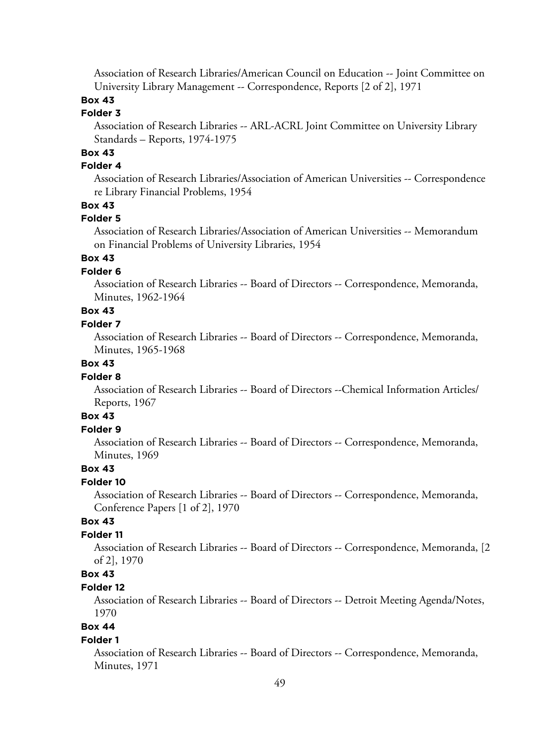Association of Research Libraries/American Council on Education -- Joint Committee on University Library Management -- Correspondence, Reports [2 of 2], 1971

**Box 43**

**Folder 3**

Association of Research Libraries -- ARL-ACRL Joint Committee on University Library Standards – Reports, 1974-1975

**Box 43**

**Folder 4**

Association of Research Libraries/Association of American Universities -- Correspondence re Library Financial Problems, 1954

**Box 43**

**Folder 5**

Association of Research Libraries/Association of American Universities -- Memorandum on Financial Problems of University Libraries, 1954

**Box 43**

**Folder 6**

Association of Research Libraries -- Board of Directors -- Correspondence, Memoranda, Minutes, 1962-1964

**Box 43**

**Folder 7**

Association of Research Libraries -- Board of Directors -- Correspondence, Memoranda, Minutes, 1965-1968

**Box 43**

**Folder 8**

Association of Research Libraries -- Board of Directors --Chemical Information Articles/ Reports, 1967

**Box 43**

**Folder 9**

Association of Research Libraries -- Board of Directors -- Correspondence, Memoranda, Minutes, 1969

**Box 43**

**Folder 10**

Association of Research Libraries -- Board of Directors -- Correspondence, Memoranda, Conference Papers [1 of 2], 1970

**Box 43**

**Folder 11**

Association of Research Libraries -- Board of Directors -- Correspondence, Memoranda, [2 of 2], 1970

**Box 43**

**Folder 12**

Association of Research Libraries -- Board of Directors -- Detroit Meeting Agenda/Notes, 1970

**Box 44**

**Folder 1**

Association of Research Libraries -- Board of Directors -- Correspondence, Memoranda, Minutes, 1971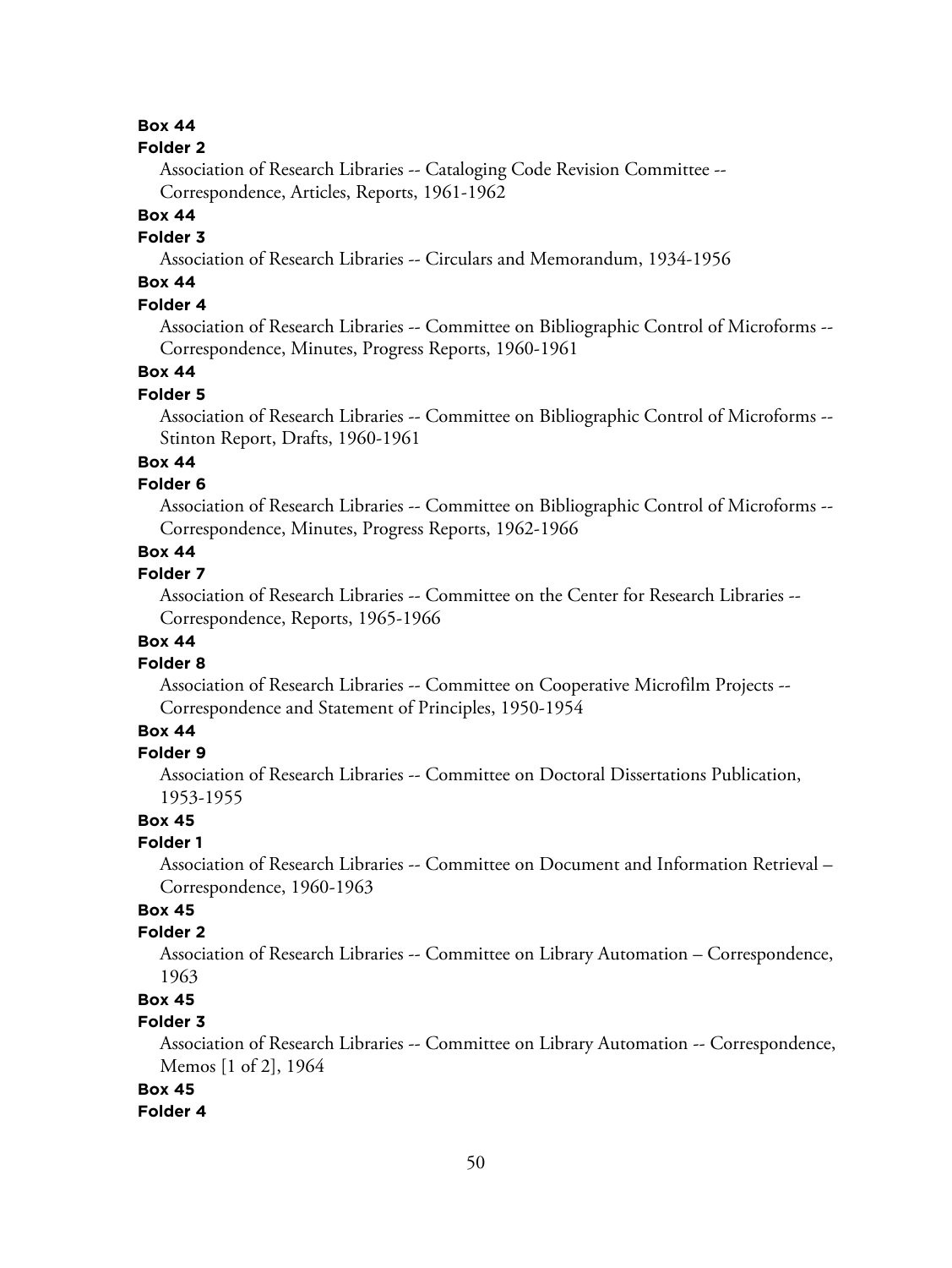**Box 44**

**Folder 2**

Association of Research Libraries -- Cataloging Code Revision Committee -- Correspondence, Articles, Reports, 1961-1962

**Box 44**

**Folder 3**

Association of Research Libraries -- Circulars and Memorandum, 1934-1956

**Box 44**

**Folder 4**

Association of Research Libraries -- Committee on Bibliographic Control of Microforms -- Correspondence, Minutes, Progress Reports, 1960-1961

**Box 44**

**Folder 5**

Association of Research Libraries -- Committee on Bibliographic Control of Microforms -- Stinton Report, Drafts, 1960-1961

**Box 44**

**Folder 6**

Association of Research Libraries -- Committee on Bibliographic Control of Microforms -- Correspondence, Minutes, Progress Reports, 1962-1966

**Box 44**

**Folder 7**

Association of Research Libraries -- Committee on the Center for Research Libraries -- Correspondence, Reports, 1965-1966

**Box 44**

**Folder 8**

Association of Research Libraries -- Committee on Cooperative Microfilm Projects -- Correspondence and Statement of Principles, 1950-1954

**Box 44**

**Folder 9**

Association of Research Libraries -- Committee on Doctoral Dissertations Publication, 1953-1955

**Box 45**

**Folder 1**

Association of Research Libraries -- Committee on Document and Information Retrieval – Correspondence, 1960-1963

**Box 45**

**Folder 2**

Association of Research Libraries -- Committee on Library Automation – Correspondence, 1963

**Box 45**

**Folder 3**

Association of Research Libraries -- Committee on Library Automation -- Correspondence, Memos [1 of 2], 1964

**Box 45**

**Folder 4**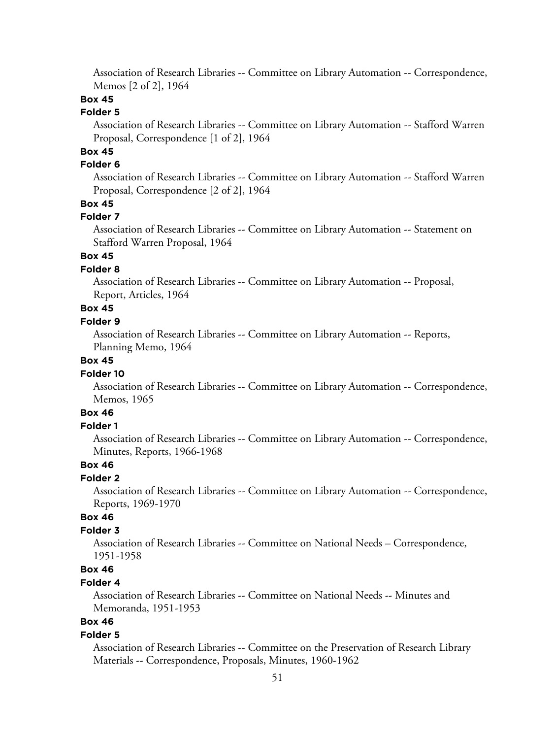Association of Research Libraries -- Committee on Library Automation -- Correspondence, Memos [2 of 2], 1964

**Box 45**

**Folder 5**

Association of Research Libraries -- Committee on Library Automation -- Stafford Warren Proposal, Correspondence [1 of 2], 1964

**Box 45**

**Folder 6**

Association of Research Libraries -- Committee on Library Automation -- Stafford Warren Proposal, Correspondence [2 of 2], 1964

**Box 45**

**Folder 7**

Association of Research Libraries -- Committee on Library Automation -- Statement on Stafford Warren Proposal, 1964

**Box 45**

**Folder 8**

Association of Research Libraries -- Committee on Library Automation -- Proposal, Report, Articles, 1964

**Box 45**

**Folder 9**

Association of Research Libraries -- Committee on Library Automation -- Reports, Planning Memo, 1964

**Box 45**

**Folder 10**

Association of Research Libraries -- Committee on Library Automation -- Correspondence, Memos, 1965

**Box 46**

**Folder 1**

Association of Research Libraries -- Committee on Library Automation -- Correspondence, Minutes, Reports, 1966-1968

**Box 46**

**Folder 2**

Association of Research Libraries -- Committee on Library Automation -- Correspondence, Reports, 1969-1970

**Box 46**

**Folder 3**

Association of Research Libraries -- Committee on National Needs – Correspondence, 1951-1958

**Box 46**

**Folder 4**

Association of Research Libraries -- Committee on National Needs -- Minutes and Memoranda, 1951-1953

**Box 46**

**Folder 5**

Association of Research Libraries -- Committee on the Preservation of Research Library Materials -- Correspondence, Proposals, Minutes, 1960-1962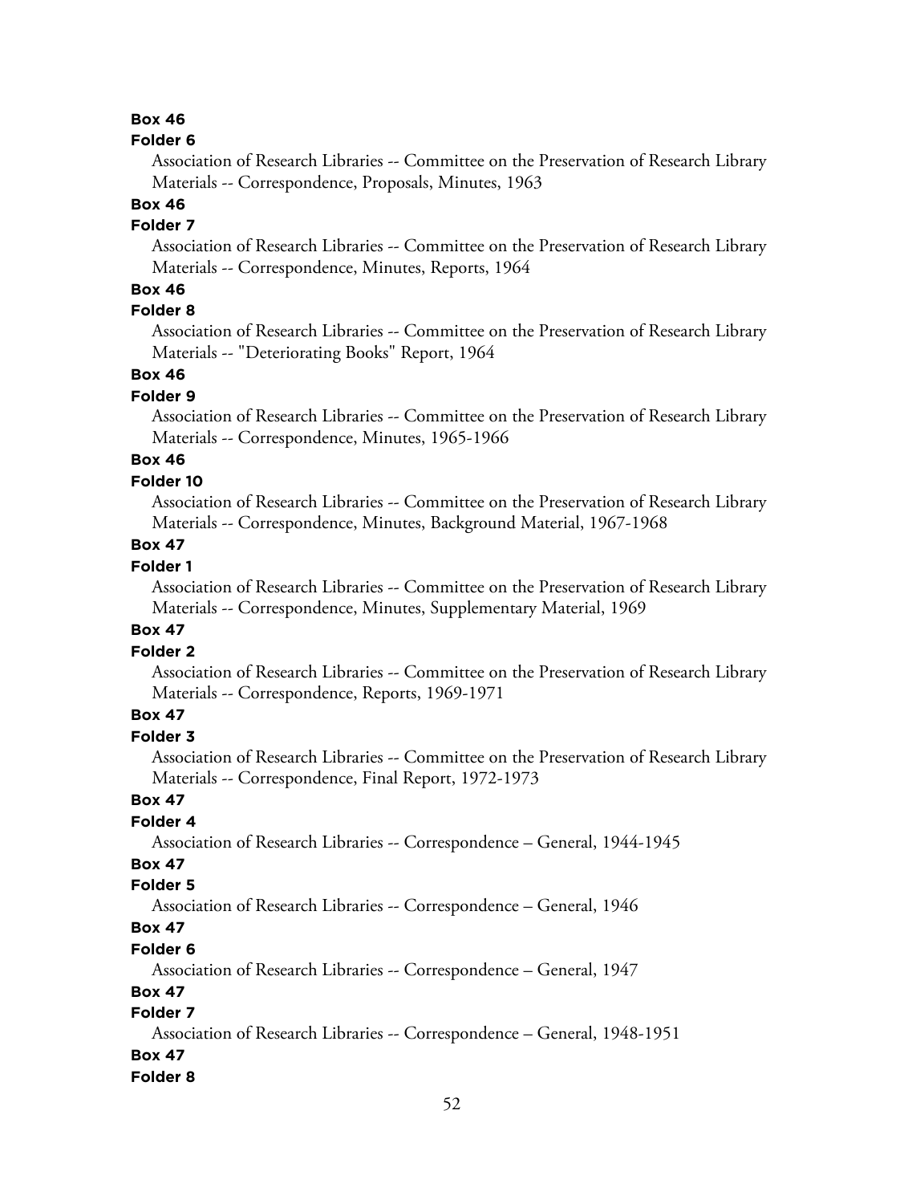**Box 46**

**Folder 6**

Association of Research Libraries -- Committee on the Preservation of Research Library Materials -- Correspondence, Proposals, Minutes, 1963

**Box 46**

**Folder 7**

Association of Research Libraries -- Committee on the Preservation of Research Library Materials -- Correspondence, Minutes, Reports, 1964

**Box 46**

**Folder 8**

Association of Research Libraries -- Committee on the Preservation of Research Library Materials -- "Deteriorating Books" Report, 1964

**Box 46**

**Folder 9**

Association of Research Libraries -- Committee on the Preservation of Research Library Materials -- Correspondence, Minutes, 1965-1966

**Box 46**

**Folder 10**

Association of Research Libraries -- Committee on the Preservation of Research Library Materials -- Correspondence, Minutes, Background Material, 1967-1968

**Box 47**

**Folder 1**

Association of Research Libraries -- Committee on the Preservation of Research Library Materials -- Correspondence, Minutes, Supplementary Material, 1969

**Box 47**

**Folder 2**

Association of Research Libraries -- Committee on the Preservation of Research Library Materials -- Correspondence, Reports, 1969-1971

**Box 47**

**Folder 3**

Association of Research Libraries -- Committee on the Preservation of Research Library Materials -- Correspondence, Final Report, 1972-1973

**Box 47**

**Folder 4**

Association of Research Libraries -- Correspondence – General, 1944-1945

**Box 47**

**Folder 5**

Association of Research Libraries -- Correspondence – General, 1946

**Box 47**

**Folder 6**

Association of Research Libraries -- Correspondence – General, 1947

**Box 47**

**Folder 7**

Association of Research Libraries -- Correspondence – General, 1948-1951

**Box 47**

**Folder 8**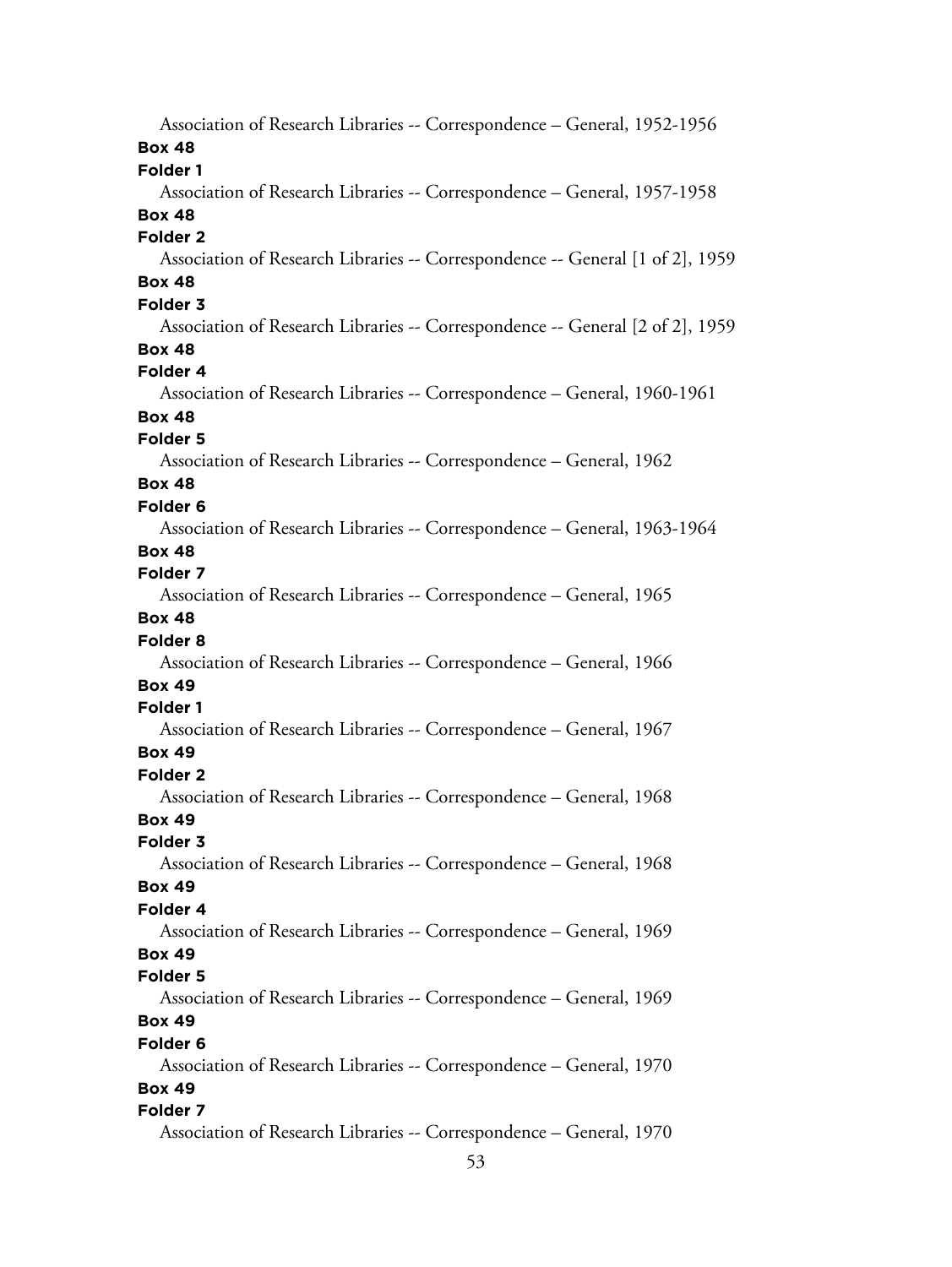Association of Research Libraries -- Correspondence – General, 1952-1956

**Box 48**

**Folder 1**

Association of Research Libraries -- Correspondence – General, 1957-1958

**Box 48**

**Folder 2**

Association of Research Libraries -- Correspondence -- General [1 of 2], 1959

**Box 48**

**Folder 3**

Association of Research Libraries -- Correspondence -- General [2 of 2], 1959

**Box 48**

**Folder 4**

Association of Research Libraries -- Correspondence – General, 1960-1961

**Box 48**

**Folder 5**

Association of Research Libraries -- Correspondence – General, 1962

**Box 48**

**Folder 6**

Association of Research Libraries -- Correspondence – General, 1963-1964

**Box 48**

**Folder 7**

Association of Research Libraries -- Correspondence – General, 1965

**Box 48**

**Folder 8**

Association of Research Libraries -- Correspondence – General, 1966

**Box 49**

**Folder 1**

Association of Research Libraries -- Correspondence – General, 1967

**Box 49**

**Folder 2**

Association of Research Libraries -- Correspondence – General, 1968

**Box 49**

**Folder 3**

Association of Research Libraries -- Correspondence – General, 1968

**Box 49**

**Folder 4**

Association of Research Libraries -- Correspondence – General, 1969

**Box 49**

**Folder 5**

Association of Research Libraries -- Correspondence – General, 1969

**Box 49**

**Folder 6**

Association of Research Libraries -- Correspondence – General, 1970

**Box 49**

**Folder 7**

Association of Research Libraries -- Correspondence – General, 1970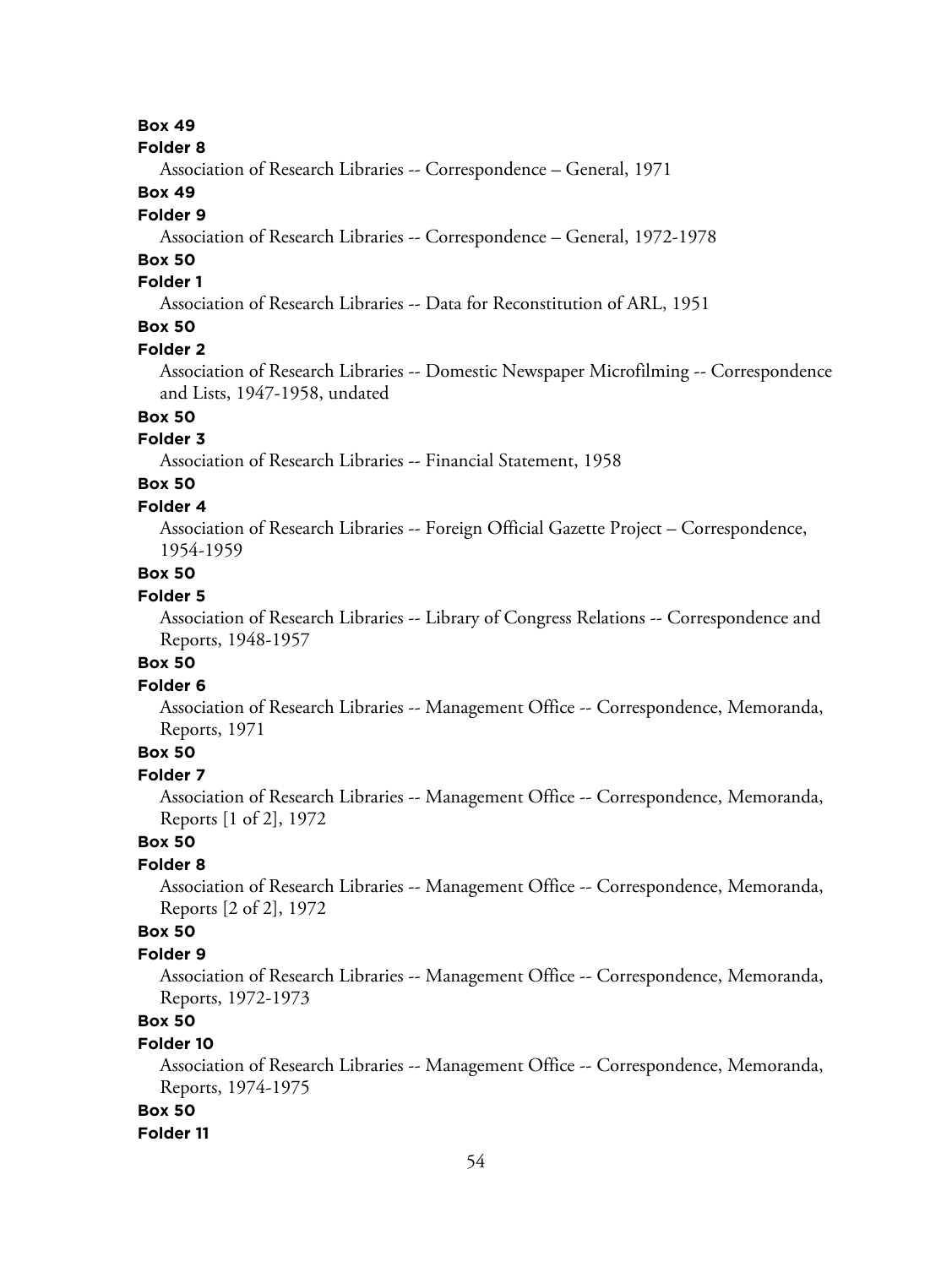**Box 49**

**Folder 8**

Association of Research Libraries -- Correspondence – General, 1971

**Box 49**

**Folder 9**

Association of Research Libraries -- Correspondence – General, 1972-1978

**Box 50**

**Folder 1**

Association of Research Libraries -- Data for Reconstitution of ARL, 1951

**Box 50**

**Folder 2**

Association of Research Libraries -- Domestic Newspaper Microfilming -- Correspondence and Lists, 1947-1958, undated

**Box 50**

**Folder 3**

Association of Research Libraries -- Financial Statement, 1958

**Box 50**

**Folder 4**

Association of Research Libraries -- Foreign Official Gazette Project – Correspondence, 1954-1959

**Box 50**

**Folder 5**

Association of Research Libraries -- Library of Congress Relations -- Correspondence and Reports, 1948-1957

**Box 50**

**Folder 6**

Association of Research Libraries -- Management Office -- Correspondence, Memoranda, Reports, 1971

**Box 50**

**Folder 7**

Association of Research Libraries -- Management Office -- Correspondence, Memoranda, Reports [1 of 2], 1972

**Box 50**

**Folder 8**

Association of Research Libraries -- Management Office -- Correspondence, Memoranda, Reports [2 of 2], 1972

**Box 50**

**Folder 9**

Association of Research Libraries -- Management Office -- Correspondence, Memoranda, Reports, 1972-1973

**Box 50**

**Folder 10**

Association of Research Libraries -- Management Office -- Correspondence, Memoranda, Reports, 1974-1975

**Box 50**

**Folder 11**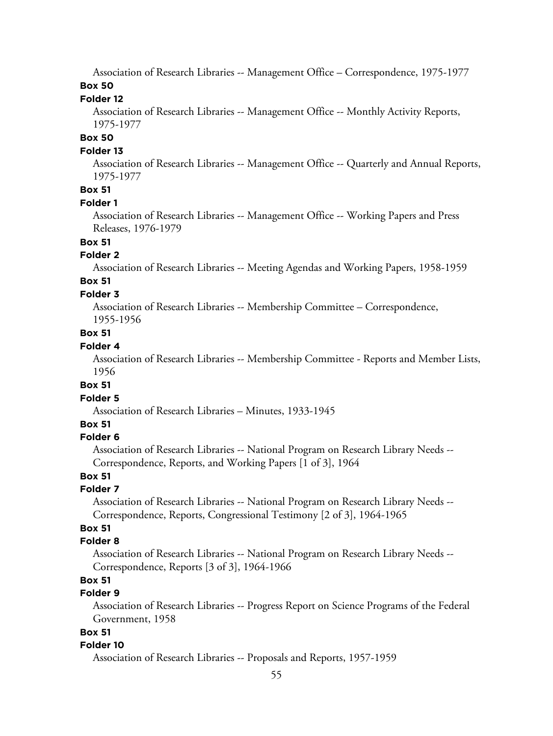Association of Research Libraries -- Management Office – Correspondence, 1975-1977

**Box 50**

**Folder 12**

Association of Research Libraries -- Management Office -- Monthly Activity Reports, 1975-1977

**Box 50**

**Folder 13**

Association of Research Libraries -- Management Office -- Quarterly and Annual Reports, 1975-1977

**Box 51**

**Folder 1**

Association of Research Libraries -- Management Office -- Working Papers and Press Releases, 1976-1979

**Box 51**

**Folder 2**

Association of Research Libraries -- Meeting Agendas and Working Papers, 1958-1959

**Box 51**

**Folder 3**

Association of Research Libraries -- Membership Committee – Correspondence, 1955-1956

**Box 51**

**Folder 4**

Association of Research Libraries -- Membership Committee - Reports and Member Lists, 1956

**Box 51**

**Folder 5**

Association of Research Libraries – Minutes, 1933-1945

**Box 51**

**Folder 6**

Association of Research Libraries -- National Program on Research Library Needs -- Correspondence, Reports, and Working Papers [1 of 3], 1964

**Box 51**

**Folder 7**

Association of Research Libraries -- National Program on Research Library Needs -- Correspondence, Reports, Congressional Testimony [2 of 3], 1964-1965

**Box 51**

**Folder 8**

Association of Research Libraries -- National Program on Research Library Needs -- Correspondence, Reports [3 of 3], 1964-1966

**Box 51**

**Folder 9**

Association of Research Libraries -- Progress Report on Science Programs of the Federal Government, 1958

**Box 51**

**Folder 10**

Association of Research Libraries -- Proposals and Reports, 1957-1959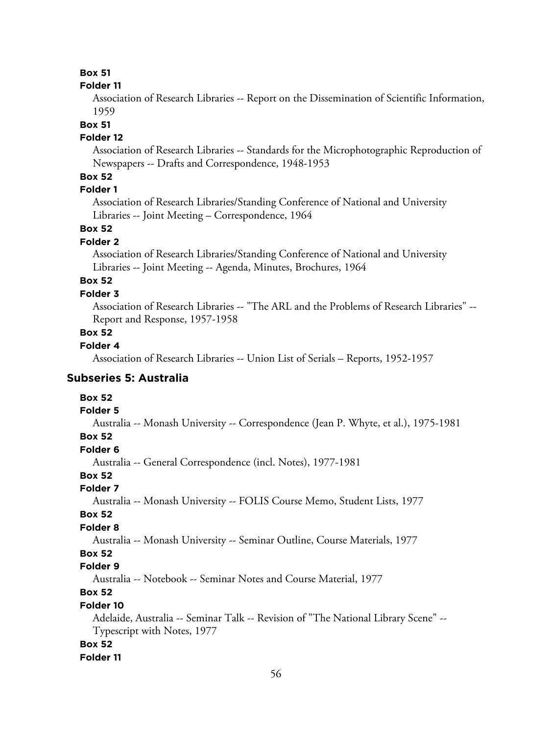**Box 51**

**Folder 11**

Association of Research Libraries -- Report on the Dissemination of Scientific Information, 1959

**Box 51**

**Folder 12**

Association of Research Libraries -- Standards for the Microphotographic Reproduction of Newspapers -- Drafts and Correspondence, 1948-1953

**Box 52**

**Folder 1**

Association of Research Libraries/Standing Conference of National and University Libraries -- Joint Meeting – Correspondence, 1964

**Box 52**

**Folder 2**

Association of Research Libraries/Standing Conference of National and University Libraries -- Joint Meeting -- Agenda, Minutes, Brochures, 1964

**Box 52**

**Folder 3**

Association of Research Libraries -- "The ARL and the Problems of Research Libraries" -- Report and Response, 1957-1958

**Box 52**

**Folder 4**

Association of Research Libraries -- Union List of Serials – Reports, 1952-1957

## Subseries 5: Australia

**Box 52**

**Folder 5**

Australia -- Monash University -- Correspondence (Jean P. Whyte, et al.), 1975-1981

**Box 52**

**Folder 6**

Australia -- General Correspondence (incl. Notes), 1977-1981

**Box 52**

**Folder 7**

Australia -- Monash University -- FOLIS Course Memo, Student Lists, 1977

**Box 52**

**Folder 8**

Australia -- Monash University -- Seminar Outline, Course Materials, 1977

**Box 52**

**Folder 9**

Australia -- Notebook -- Seminar Notes and Course Material, 1977

**Box 52**

**Folder 10**

Adelaide, Australia -- Seminar Talk -- Revision of "The National Library Scene" -- Typescript with Notes, 1977

**Box 52**

**Folder 11**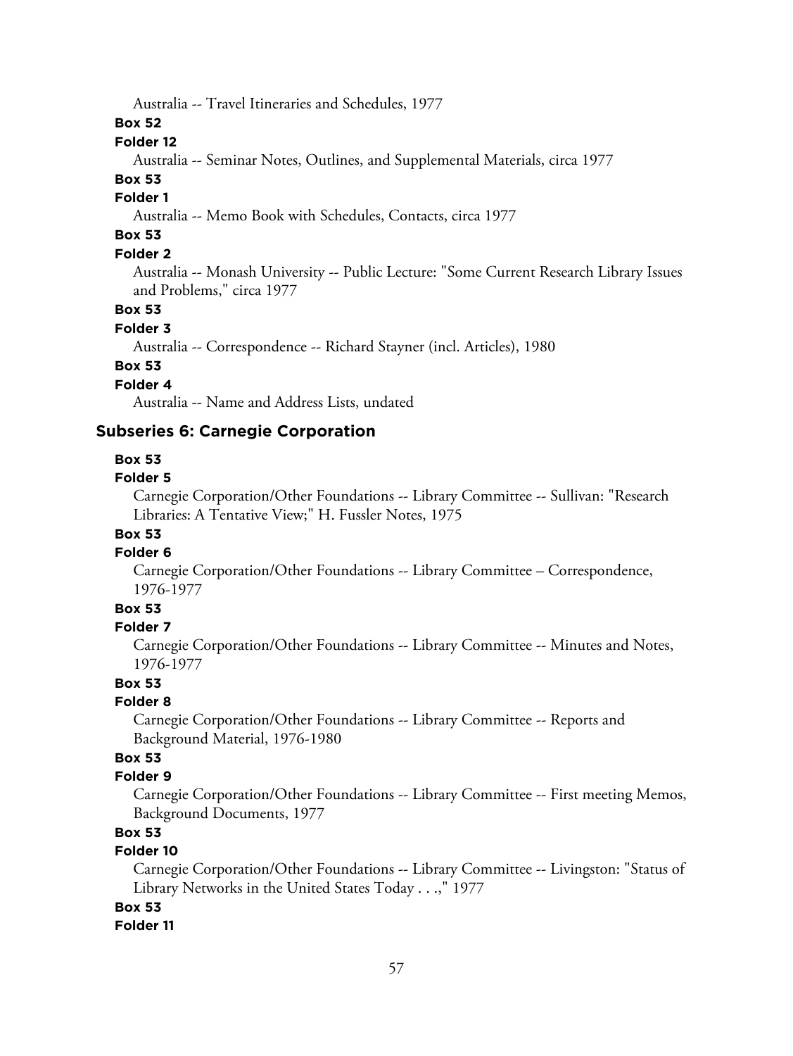Australia -- Travel Itineraries and Schedules, 1977

**Box 52**

**Folder 12**

Australia -- Seminar Notes, Outlines, and Supplemental Materials, circa 1977

**Box 53**

**Folder 1**

Australia -- Memo Book with Schedules, Contacts, circa 1977

**Box 53**

**Folder 2**

Australia -- Monash University -- Public Lecture: "Some Current Research Library Issues and Problems," circa 1977

**Box 53**

**Folder 3**

Australia -- Correspondence -- Richard Stayner (incl. Articles), 1980

**Box 53**

**Folder 4**

Australia -- Name and Address Lists, undated

## Subseries 6: Carnegie Corporation

**Box 53**

**Folder 5**

Carnegie Corporation/Other Foundations -- Library Committee -- Sullivan: "Research Libraries: A Tentative View;" H. Fussler Notes, 1975

**Box 53**

**Folder 6**

Carnegie Corporation/Other Foundations -- Library Committee – Correspondence, 1976-1977

**Box 53**

**Folder 7**

Carnegie Corporation/Other Foundations -- Library Committee -- Minutes and Notes, 1976-1977

**Box 53**

**Folder 8**

Carnegie Corporation/Other Foundations -- Library Committee -- Reports and Background Material, 1976-1980

**Box 53**

**Folder 9**

Carnegie Corporation/Other Foundations -- Library Committee -- First meeting Memos, Background Documents, 1977

**Box 53**

**Folder 10**

Carnegie Corporation/Other Foundations -- Library Committee -- Livingston: "Status of Library Networks in the United States Today . . .," 1977

**Box 53**

**Folder 11**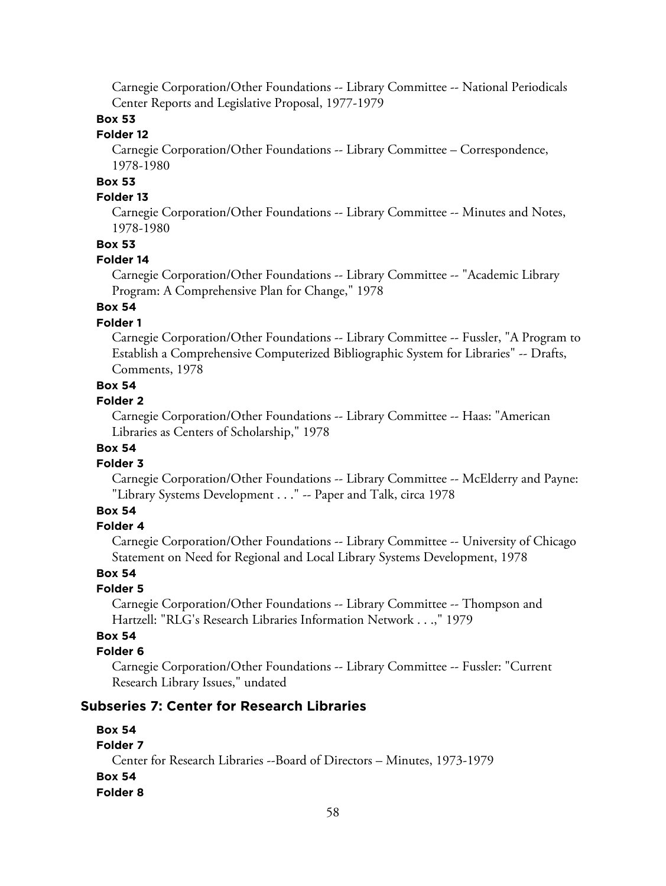Carnegie Corporation/Other Foundations -- Library Committee -- National Periodicals Center Reports and Legislative Proposal, 1977-1979

**Box 53**

**Folder 12**

Carnegie Corporation/Other Foundations -- Library Committee – Correspondence, 1978-1980

**Box 53**

**Folder 13**

Carnegie Corporation/Other Foundations -- Library Committee -- Minutes and Notes, 1978-1980

**Box 53**

**Folder 14**

Carnegie Corporation/Other Foundations -- Library Committee -- "Academic Library Program: A Comprehensive Plan for Change," 1978

**Box 54**

**Folder 1**

Carnegie Corporation/Other Foundations -- Library Committee -- Fussler, "A Program to Establish a Comprehensive Computerized Bibliographic System for Libraries" -- Drafts, Comments, 1978

**Box 54**

**Folder 2**

Carnegie Corporation/Other Foundations -- Library Committee -- Haas: "American Libraries as Centers of Scholarship," 1978

**Box 54**

**Folder 3**

Carnegie Corporation/Other Foundations -- Library Committee -- McElderry and Payne: "Library Systems Development . . ." -- Paper and Talk, circa 1978

**Box 54**

**Folder 4**

Carnegie Corporation/Other Foundations -- Library Committee -- University of Chicago Statement on Need for Regional and Local Library Systems Development, 1978

**Box 54**

**Folder 5**

Carnegie Corporation/Other Foundations -- Library Committee -- Thompson and Hartzell: "RLG's Research Libraries Information Network . . .," 1979

**Box 54**

**Folder 6**

Carnegie Corporation/Other Foundations -- Library Committee -- Fussler: "Current Research Library Issues," undated

## Subseries 7: Center for Research Libraries

**Box 54**

**Folder 7**

Center for Research Libraries --Board of Directors – Minutes, 1973-1979

**Box 54**

**Folder 8**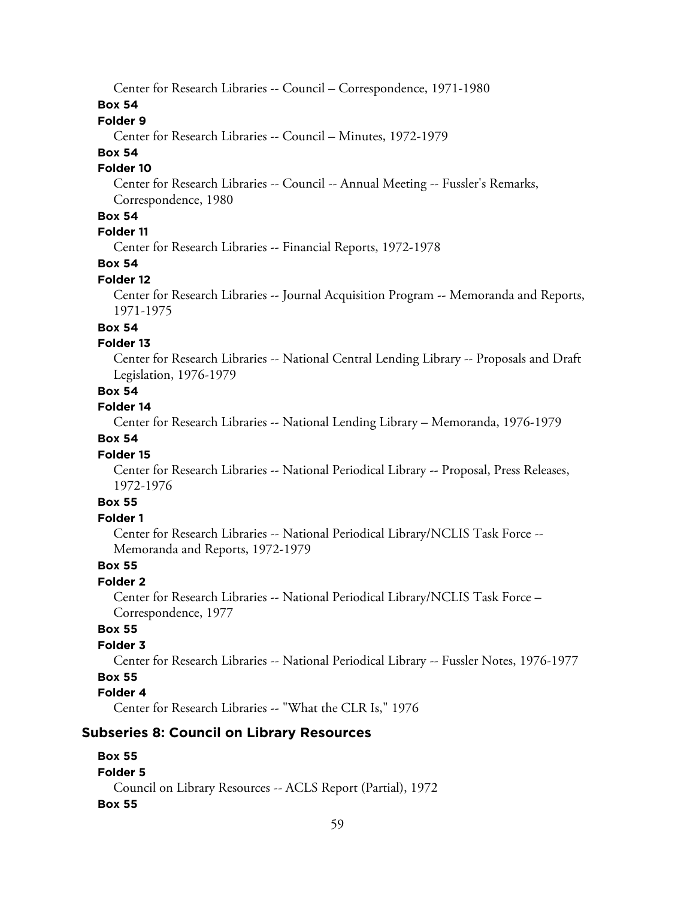Center for Research Libraries -- Council – Correspondence, 1971-1980

**Box 54**

**Folder 9**

Center for Research Libraries -- Council – Minutes, 1972-1979

**Box 54**

**Folder 10**

Center for Research Libraries -- Council -- Annual Meeting -- Fussler's Remarks, Correspondence, 1980

**Box 54**

**Folder 11**

Center for Research Libraries -- Financial Reports, 1972-1978

**Box 54**

**Folder 12**

Center for Research Libraries -- Journal Acquisition Program -- Memoranda and Reports, 1971-1975

**Box 54**

**Folder 13**

Center for Research Libraries -- National Central Lending Library -- Proposals and Draft Legislation, 1976-1979

**Box 54**

**Folder 14**

Center for Research Libraries -- National Lending Library – Memoranda, 1976-1979

**Box 54**

**Folder 15**

Center for Research Libraries -- National Periodical Library -- Proposal, Press Releases, 1972-1976

**Box 55**

**Folder 1**

Center for Research Libraries -- National Periodical Library/NCLIS Task Force -- Memoranda and Reports, 1972-1979

**Box 55**

**Folder 2**

Center for Research Libraries -- National Periodical Library/NCLIS Task Force – Correspondence, 1977

**Box 55**

**Folder 3**

Center for Research Libraries -- National Periodical Library -- Fussler Notes, 1976-1977

**Box 55**

**Folder 4**

Center for Research Libraries -- "What the CLR Is," 1976

### Subseries 8: Council on Library Resources

**Box 55**

**Folder 5**

Council on Library Resources -- ACLS Report (Partial), 1972

**Box 55**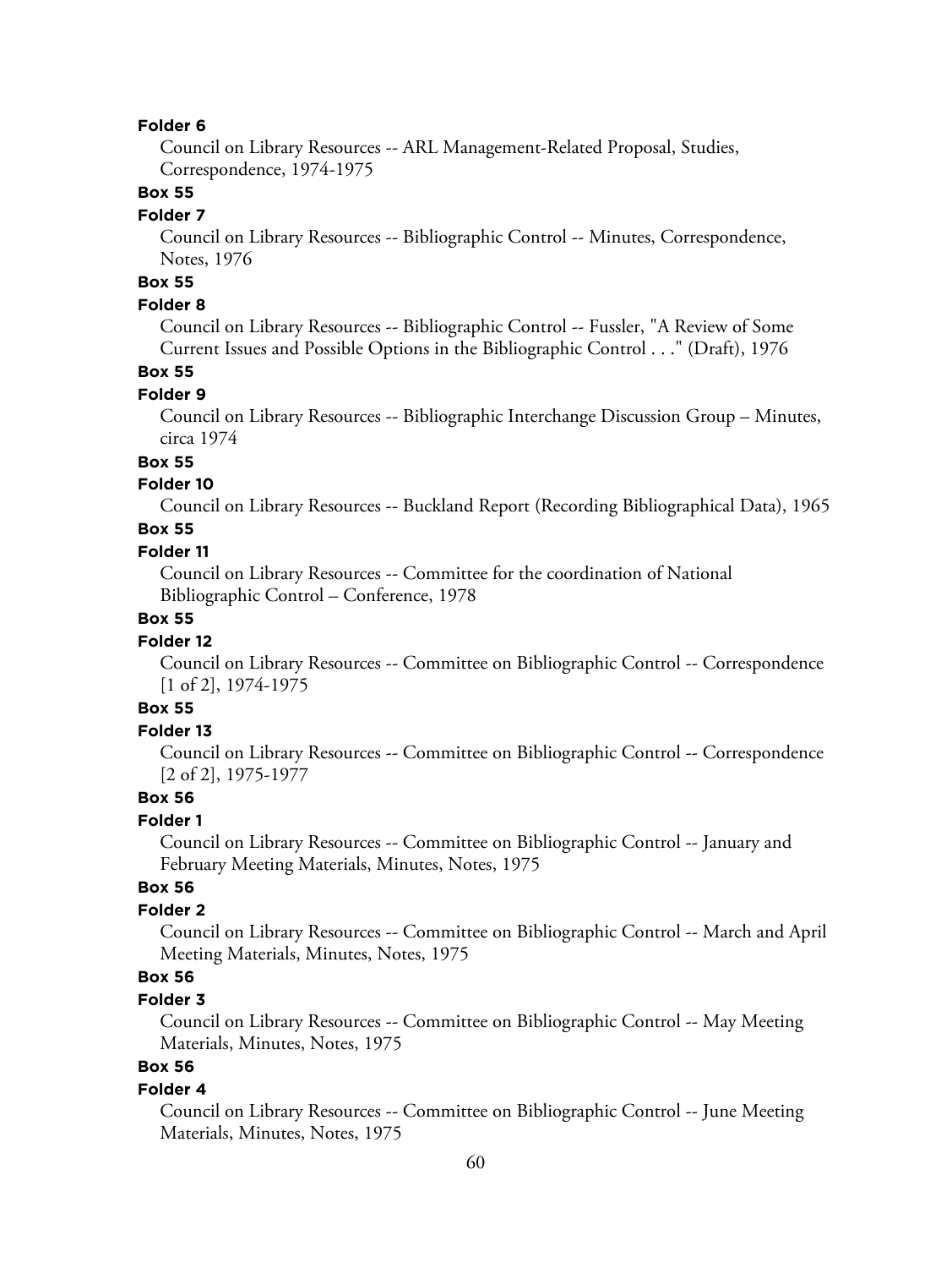**Folder 6**

Council on Library Resources -- ARL Management-Related Proposal, Studies, Correspondence, 1974-1975

**Box 55**

**Folder 7**

Council on Library Resources -- Bibliographic Control -- Minutes, Correspondence, Notes, 1976

**Box 55**

**Folder 8**

Council on Library Resources -- Bibliographic Control -- Fussler, "A Review of Some Current Issues and Possible Options in the Bibliographic Control . . ." (Draft), 1976

**Box 55**

**Folder 9**

Council on Library Resources -- Bibliographic Interchange Discussion Group – Minutes, circa 1974

**Box 55**

**Folder 10**

Council on Library Resources -- Buckland Report (Recording Bibliographical Data), 1965

**Box 55**

**Folder 11**

Council on Library Resources -- Committee for the coordination of National Bibliographic Control – Conference, 1978

**Box 55**

**Folder 12**

Council on Library Resources -- Committee on Bibliographic Control -- Correspondence [1 of 2], 1974-1975

**Box 55**

**Folder 13**

Council on Library Resources -- Committee on Bibliographic Control -- Correspondence [2 of 2], 1975-1977

**Box 56**

**Folder 1**

Council on Library Resources -- Committee on Bibliographic Control -- January and February Meeting Materials, Minutes, Notes, 1975

**Box 56**

**Folder 2**

Council on Library Resources -- Committee on Bibliographic Control -- March and April Meeting Materials, Minutes, Notes, 1975

**Box 56**

**Folder 3**

Council on Library Resources -- Committee on Bibliographic Control -- May Meeting Materials, Minutes, Notes, 1975

**Box 56**

**Folder 4**

Council on Library Resources -- Committee on Bibliographic Control -- June Meeting Materials, Minutes, Notes, 1975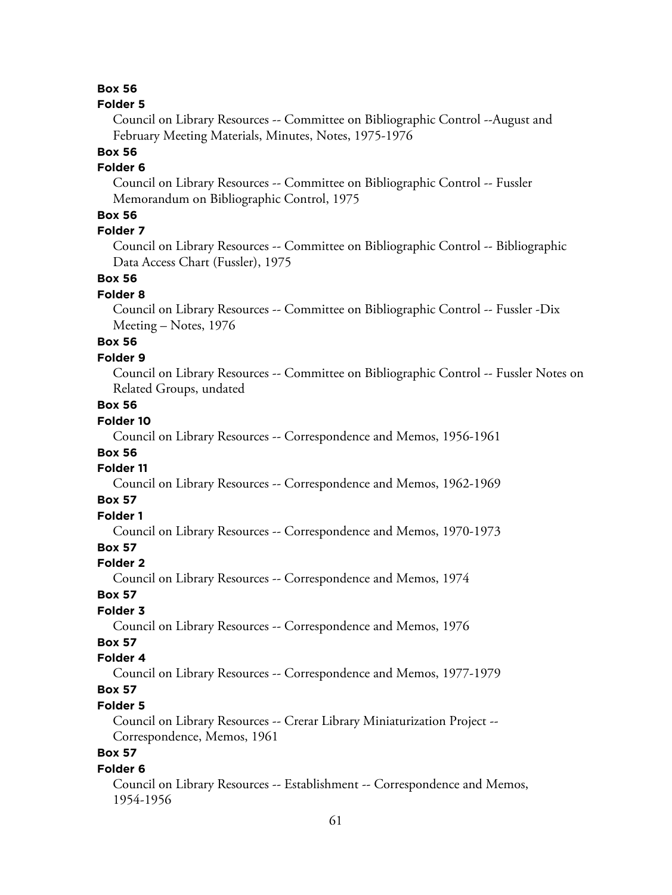**Box 56**

**Folder 5**

Council on Library Resources -- Committee on Bibliographic Control --August and February Meeting Materials, Minutes, Notes, 1975-1976

**Box 56**

**Folder 6**

Council on Library Resources -- Committee on Bibliographic Control -- Fussler Memorandum on Bibliographic Control, 1975

**Box 56**

**Folder 7**

Council on Library Resources -- Committee on Bibliographic Control -- Bibliographic Data Access Chart (Fussler), 1975

**Box 56**

**Folder 8**

Council on Library Resources -- Committee on Bibliographic Control -- Fussler -Dix Meeting – Notes, 1976

**Box 56**

**Folder 9**

Council on Library Resources -- Committee on Bibliographic Control -- Fussler Notes on Related Groups, undated

**Box 56**

**Folder 10**

Council on Library Resources -- Correspondence and Memos, 1956-1961

**Box 56**

**Folder 11**

Council on Library Resources -- Correspondence and Memos, 1962-1969

**Box 57**

**Folder 1**

Council on Library Resources -- Correspondence and Memos, 1970-1973

**Box 57**

**Folder 2**

Council on Library Resources -- Correspondence and Memos, 1974

**Box 57**

**Folder 3**

Council on Library Resources -- Correspondence and Memos, 1976

**Box 57**

**Folder 4**

Council on Library Resources -- Correspondence and Memos, 1977-1979

**Box 57**

**Folder 5**

Council on Library Resources -- Crerar Library Miniaturization Project -- Correspondence, Memos, 1961

**Box 57**

**Folder 6**

Council on Library Resources -- Establishment -- Correspondence and Memos, 1954-1956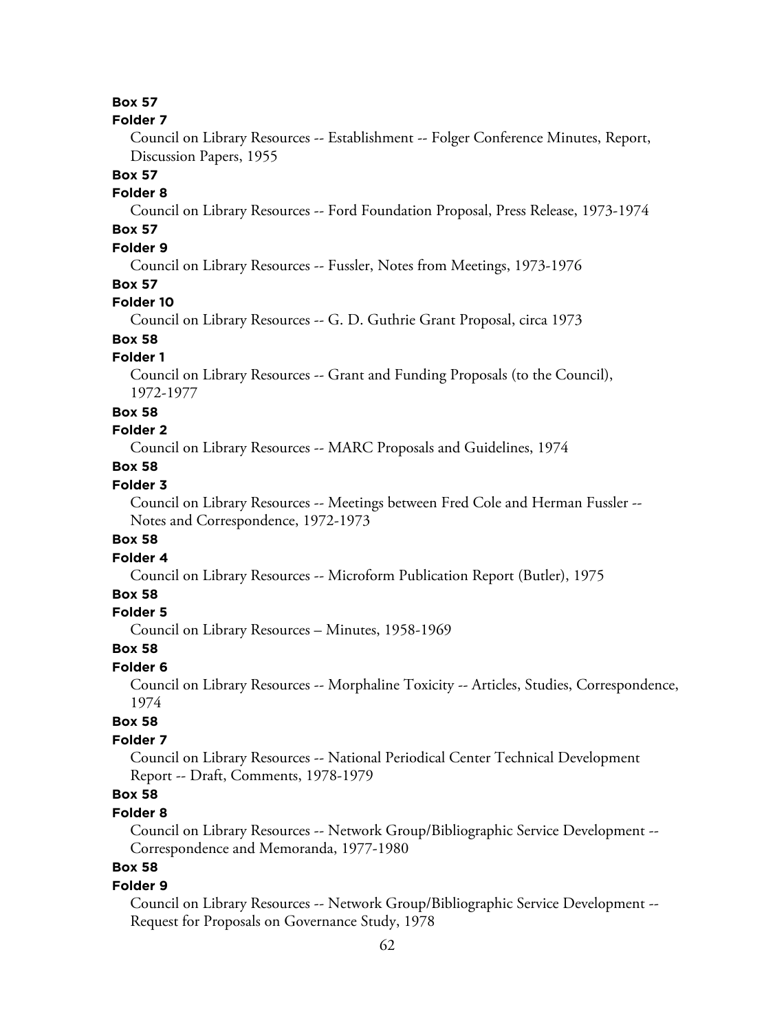**Box 57**

**Folder 7**

Council on Library Resources -- Establishment -- Folger Conference Minutes, Report, Discussion Papers, 1955

**Box 57**

**Folder 8**

Council on Library Resources -- Ford Foundation Proposal, Press Release, 1973-1974

**Box 57**

**Folder 9**

Council on Library Resources -- Fussler, Notes from Meetings, 1973-1976

**Box 57**

**Folder 10**

Council on Library Resources -- G. D. Guthrie Grant Proposal, circa 1973

**Box 58**

**Folder 1**

Council on Library Resources -- Grant and Funding Proposals (to the Council), 1972-1977

**Box 58**

**Folder 2**

Council on Library Resources -- MARC Proposals and Guidelines, 1974

**Box 58**

**Folder 3**

Council on Library Resources -- Meetings between Fred Cole and Herman Fussler -- Notes and Correspondence, 1972-1973

**Box 58**

**Folder 4**

Council on Library Resources -- Microform Publication Report (Butler), 1975

**Box 58**

**Folder 5**

Council on Library Resources – Minutes, 1958-1969

**Box 58**

**Folder 6**

Council on Library Resources -- Morphaline Toxicity -- Articles, Studies, Correspondence, 1974

**Box 58**

**Folder 7**

Council on Library Resources -- National Periodical Center Technical Development Report -- Draft, Comments, 1978-1979

**Box 58**

**Folder 8**

Council on Library Resources -- Network Group/Bibliographic Service Development -- Correspondence and Memoranda, 1977-1980

**Box 58**

**Folder 9**

Council on Library Resources -- Network Group/Bibliographic Service Development -- Request for Proposals on Governance Study, 1978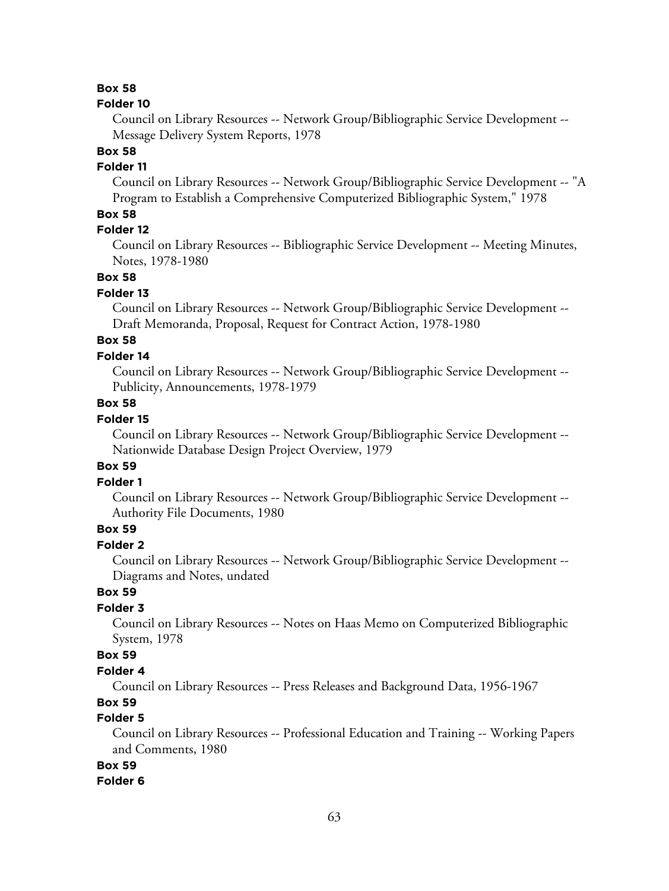**Box 58**

**Folder 10**

Council on Library Resources -- Network Group/Bibliographic Service Development -- Message Delivery System Reports, 1978

**Box 58**

**Folder 11**

Council on Library Resources -- Network Group/Bibliographic Service Development -- "A Program to Establish a Comprehensive Computerized Bibliographic System," 1978

**Box 58**

**Folder 12**

Council on Library Resources -- Bibliographic Service Development -- Meeting Minutes, Notes, 1978-1980

**Box 58**

**Folder 13**

Council on Library Resources -- Network Group/Bibliographic Service Development -- Draft Memoranda, Proposal, Request for Contract Action, 1978-1980

**Box 58**

**Folder 14**

Council on Library Resources -- Network Group/Bibliographic Service Development -- Publicity, Announcements, 1978-1979

**Box 58**

**Folder 15**

Council on Library Resources -- Network Group/Bibliographic Service Development -- Nationwide Database Design Project Overview, 1979

**Box 59**

**Folder 1**

Council on Library Resources -- Network Group/Bibliographic Service Development -- Authority File Documents, 1980

**Box 59**

**Folder 2**

Council on Library Resources -- Network Group/Bibliographic Service Development -- Diagrams and Notes, undated

**Box 59**

**Folder 3**

Council on Library Resources -- Notes on Haas Memo on Computerized Bibliographic System, 1978

**Box 59**

**Folder 4**

Council on Library Resources -- Press Releases and Background Data, 1956-1967

**Box 59**

**Folder 5**

Council on Library Resources -- Professional Education and Training -- Working Papers and Comments, 1980

**Box 59**

**Folder 6**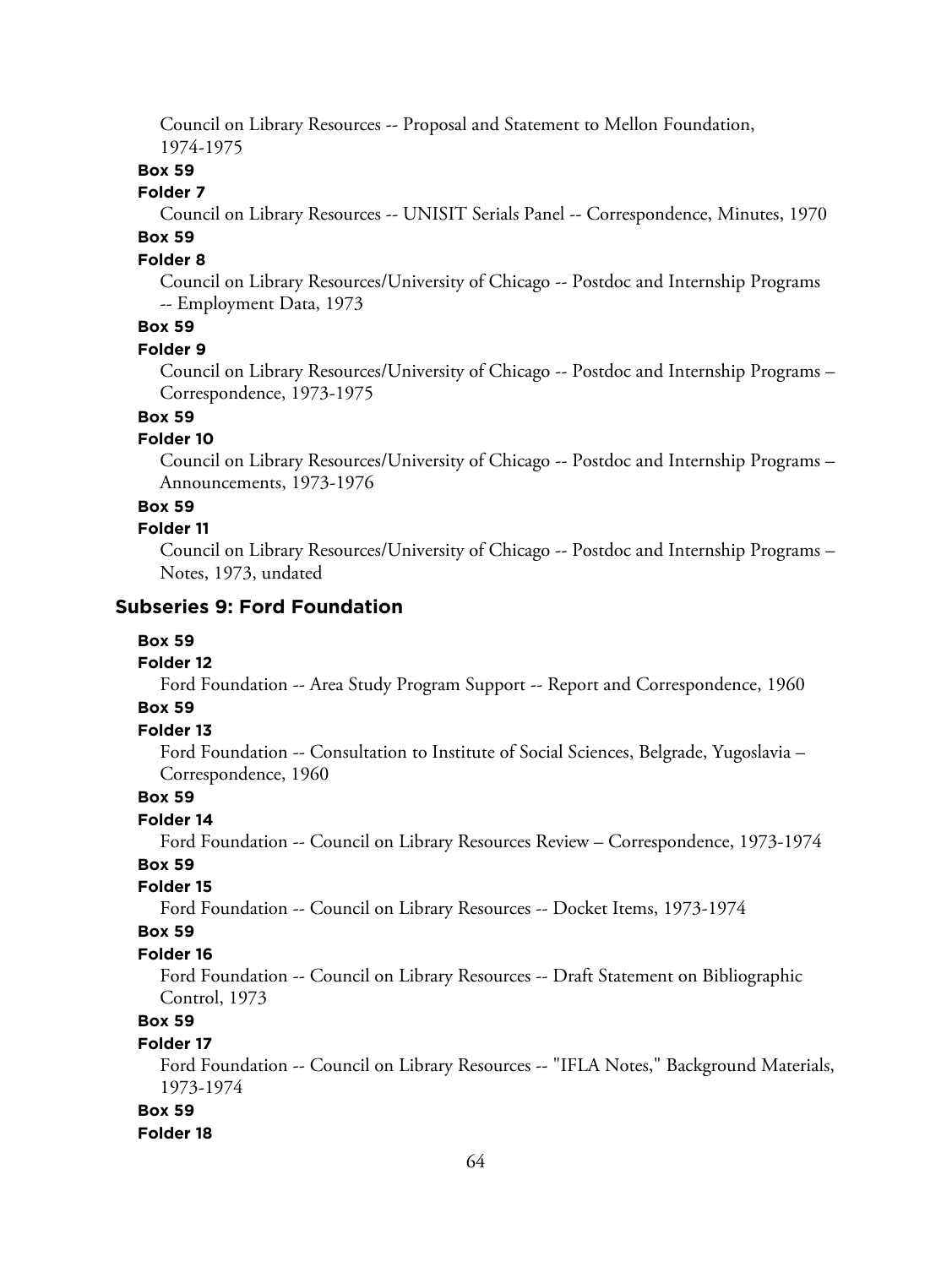Council on Library Resources -- Proposal and Statement to Mellon Foundation, 1974-1975

**Box 59**

**Folder 7**

Council on Library Resources -- UNISIT Serials Panel -- Correspondence, Minutes, 1970

**Box 59**

**Folder 8**

Council on Library Resources/University of Chicago -- Postdoc and Internship Programs -- Employment Data, 1973

**Box 59**

**Folder 9**

Council on Library Resources/University of Chicago -- Postdoc and Internship Programs – Correspondence, 1973-1975

**Box 59**

**Folder 10**

Council on Library Resources/University of Chicago -- Postdoc and Internship Programs – Announcements, 1973-1976

**Box 59**

**Folder 11**

Council on Library Resources/University of Chicago -- Postdoc and Internship Programs – Notes, 1973, undated

## Subseries 9: Ford Foundation

**Box 59**

**Folder 12**

Ford Foundation -- Area Study Program Support -- Report and Correspondence, 1960

**Box 59**

**Folder 13**

Ford Foundation -- Consultation to Institute of Social Sciences, Belgrade, Yugoslavia – Correspondence, 1960

**Box 59**

**Folder 14**

Ford Foundation -- Council on Library Resources Review – Correspondence, 1973-1974

**Box 59**

**Folder 15**

Ford Foundation -- Council on Library Resources -- Docket Items, 1973-1974

**Box 59**

**Folder 16**

Ford Foundation -- Council on Library Resources -- Draft Statement on Bibliographic Control, 1973

**Box 59**

**Folder 17**

Ford Foundation -- Council on Library Resources -- "IFLA Notes," Background Materials, 1973-1974

**Box 59**

**Folder 18**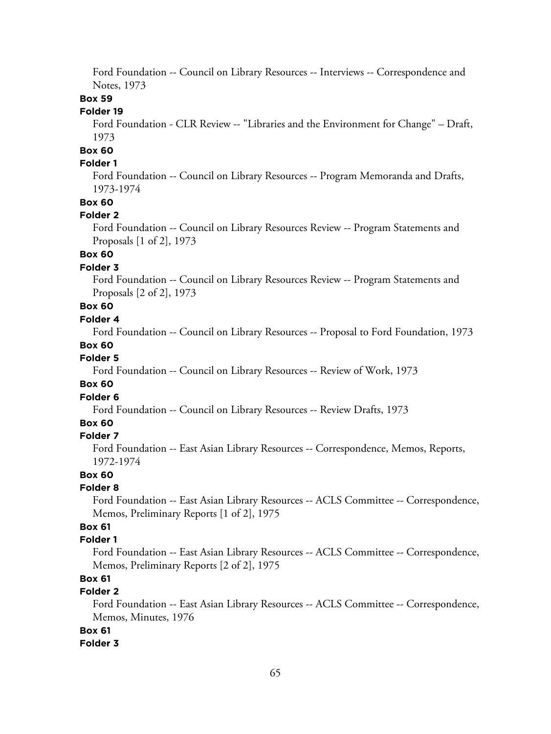Ford Foundation -- Council on Library Resources -- Interviews -- Correspondence and Notes, 1973

**Box 59**

**Folder 19**

Ford Foundation - CLR Review -- "Libraries and the Environment for Change" – Draft, 1973

**Box 60**

**Folder 1**

Ford Foundation -- Council on Library Resources -- Program Memoranda and Drafts, 1973-1974

**Box 60**

**Folder 2**

Ford Foundation -- Council on Library Resources Review -- Program Statements and Proposals [1 of 2], 1973

**Box 60**

**Folder 3**

Ford Foundation -- Council on Library Resources Review -- Program Statements and Proposals [2 of 2], 1973

**Box 60**

**Folder 4**

Ford Foundation -- Council on Library Resources -- Proposal to Ford Foundation, 1973

**Box 60**

**Folder 5**

Ford Foundation -- Council on Library Resources -- Review of Work, 1973

**Box 60**

**Folder 6**

Ford Foundation -- Council on Library Resources -- Review Drafts, 1973

**Box 60**

**Folder 7**

Ford Foundation -- East Asian Library Resources -- Correspondence, Memos, Reports, 1972-1974

**Box 60**

**Folder 8**

Ford Foundation -- East Asian Library Resources -- ACLS Committee -- Correspondence, Memos, Preliminary Reports [1 of 2], 1975

**Box 61**

**Folder 1**

Ford Foundation -- East Asian Library Resources -- ACLS Committee -- Correspondence, Memos, Preliminary Reports [2 of 2], 1975

**Box 61**

**Folder 2**

Ford Foundation -- East Asian Library Resources -- ACLS Committee -- Correspondence, Memos, Minutes, 1976

**Box 61**

**Folder 3**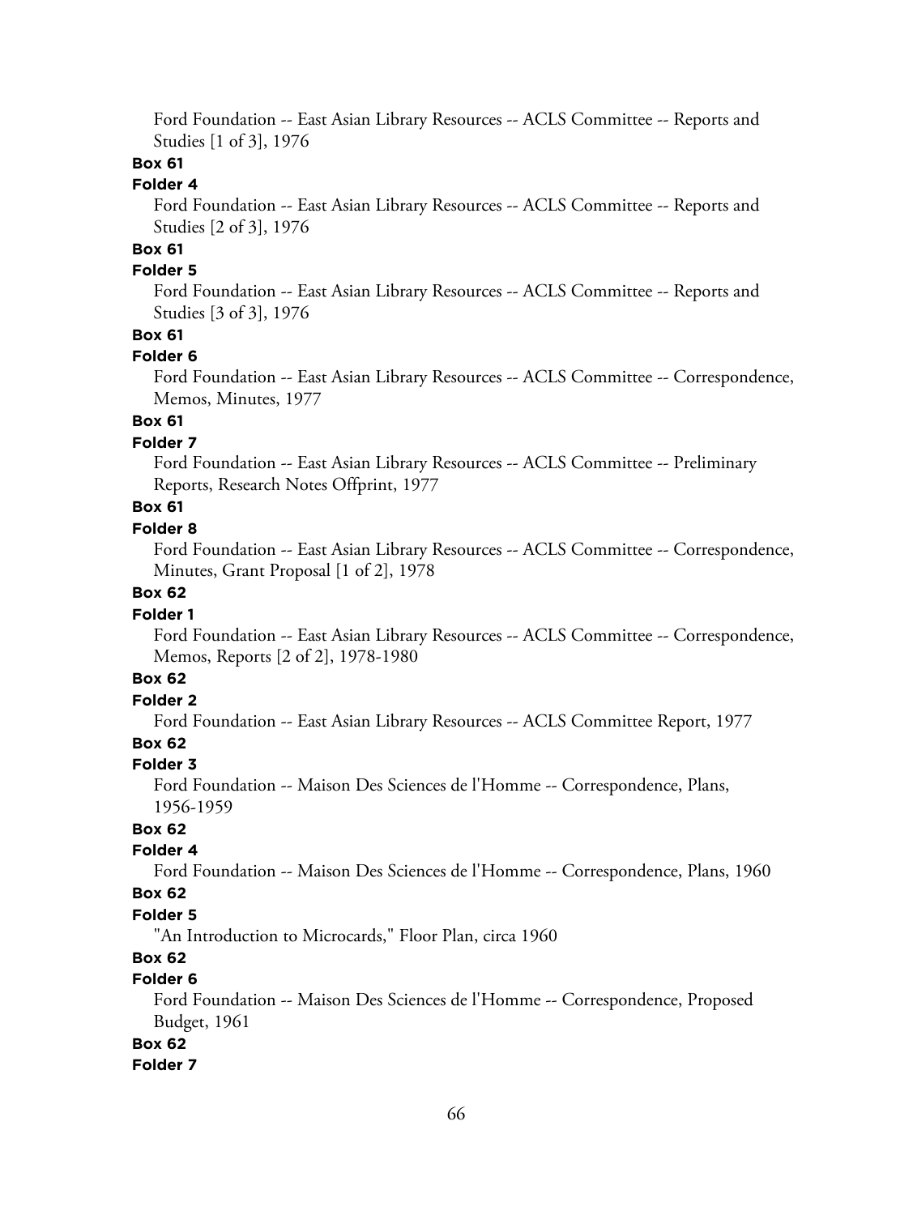Ford Foundation -- East Asian Library Resources -- ACLS Committee -- Reports and Studies [1 of 3], 1976

**Box 61**

**Folder 4**

Ford Foundation -- East Asian Library Resources -- ACLS Committee -- Reports and Studies [2 of 3], 1976

**Box 61**

**Folder 5**

Ford Foundation -- East Asian Library Resources -- ACLS Committee -- Reports and Studies [3 of 3], 1976

**Box 61**

**Folder 6**

Ford Foundation -- East Asian Library Resources -- ACLS Committee -- Correspondence, Memos, Minutes, 1977

**Box 61**

**Folder 7**

Ford Foundation -- East Asian Library Resources -- ACLS Committee -- Preliminary Reports, Research Notes Offprint, 1977

**Box 61**

**Folder 8**

Ford Foundation -- East Asian Library Resources -- ACLS Committee -- Correspondence, Minutes, Grant Proposal [1 of 2], 1978

**Box 62**

**Folder 1**

Ford Foundation -- East Asian Library Resources -- ACLS Committee -- Correspondence, Memos, Reports [2 of 2], 1978-1980

**Box 62**

**Folder 2**

Ford Foundation -- East Asian Library Resources -- ACLS Committee Report, 1977

**Box 62**

**Folder 3**

Ford Foundation -- Maison Des Sciences de l'Homme -- Correspondence, Plans, 1956-1959

**Box 62**

**Folder 4**

Ford Foundation -- Maison Des Sciences de l'Homme -- Correspondence, Plans, 1960

**Box 62**

**Folder 5**

"An Introduction to Microcards," Floor Plan, circa 1960

**Box 62**

**Folder 6**

Ford Foundation -- Maison Des Sciences de l'Homme -- Correspondence, Proposed Budget, 1961

**Box 62**

**Folder 7**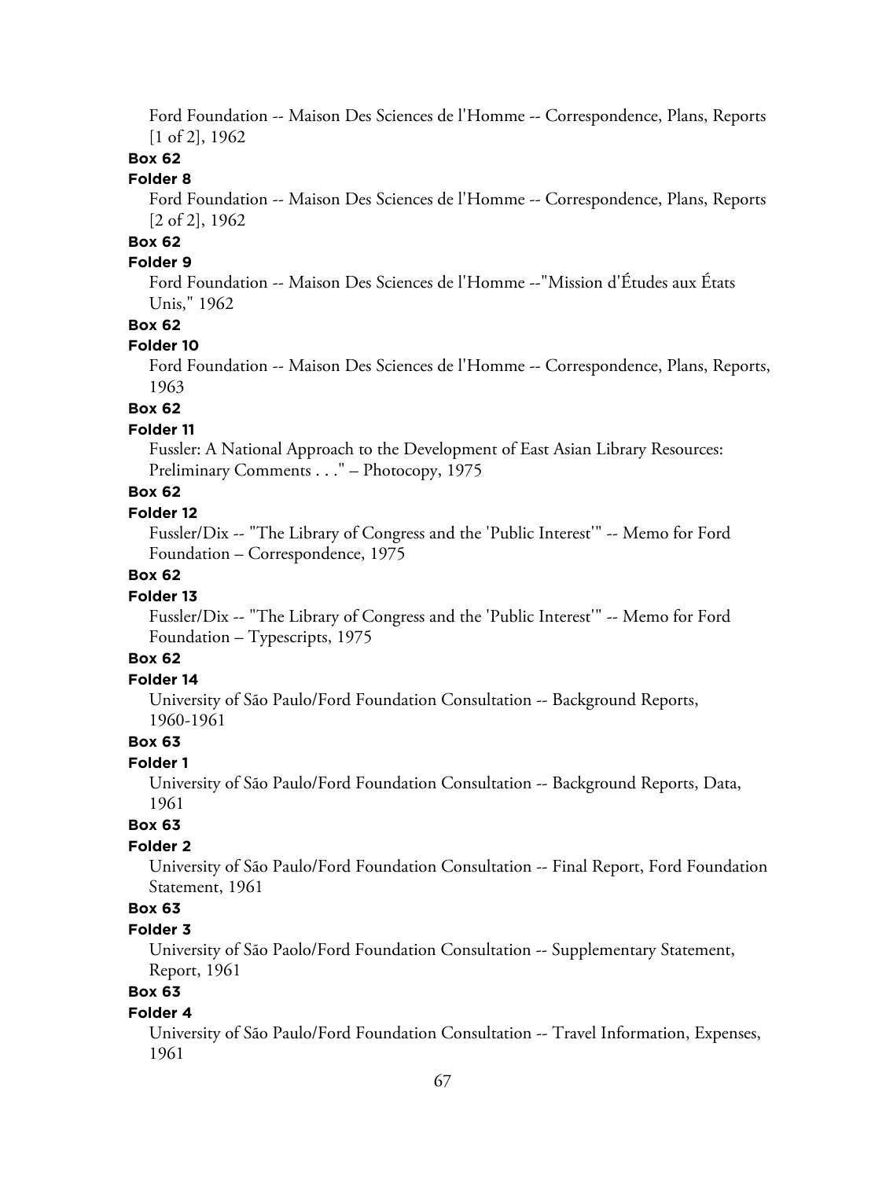Ford Foundation -- Maison Des Sciences de l'Homme -- Correspondence, Plans, Reports [1 of 2], 1962

**Box 62**

**Folder 8**

Ford Foundation -- Maison Des Sciences de l'Homme -- Correspondence, Plans, Reports [2 of 2], 1962

**Box 62**

**Folder 9**

Ford Foundation -- Maison Des Sciences de l'Homme --"Mission d'Études aux États Unis," 1962

**Box 62**

**Folder 10**

Ford Foundation -- Maison Des Sciences de l'Homme -- Correspondence, Plans, Reports, 1963

**Box 62**

**Folder 11**

Fussler: A National Approach to the Development of East Asian Library Resources: Preliminary Comments . . ." – Photocopy, 1975

**Box 62**

**Folder 12**

Fussler/Dix -- "The Library of Congress and the 'Public Interest'" -- Memo for Ford Foundation – Correspondence, 1975

**Box 62**

**Folder 13**

Fussler/Dix -- "The Library of Congress and the 'Public Interest'" -- Memo for Ford Foundation – Typescripts, 1975

**Box 62**

**Folder 14**

University of São Paulo/Ford Foundation Consultation -- Background Reports, 1960-1961

**Box 63**

**Folder 1**

University of São Paulo/Ford Foundation Consultation -- Background Reports, Data, 1961

**Box 63**

**Folder 2**

University of São Paulo/Ford Foundation Consultation -- Final Report, Ford Foundation Statement, 1961

**Box 63**

**Folder 3**

University of São Paolo/Ford Foundation Consultation -- Supplementary Statement, Report, 1961

**Box 63**

**Folder 4**

University of São Paulo/Ford Foundation Consultation -- Travel Information, Expenses, 1961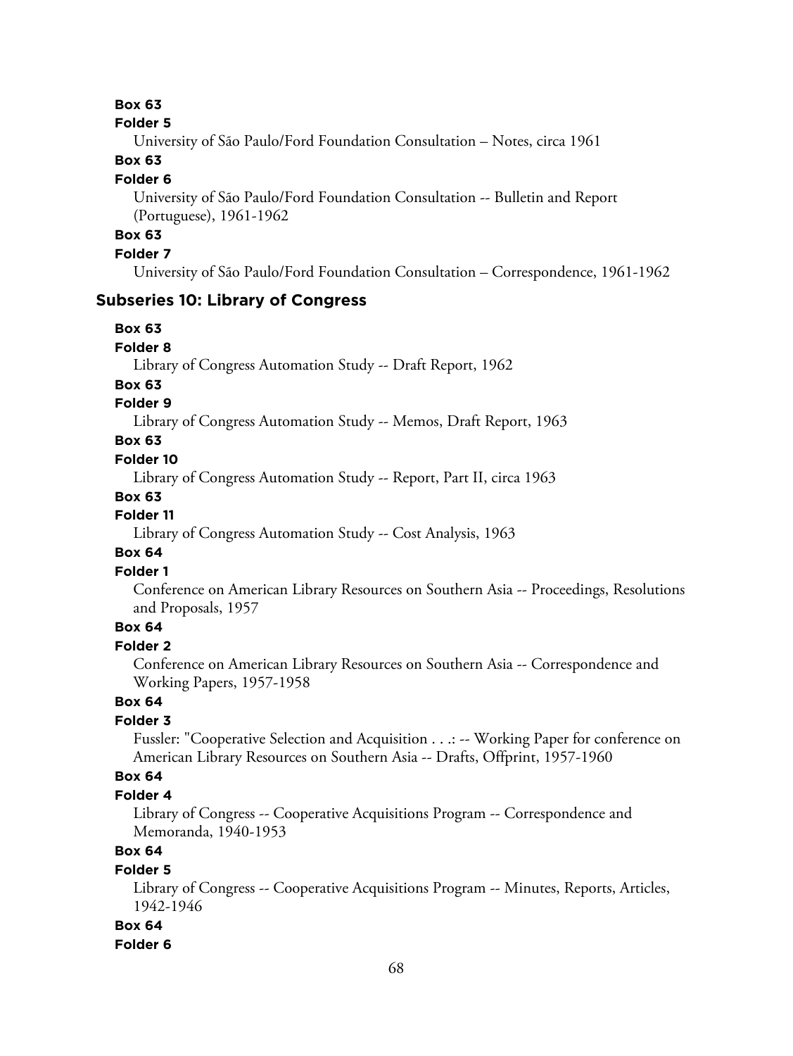**Box 63**

**Folder 5**

University of São Paulo/Ford Foundation Consultation – Notes, circa 1961

**Box 63**

**Folder 6**

University of São Paulo/Ford Foundation Consultation -- Bulletin and Report (Portuguese), 1961-1962

**Box 63**

**Folder 7**

University of São Paulo/Ford Foundation Consultation – Correspondence, 1961-1962

## Subseries 10: Library of Congress

**Box 63**

**Folder 8**

Library of Congress Automation Study -- Draft Report, 1962

**Box 63**

**Folder 9**

Library of Congress Automation Study -- Memos, Draft Report, 1963

**Box 63**

**Folder 10**

Library of Congress Automation Study -- Report, Part II, circa 1963

**Box 63**

**Folder 11**

Library of Congress Automation Study -- Cost Analysis, 1963

**Box 64**

**Folder 1**

Conference on American Library Resources on Southern Asia -- Proceedings, Resolutions and Proposals, 1957

**Box 64**

**Folder 2**

Conference on American Library Resources on Southern Asia -- Correspondence and Working Papers, 1957-1958

**Box 64**

**Folder 3**

Fussler: "Cooperative Selection and Acquisition . . .: -- Working Paper for conference on American Library Resources on Southern Asia -- Drafts, Offprint, 1957-1960

**Box 64**

**Folder 4**

Library of Congress -- Cooperative Acquisitions Program -- Correspondence and Memoranda, 1940-1953

**Box 64**

**Folder 5**

Library of Congress -- Cooperative Acquisitions Program -- Minutes, Reports, Articles, 1942-1946

**Box 64**

**Folder 6**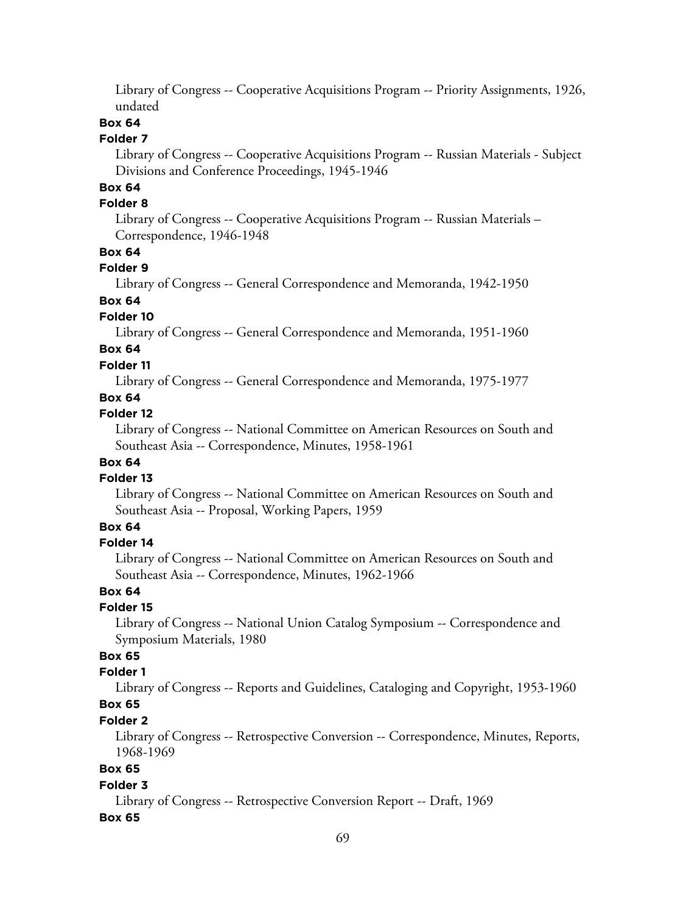Library of Congress -- Cooperative Acquisitions Program -- Priority Assignments, 1926, undated

**Box 64**

**Folder 7**

Library of Congress -- Cooperative Acquisitions Program -- Russian Materials - Subject Divisions and Conference Proceedings, 1945-1946

**Box 64**

**Folder 8**

Library of Congress -- Cooperative Acquisitions Program -- Russian Materials – Correspondence, 1946-1948

**Box 64**

**Folder 9**

Library of Congress -- General Correspondence and Memoranda, 1942-1950

**Box 64**

**Folder 10**

Library of Congress -- General Correspondence and Memoranda, 1951-1960

**Box 64**

**Folder 11**

Library of Congress -- General Correspondence and Memoranda, 1975-1977

**Box 64**

**Folder 12**

Library of Congress -- National Committee on American Resources on South and Southeast Asia -- Correspondence, Minutes, 1958-1961

**Box 64**

**Folder 13**

Library of Congress -- National Committee on American Resources on South and Southeast Asia -- Proposal, Working Papers, 1959

**Box 64**

**Folder 14**

Library of Congress -- National Committee on American Resources on South and Southeast Asia -- Correspondence, Minutes, 1962-1966

**Box 64**

**Folder 15**

Library of Congress -- National Union Catalog Symposium -- Correspondence and Symposium Materials, 1980

**Box 65**

**Folder 1**

Library of Congress -- Reports and Guidelines, Cataloging and Copyright, 1953-1960

**Box 65**

**Folder 2**

Library of Congress -- Retrospective Conversion -- Correspondence, Minutes, Reports, 1968-1969

**Box 65**

**Folder 3**

Library of Congress -- Retrospective Conversion Report -- Draft, 1969

**Box 65**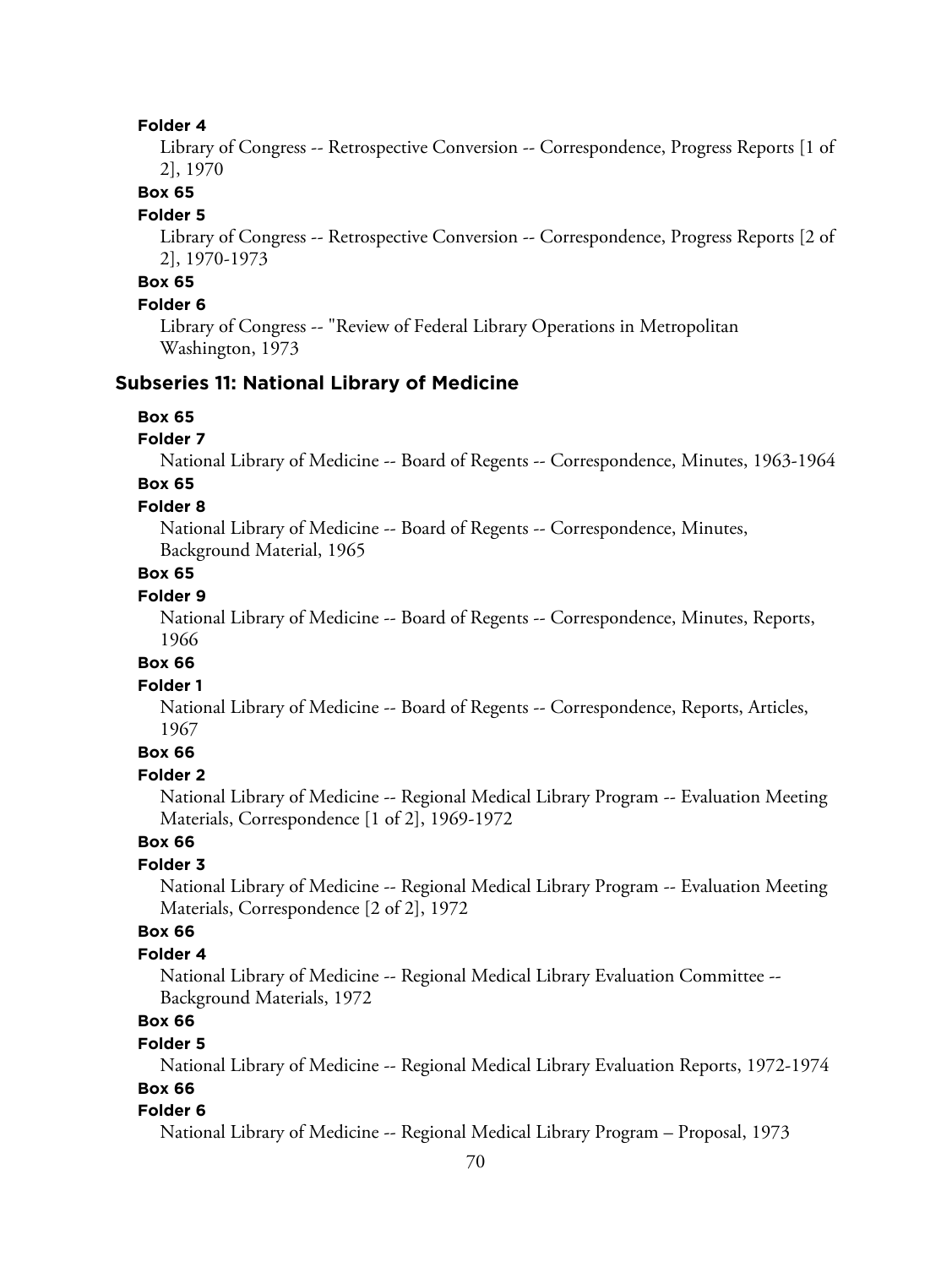**Folder 4**

Library of Congress -- Retrospective Conversion -- Correspondence, Progress Reports [1 of 2], 1970

**Box 65**

**Folder 5**

Library of Congress -- Retrospective Conversion -- Correspondence, Progress Reports [2 of 2], 1970-1973

**Box 65**

**Folder 6**

Library of Congress -- "Review of Federal Library Operations in Metropolitan Washington, 1973

## Subseries 11: National Library of Medicine

**Box 65**

**Folder 7**

National Library of Medicine -- Board of Regents -- Correspondence, Minutes, 1963-1964

**Box 65**

**Folder 8**

National Library of Medicine -- Board of Regents -- Correspondence, Minutes, Background Material, 1965

**Box 65**

**Folder 9**

National Library of Medicine -- Board of Regents -- Correspondence, Minutes, Reports, 1966

**Box 66**

**Folder 1**

National Library of Medicine -- Board of Regents -- Correspondence, Reports, Articles, 1967

**Box 66**

**Folder 2**

National Library of Medicine -- Regional Medical Library Program -- Evaluation Meeting Materials, Correspondence [1 of 2], 1969-1972

**Box 66**

**Folder 3**

National Library of Medicine -- Regional Medical Library Program -- Evaluation Meeting Materials, Correspondence [2 of 2], 1972

**Box 66**

**Folder 4**

National Library of Medicine -- Regional Medical Library Evaluation Committee -- Background Materials, 1972

**Box 66**

**Folder 5**

National Library of Medicine -- Regional Medical Library Evaluation Reports, 1972-1974

**Box 66**

**Folder 6**

National Library of Medicine -- Regional Medical Library Program – Proposal, 1973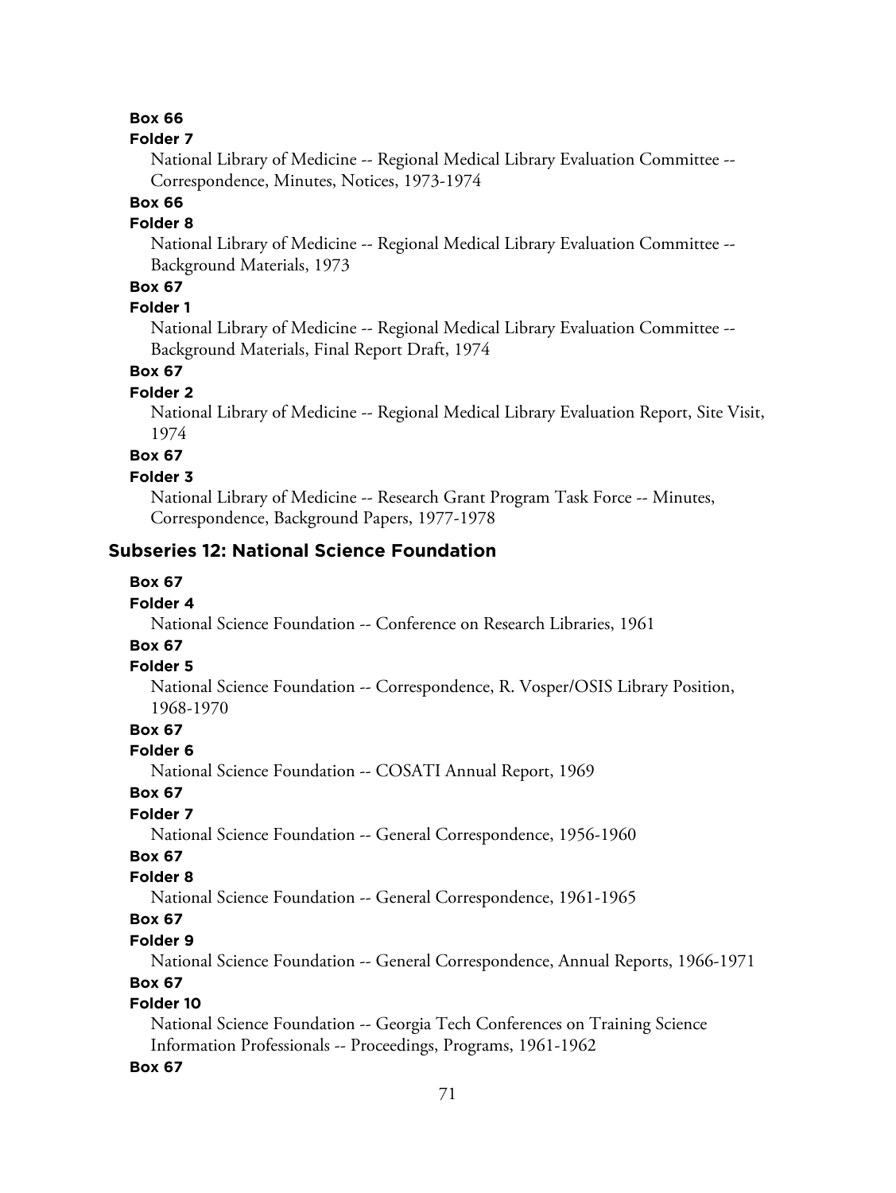**Box 66**

**Folder 7**

National Library of Medicine -- Regional Medical Library Evaluation Committee -- Correspondence, Minutes, Notices, 1973-1974

**Box 66**

**Folder 8**

National Library of Medicine -- Regional Medical Library Evaluation Committee -- Background Materials, 1973

**Box 67**

**Folder 1**

National Library of Medicine -- Regional Medical Library Evaluation Committee -- Background Materials, Final Report Draft, 1974

**Box 67**

**Folder 2**

National Library of Medicine -- Regional Medical Library Evaluation Report, Site Visit, 1974

**Box 67**

**Folder 3**

National Library of Medicine -- Research Grant Program Task Force -- Minutes, Correspondence, Background Papers, 1977-1978

## Subseries 12: National Science Foundation

**Box 67**

**Folder 4**

National Science Foundation -- Conference on Research Libraries, 1961

**Box 67**

**Folder 5**

National Science Foundation -- Correspondence, R. Vosper/OSIS Library Position, 1968-1970

**Box 67**

**Folder 6**

National Science Foundation -- COSATI Annual Report, 1969

**Box 67**

**Folder 7**

National Science Foundation -- General Correspondence, 1956-1960

**Box 67**

**Folder 8**

National Science Foundation -- General Correspondence, 1961-1965

**Box 67**

**Folder 9**

National Science Foundation -- General Correspondence, Annual Reports, 1966-1971

**Box 67**

**Folder 10**

National Science Foundation -- Georgia Tech Conferences on Training Science Information Professionals -- Proceedings, Programs, 1961-1962

**Box 67**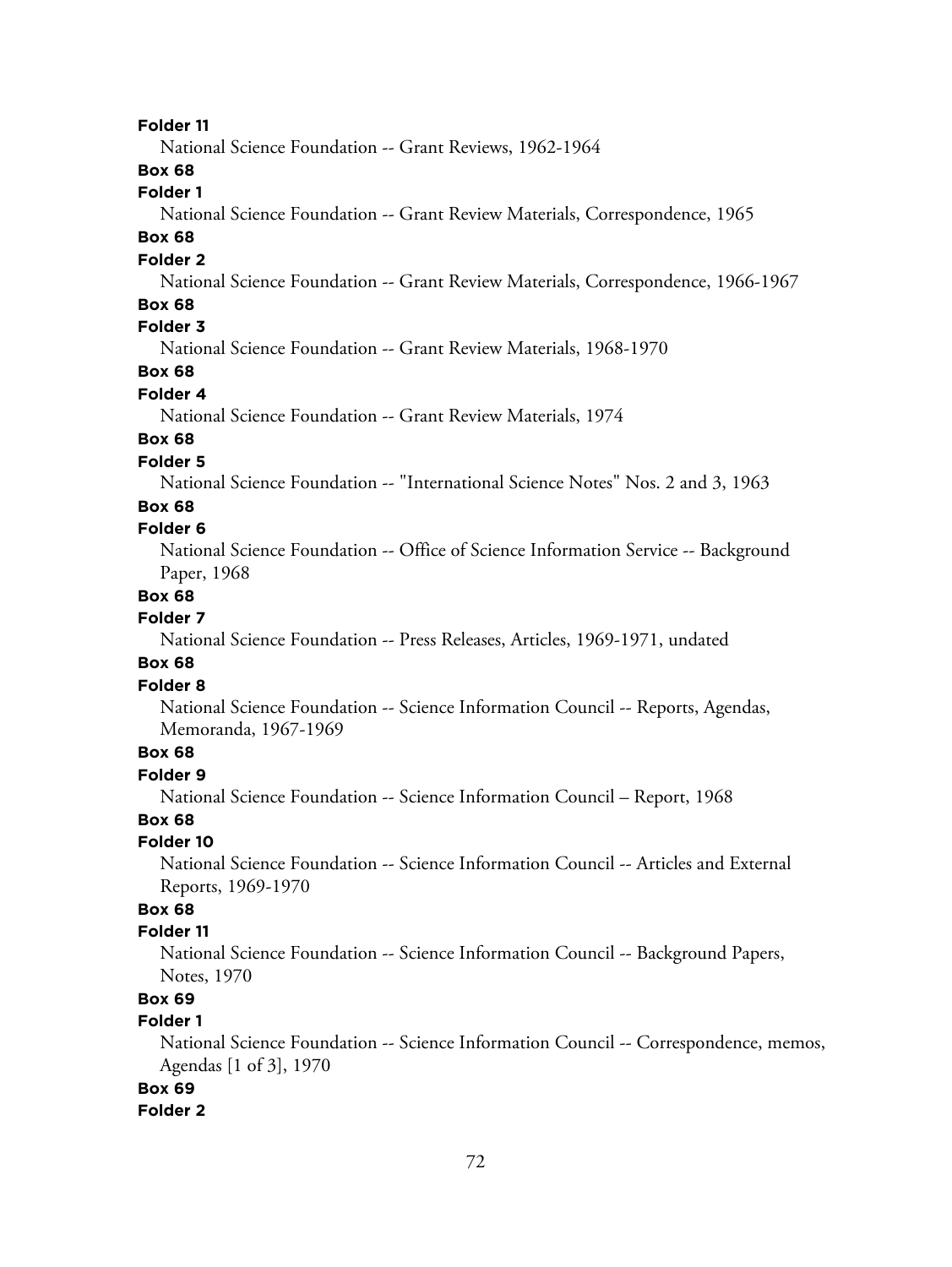**Folder 11**

National Science Foundation -- Grant Reviews, 1962-1964

**Box 68**

**Folder 1**

National Science Foundation -- Grant Review Materials, Correspondence, 1965

**Box 68**

**Folder 2**

National Science Foundation -- Grant Review Materials, Correspondence, 1966-1967

**Box 68**

**Folder 3**

National Science Foundation -- Grant Review Materials, 1968-1970

**Box 68**

**Folder 4**

National Science Foundation -- Grant Review Materials, 1974

**Box 68**

**Folder 5**

National Science Foundation -- "International Science Notes" Nos. 2 and 3, 1963

**Box 68**

**Folder 6**

National Science Foundation -- Office of Science Information Service -- Background Paper, 1968

**Box 68**

**Folder 7**

National Science Foundation -- Press Releases, Articles, 1969-1971, undated

**Box 68**

**Folder 8**

National Science Foundation -- Science Information Council -- Reports, Agendas, Memoranda, 1967-1969

**Box 68**

**Folder 9**

National Science Foundation -- Science Information Council – Report, 1968

**Box 68**

**Folder 10**

National Science Foundation -- Science Information Council -- Articles and External Reports, 1969-1970

**Box 68**

**Folder 11**

National Science Foundation -- Science Information Council -- Background Papers, Notes, 1970

**Box 69**

**Folder 1**

National Science Foundation -- Science Information Council -- Correspondence, memos, Agendas [1 of 3], 1970

**Box 69**

**Folder 2**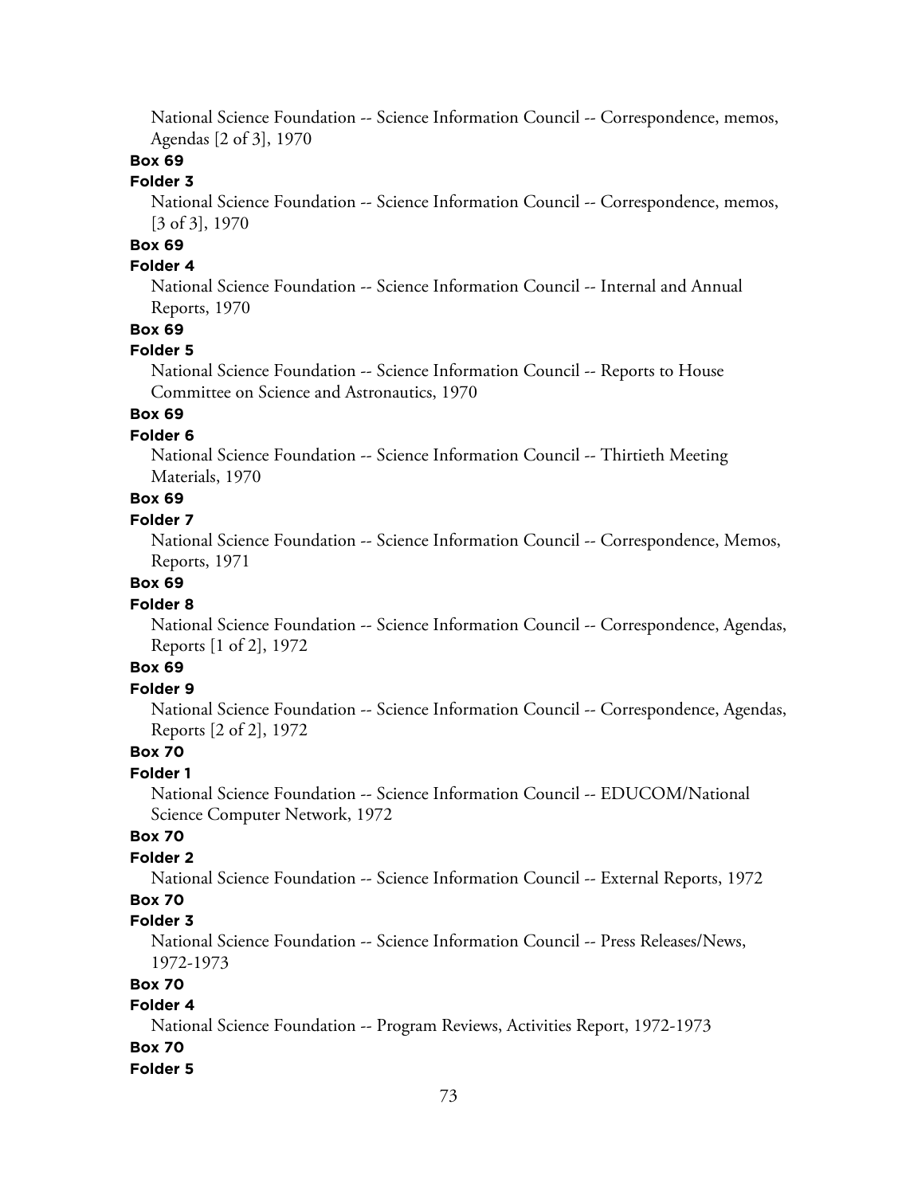National Science Foundation -- Science Information Council -- Correspondence, memos, Agendas [2 of 3], 1970

**Box 69**

**Folder 3**

National Science Foundation -- Science Information Council -- Correspondence, memos, [3 of 3], 1970

**Box 69**

**Folder 4**

National Science Foundation -- Science Information Council -- Internal and Annual Reports, 1970

**Box 69**

**Folder 5**

National Science Foundation -- Science Information Council -- Reports to House Committee on Science and Astronautics, 1970

**Box 69**

**Folder 6**

National Science Foundation -- Science Information Council -- Thirtieth Meeting Materials, 1970

**Box 69**

**Folder 7**

National Science Foundation -- Science Information Council -- Correspondence, Memos, Reports, 1971

**Box 69**

**Folder 8**

National Science Foundation -- Science Information Council -- Correspondence, Agendas, Reports [1 of 2], 1972

**Box 69**

**Folder 9**

National Science Foundation -- Science Information Council -- Correspondence, Agendas, Reports [2 of 2], 1972

**Box 70**

**Folder 1**

National Science Foundation -- Science Information Council -- EDUCOM/National Science Computer Network, 1972

**Box 70**

**Folder 2**

National Science Foundation -- Science Information Council -- External Reports, 1972

**Box 70**

**Folder 3**

National Science Foundation -- Science Information Council -- Press Releases/News, 1972-1973

**Box 70**

**Folder 4**

National Science Foundation -- Program Reviews, Activities Report, 1972-1973

**Box 70**

**Folder 5**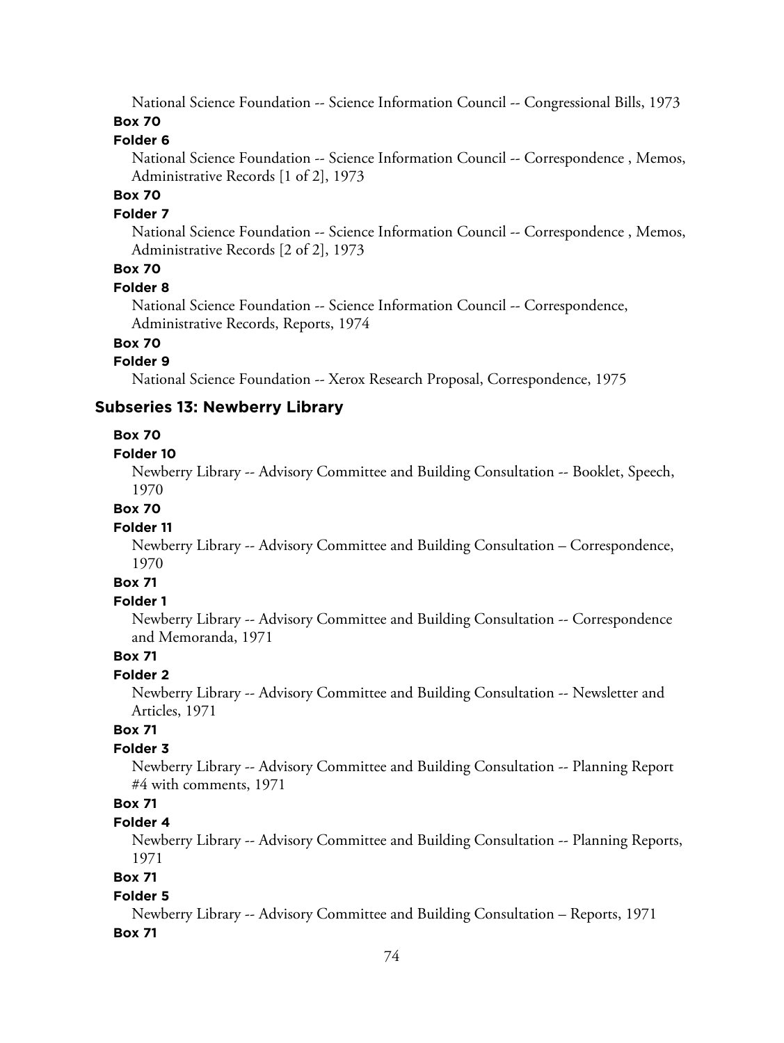National Science Foundation -- Science Information Council -- Congressional Bills, 1973

**Box 70**

**Folder 6**

National Science Foundation -- Science Information Council -- Correspondence , Memos, Administrative Records [1 of 2], 1973

**Box 70**

**Folder 7**

National Science Foundation -- Science Information Council -- Correspondence , Memos, Administrative Records [2 of 2], 1973

**Box 70**

**Folder 8**

National Science Foundation -- Science Information Council -- Correspondence, Administrative Records, Reports, 1974

**Box 70**

**Folder 9**

National Science Foundation -- Xerox Research Proposal, Correspondence, 1975

### Subseries 13: Newberry Library

**Box 70**

**Folder 10**

Newberry Library -- Advisory Committee and Building Consultation -- Booklet, Speech, 1970

**Box 70**

**Folder 11**

Newberry Library -- Advisory Committee and Building Consultation – Correspondence, 1970

**Box 71**

**Folder 1**

Newberry Library -- Advisory Committee and Building Consultation -- Correspondence and Memoranda, 1971

**Box 71**

**Folder 2**

Newberry Library -- Advisory Committee and Building Consultation -- Newsletter and Articles, 1971

**Box 71**

**Folder 3**

Newberry Library -- Advisory Committee and Building Consultation -- Planning Report #4 with comments, 1971

**Box 71**

**Folder 4**

Newberry Library -- Advisory Committee and Building Consultation -- Planning Reports, 1971

**Box 71**

**Folder 5**

Newberry Library -- Advisory Committee and Building Consultation – Reports, 1971

**Box 71**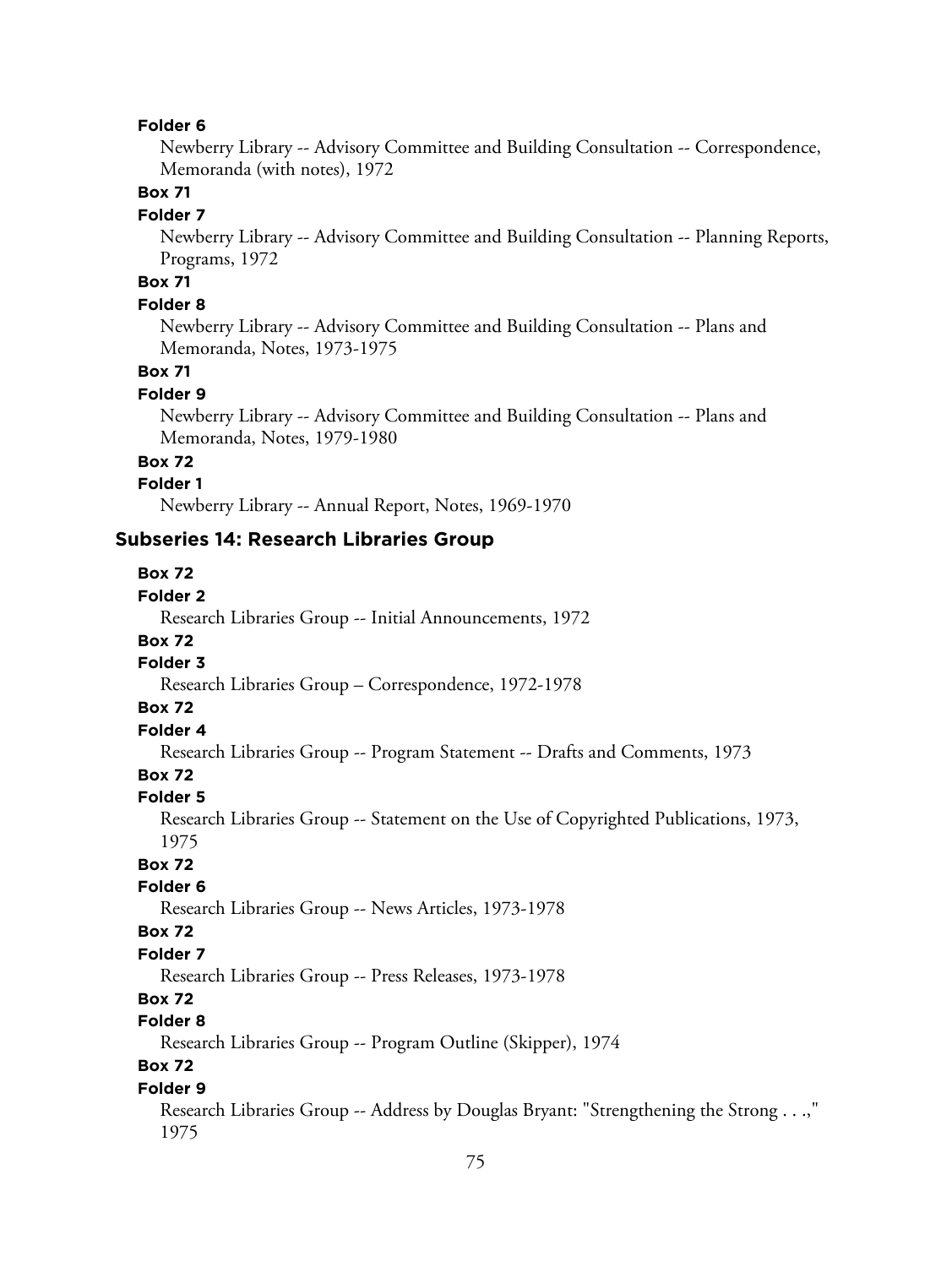**Folder 6**

Newberry Library -- Advisory Committee and Building Consultation -- Correspondence, Memoranda (with notes), 1972

**Box 71**

**Folder 7**

Newberry Library -- Advisory Committee and Building Consultation -- Planning Reports, Programs, 1972

**Box 71**

**Folder 8**

Newberry Library -- Advisory Committee and Building Consultation -- Plans and Memoranda, Notes, 1973-1975

**Box 71**

**Folder 9**

Newberry Library -- Advisory Committee and Building Consultation -- Plans and Memoranda, Notes, 1979-1980

**Box 72**

**Folder 1**

Newberry Library -- Annual Report, Notes, 1969-1970

## Subseries 14: Research Libraries Group

**Box 72**

**Folder 2**

Research Libraries Group -- Initial Announcements, 1972

**Box 72**

**Folder 3**

Research Libraries Group – Correspondence, 1972-1978

**Box 72**

**Folder 4**

Research Libraries Group -- Program Statement -- Drafts and Comments, 1973

**Box 72**

**Folder 5**

Research Libraries Group -- Statement on the Use of Copyrighted Publications, 1973, 1975

**Box 72**

**Folder 6**

Research Libraries Group -- News Articles, 1973-1978

**Box 72**

**Folder 7**

Research Libraries Group -- Press Releases, 1973-1978

**Box 72**

**Folder 8**

Research Libraries Group -- Program Outline (Skipper), 1974

**Box 72**

**Folder 9**

Research Libraries Group -- Address by Douglas Bryant: "Strengthening the Strong . . .," 1975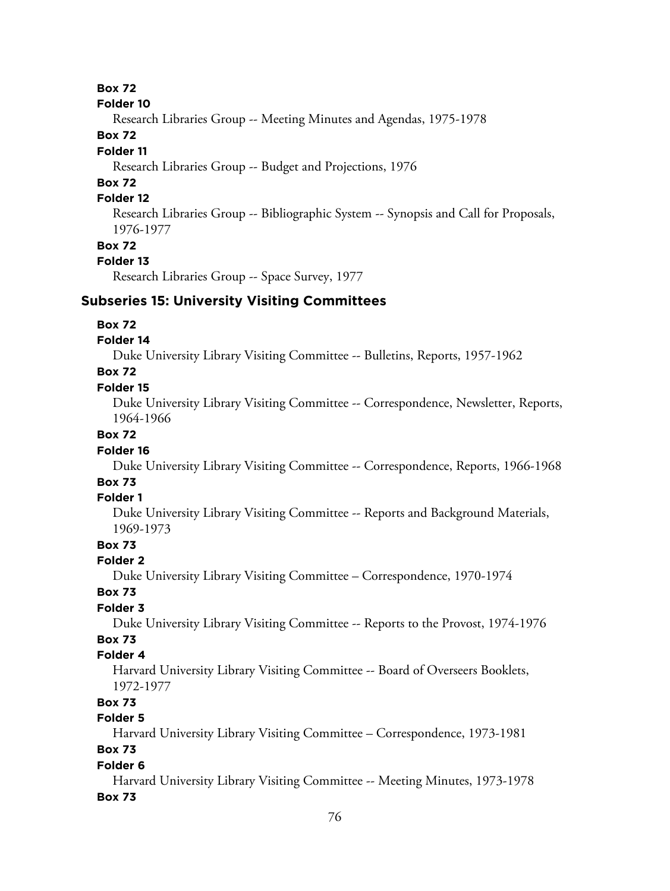**Box 72**

**Folder 10**

Research Libraries Group -- Meeting Minutes and Agendas, 1975-1978

**Box 72**

**Folder 11**

Research Libraries Group -- Budget and Projections, 1976

**Box 72**

**Folder 12**

Research Libraries Group -- Bibliographic System -- Synopsis and Call for Proposals, 1976-1977

**Box 72**

**Folder 13**

Research Libraries Group -- Space Survey, 1977

## Subseries 15: University Visiting Committees

**Box 72**

**Folder 14**

Duke University Library Visiting Committee -- Bulletins, Reports, 1957-1962

**Box 72**

**Folder 15**

Duke University Library Visiting Committee -- Correspondence, Newsletter, Reports, 1964-1966

**Box 72**

**Folder 16**

Duke University Library Visiting Committee -- Correspondence, Reports, 1966-1968

**Box 73**

**Folder 1**

Duke University Library Visiting Committee -- Reports and Background Materials, 1969-1973

**Box 73**

**Folder 2**

Duke University Library Visiting Committee – Correspondence, 1970-1974

**Box 73**

**Folder 3**

Duke University Library Visiting Committee -- Reports to the Provost, 1974-1976

**Box 73**

**Folder 4**

Harvard University Library Visiting Committee -- Board of Overseers Booklets, 1972-1977

**Box 73**

**Folder 5**

Harvard University Library Visiting Committee – Correspondence, 1973-1981

**Box 73**

**Folder 6**

Harvard University Library Visiting Committee -- Meeting Minutes, 1973-1978

**Box 73**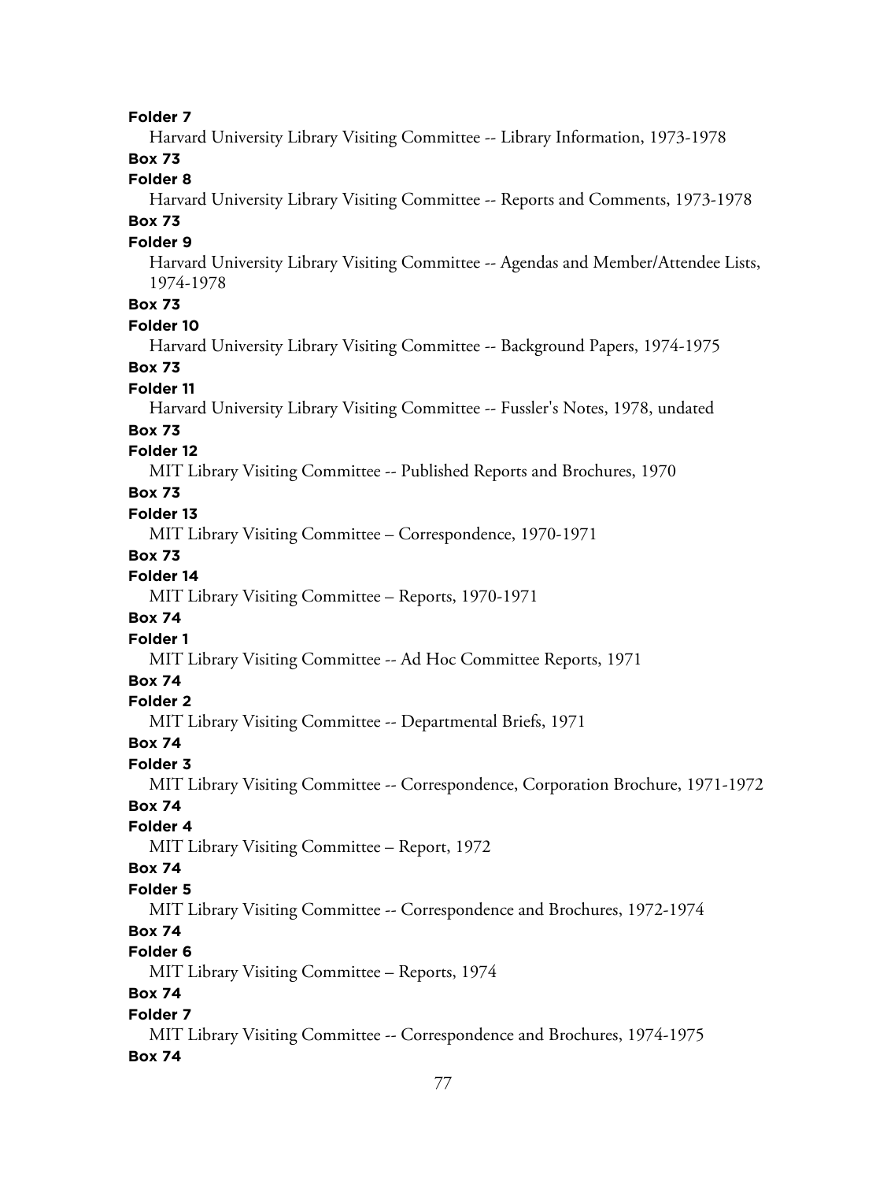**Folder 7**

Harvard University Library Visiting Committee -- Library Information, 1973-1978

**Box 73**

**Folder 8**

Harvard University Library Visiting Committee -- Reports and Comments, 1973-1978

**Box 73**

**Folder 9**

Harvard University Library Visiting Committee -- Agendas and Member/Attendee Lists, 1974-1978

**Box 73**

**Folder 10**

Harvard University Library Visiting Committee -- Background Papers, 1974-1975

**Box 73**

**Folder 11**

Harvard University Library Visiting Committee -- Fussler's Notes, 1978, undated

**Box 73**

**Folder 12**

MIT Library Visiting Committee -- Published Reports and Brochures, 1970

**Box 73**

**Folder 13**

MIT Library Visiting Committee – Correspondence, 1970-1971

**Box 73**

**Folder 14**

MIT Library Visiting Committee – Reports, 1970-1971

**Box 74**

**Folder 1**

MIT Library Visiting Committee -- Ad Hoc Committee Reports, 1971

**Box 74**

**Folder 2**

MIT Library Visiting Committee -- Departmental Briefs, 1971

**Box 74**

**Folder 3**

MIT Library Visiting Committee -- Correspondence, Corporation Brochure, 1971-1972

**Box 74**

**Folder 4**

MIT Library Visiting Committee – Report, 1972

**Box 74**

**Folder 5**

MIT Library Visiting Committee -- Correspondence and Brochures, 1972-1974

**Box 74**

**Folder 6**

MIT Library Visiting Committee – Reports, 1974

**Box 74**

**Folder 7**

MIT Library Visiting Committee -- Correspondence and Brochures, 1974-1975

**Box 74**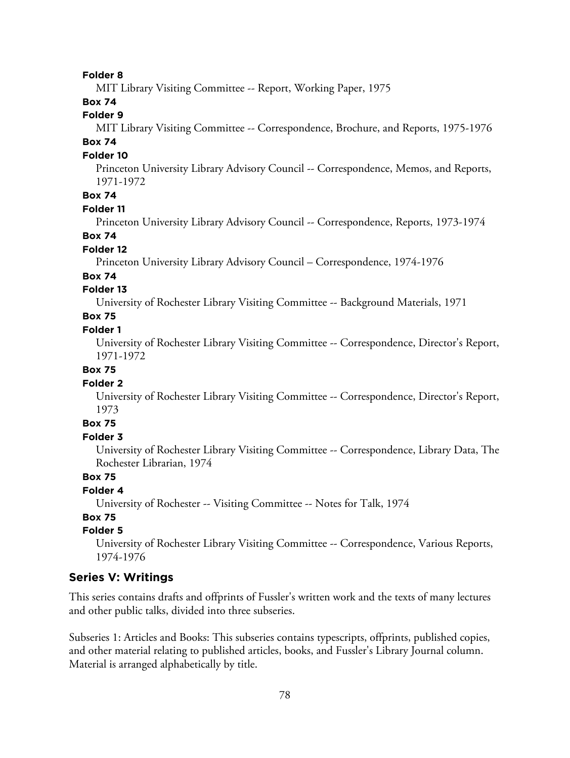**Folder 8**

MIT Library Visiting Committee -- Report, Working Paper, 1975

**Box 74**

**Folder 9**

MIT Library Visiting Committee -- Correspondence, Brochure, and Reports, 1975-1976

**Box 74**

**Folder 10**

Princeton University Library Advisory Council -- Correspondence, Memos, and Reports, 1971-1972

**Box 74**

**Folder 11**

Princeton University Library Advisory Council -- Correspondence, Reports, 1973-1974

**Box 74**

**Folder 12**

Princeton University Library Advisory Council – Correspondence, 1974-1976

**Box 74**

**Folder 13**

University of Rochester Library Visiting Committee -- Background Materials, 1971

**Box 75**

**Folder 1**

University of Rochester Library Visiting Committee -- Correspondence, Director's Report, 1971-1972

**Box 75**

**Folder 2**

University of Rochester Library Visiting Committee -- Correspondence, Director's Report, 1973

**Box 75**

**Folder 3**

University of Rochester Library Visiting Committee -- Correspondence, Library Data, The Rochester Librarian, 1974

**Box 75**

**Folder 4**

University of Rochester -- Visiting Committee -- Notes for Talk, 1974

**Box 75**

**Folder 5**

University of Rochester Library Visiting Committee -- Correspondence, Various Reports, 1974-1976

## Series V: Writings

This series contains drafts and offprints of Fussler's written work and the texts of many lectures and other public talks, divided into three subseries.

Subseries 1: Articles and Books: This subseries contains typescripts, offprints, published copies, and other material relating to published articles, books, and Fussler's Library Journal column. Material is arranged alphabetically by title.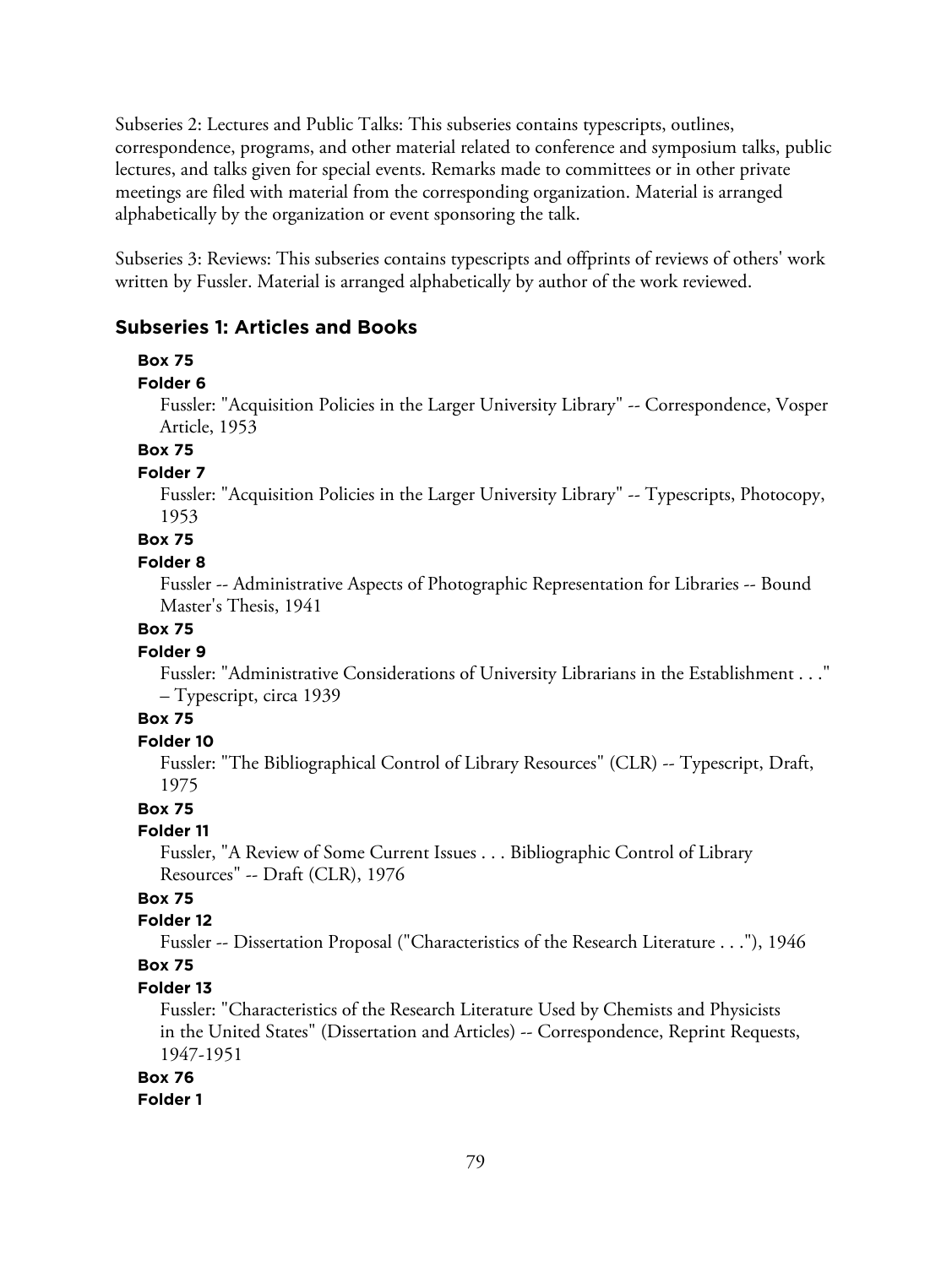Subseries 2: Lectures and Public Talks: This subseries contains typescripts, outlines, correspondence, programs, and other material related to conference and symposium talks, public lectures, and talks given for special events. Remarks made to committees or in other private meetings are filed with material from the corresponding organization. Material is arranged alphabetically by the organization or event sponsoring the talk.

Subseries 3: Reviews: This subseries contains typescripts and offprints of reviews of others' work written by Fussler. Material is arranged alphabetically by author of the work reviewed.

## Subseries 1: Articles and Books

**Box 75**

**Folder 6**

Fussler: "Acquisition Policies in the Larger University Library" -- Correspondence, Vosper Article, 1953

**Box 75**

**Folder 7**

Fussler: "Acquisition Policies in the Larger University Library" -- Typescripts, Photocopy, 1953

**Box 75**

**Folder 8**

Fussler -- Administrative Aspects of Photographic Representation for Libraries -- Bound Master's Thesis, 1941

**Box 75**

**Folder 9**

Fussler: "Administrative Considerations of University Librarians in the Establishment . . ." – Typescript, circa 1939

**Box 75**

**Folder 10**

Fussler: "The Bibliographical Control of Library Resources" (CLR) -- Typescript, Draft, 1975

**Box 75**

**Folder 11**

Fussler, "A Review of Some Current Issues . . . Bibliographic Control of Library Resources" -- Draft (CLR), 1976

**Box 75**

**Folder 12**

Fussler -- Dissertation Proposal ("Characteristics of the Research Literature . . ."), 1946

**Box 75**

**Folder 13**

Fussler: "Characteristics of the Research Literature Used by Chemists and Physicists in the United States" (Dissertation and Articles) -- Correspondence, Reprint Requests, 1947-1951

**Box 76**

**Folder 1**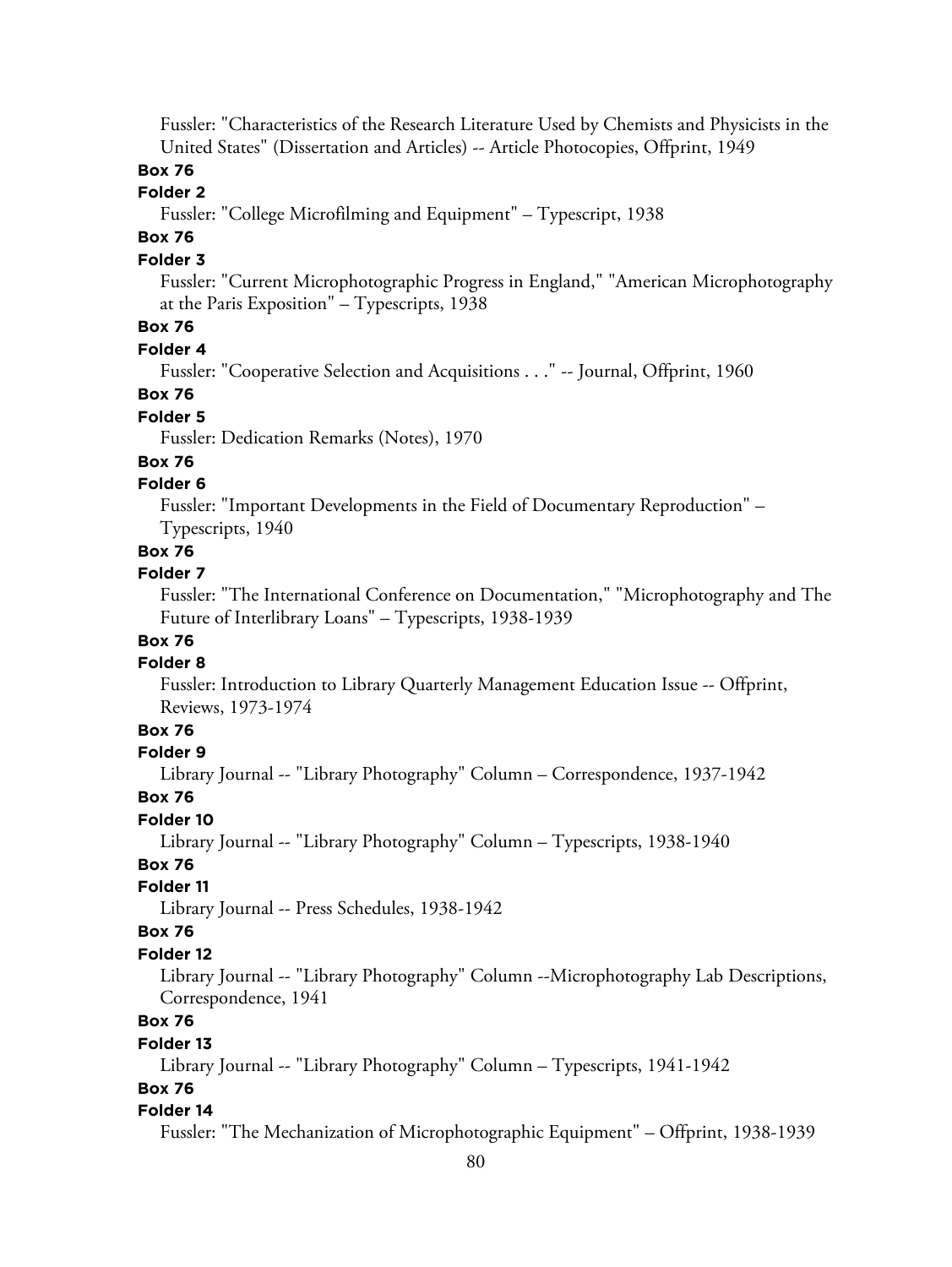Fussler: "Characteristics of the Research Literature Used by Chemists and Physicists in the United States" (Dissertation and Articles) -- Article Photocopies, Offprint, 1949

**Box 76**

**Folder 2**

Fussler: "College Microfilming and Equipment" – Typescript, 1938

**Box 76**

**Folder 3**

Fussler: "Current Microphotographic Progress in England," "American Microphotography at the Paris Exposition" – Typescripts, 1938

**Box 76**

**Folder 4**

Fussler: "Cooperative Selection and Acquisitions . . ." -- Journal, Offprint, 1960

**Box 76**

**Folder 5**

Fussler: Dedication Remarks (Notes), 1970

**Box 76**

**Folder 6**

Fussler: "Important Developments in the Field of Documentary Reproduction" – Typescripts, 1940

**Box 76**

**Folder 7**

Fussler: "The International Conference on Documentation," "Microphotography and The Future of Interlibrary Loans" – Typescripts, 1938-1939

**Box 76**

**Folder 8**

Fussler: Introduction to Library Quarterly Management Education Issue -- Offprint, Reviews, 1973-1974

**Box 76**

**Folder 9**

Library Journal -- "Library Photography" Column – Correspondence, 1937-1942

**Box 76**

**Folder 10**

Library Journal -- "Library Photography" Column – Typescripts, 1938-1940

**Box 76**

**Folder 11**

Library Journal -- Press Schedules, 1938-1942

**Box 76**

**Folder 12**

Library Journal -- "Library Photography" Column --Microphotography Lab Descriptions, Correspondence, 1941

**Box 76**

**Folder 13**

Library Journal -- "Library Photography" Column – Typescripts, 1941-1942

**Box 76**

**Folder 14**

Fussler: "The Mechanization of Microphotographic Equipment" – Offprint, 1938-1939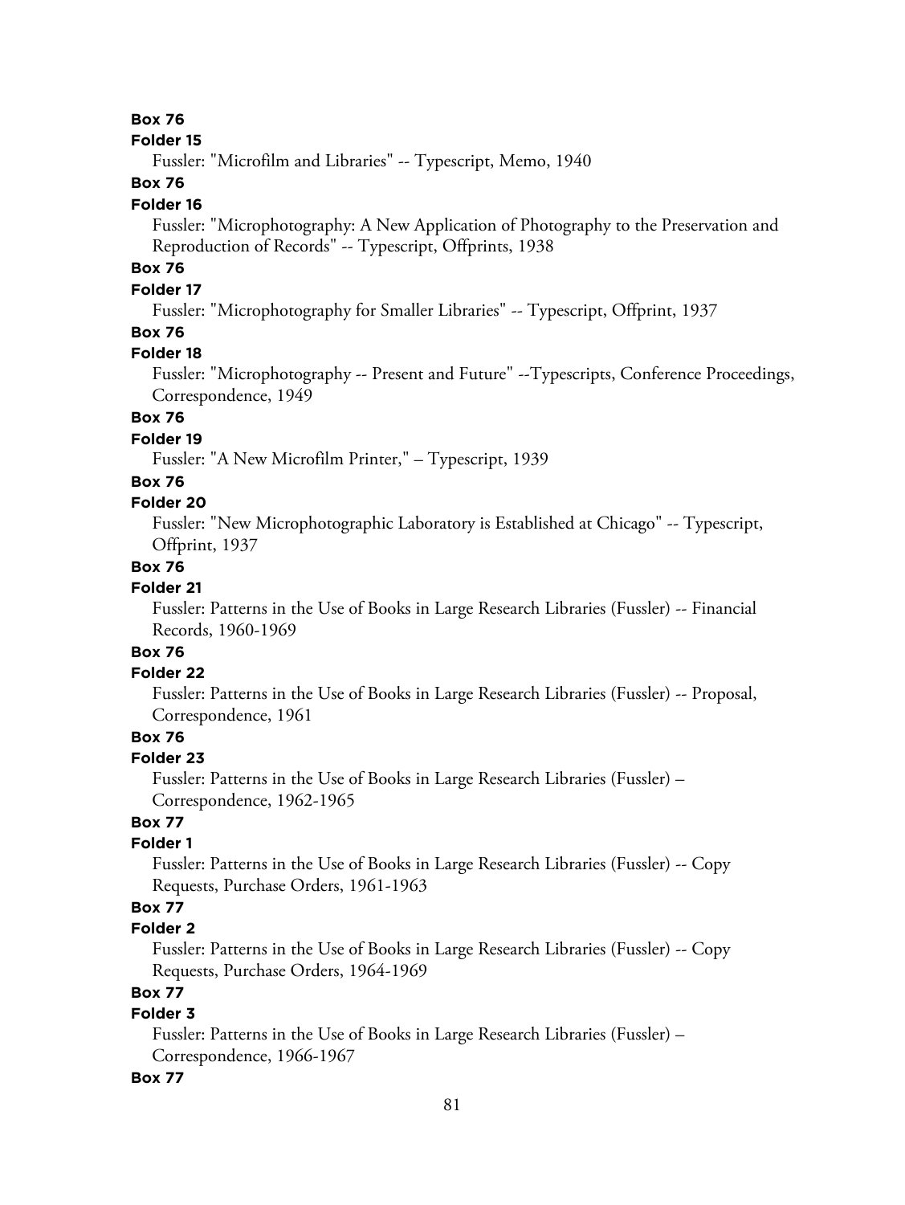**Box 76**

**Folder 15**

Fussler: "Microfilm and Libraries" -- Typescript, Memo, 1940

**Box 76**

**Folder 16**

Fussler: "Microphotography: A New Application of Photography to the Preservation and Reproduction of Records" -- Typescript, Offprints, 1938

**Box 76**

**Folder 17**

Fussler: "Microphotography for Smaller Libraries" -- Typescript, Offprint, 1937

**Box 76**

**Folder 18**

Fussler: "Microphotography -- Present and Future" --Typescripts, Conference Proceedings, Correspondence, 1949

**Box 76**

**Folder 19**

Fussler: "A New Microfilm Printer," – Typescript, 1939

**Box 76**

**Folder 20**

Fussler: "New Microphotographic Laboratory is Established at Chicago" -- Typescript, Offprint, 1937

**Box 76**

**Folder 21**

Fussler: Patterns in the Use of Books in Large Research Libraries (Fussler) -- Financial Records, 1960-1969

**Box 76**

**Folder 22**

Fussler: Patterns in the Use of Books in Large Research Libraries (Fussler) -- Proposal, Correspondence, 1961

**Box 76**

**Folder 23**

Fussler: Patterns in the Use of Books in Large Research Libraries (Fussler) – Correspondence, 1962-1965

**Box 77**

**Folder 1**

Fussler: Patterns in the Use of Books in Large Research Libraries (Fussler) -- Copy Requests, Purchase Orders, 1961-1963

**Box 77**

**Folder 2**

Fussler: Patterns in the Use of Books in Large Research Libraries (Fussler) -- Copy Requests, Purchase Orders, 1964-1969

**Box 77**

**Folder 3**

Fussler: Patterns in the Use of Books in Large Research Libraries (Fussler) – Correspondence, 1966-1967

**Box 77**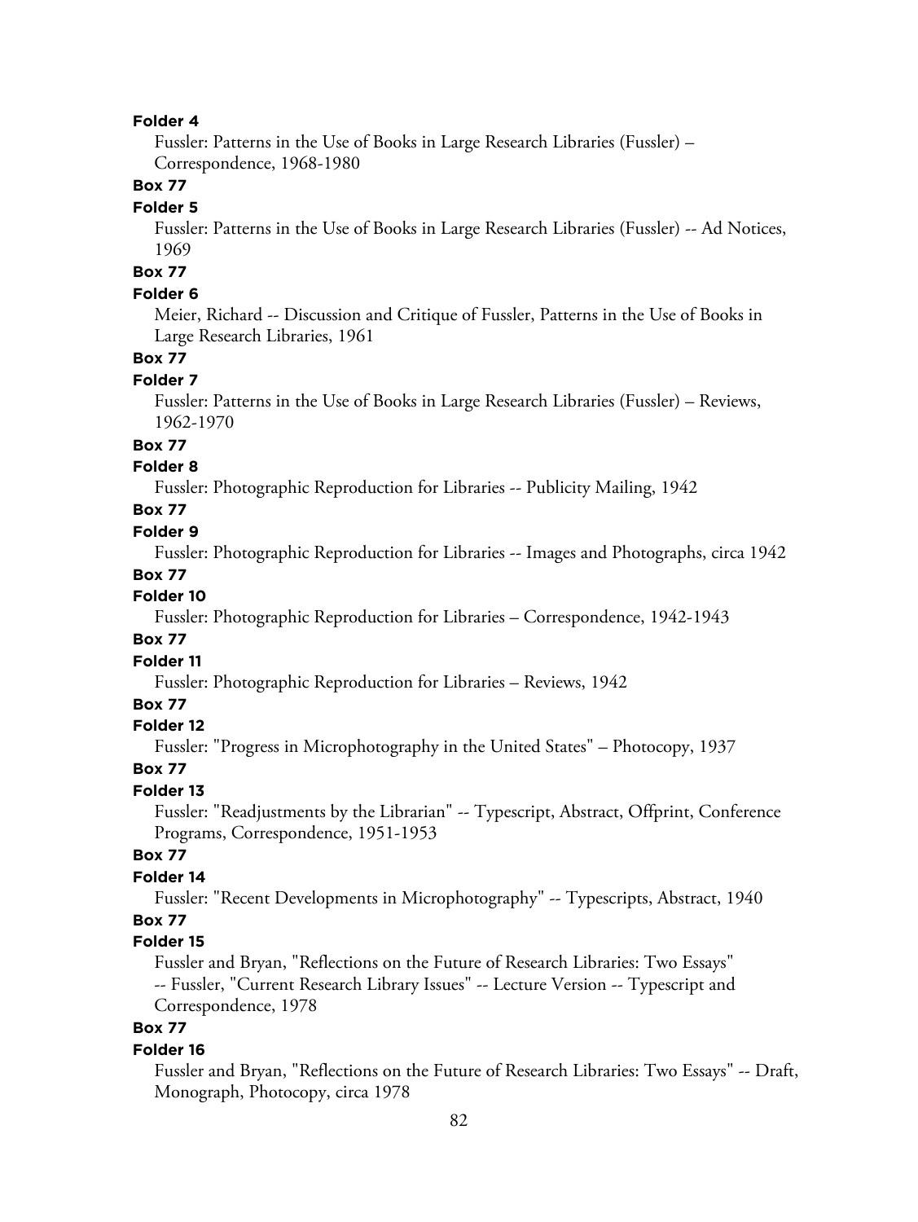**Folder 4**

Fussler: Patterns in the Use of Books in Large Research Libraries (Fussler) – Correspondence, 1968-1980

**Box 77**

**Folder 5**

Fussler: Patterns in the Use of Books in Large Research Libraries (Fussler) -- Ad Notices, 1969

**Box 77**

**Folder 6**

Meier, Richard -- Discussion and Critique of Fussler, Patterns in the Use of Books in Large Research Libraries, 1961

**Box 77**

**Folder 7**

Fussler: Patterns in the Use of Books in Large Research Libraries (Fussler) – Reviews, 1962-1970

**Box 77**

**Folder 8**

Fussler: Photographic Reproduction for Libraries -- Publicity Mailing, 1942

**Box 77**

**Folder 9**

Fussler: Photographic Reproduction for Libraries -- Images and Photographs, circa 1942

**Box 77**

**Folder 10**

Fussler: Photographic Reproduction for Libraries – Correspondence, 1942-1943

**Box 77**

**Folder 11**

Fussler: Photographic Reproduction for Libraries – Reviews, 1942

**Box 77**

**Folder 12**

Fussler: "Progress in Microphotography in the United States" – Photocopy, 1937

**Box 77**

**Folder 13**

Fussler: "Readjustments by the Librarian" -- Typescript, Abstract, Offprint, Conference Programs, Correspondence, 1951-1953

**Box 77**

**Folder 14**

Fussler: "Recent Developments in Microphotography" -- Typescripts, Abstract, 1940

**Box 77**

**Folder 15**

Fussler and Bryan, "Reflections on the Future of Research Libraries: Two Essays" -- Fussler, "Current Research Library Issues" -- Lecture Version -- Typescript and Correspondence, 1978

**Box 77**

**Folder 16**

Fussler and Bryan, "Reflections on the Future of Research Libraries: Two Essays" -- Draft, Monograph, Photocopy, circa 1978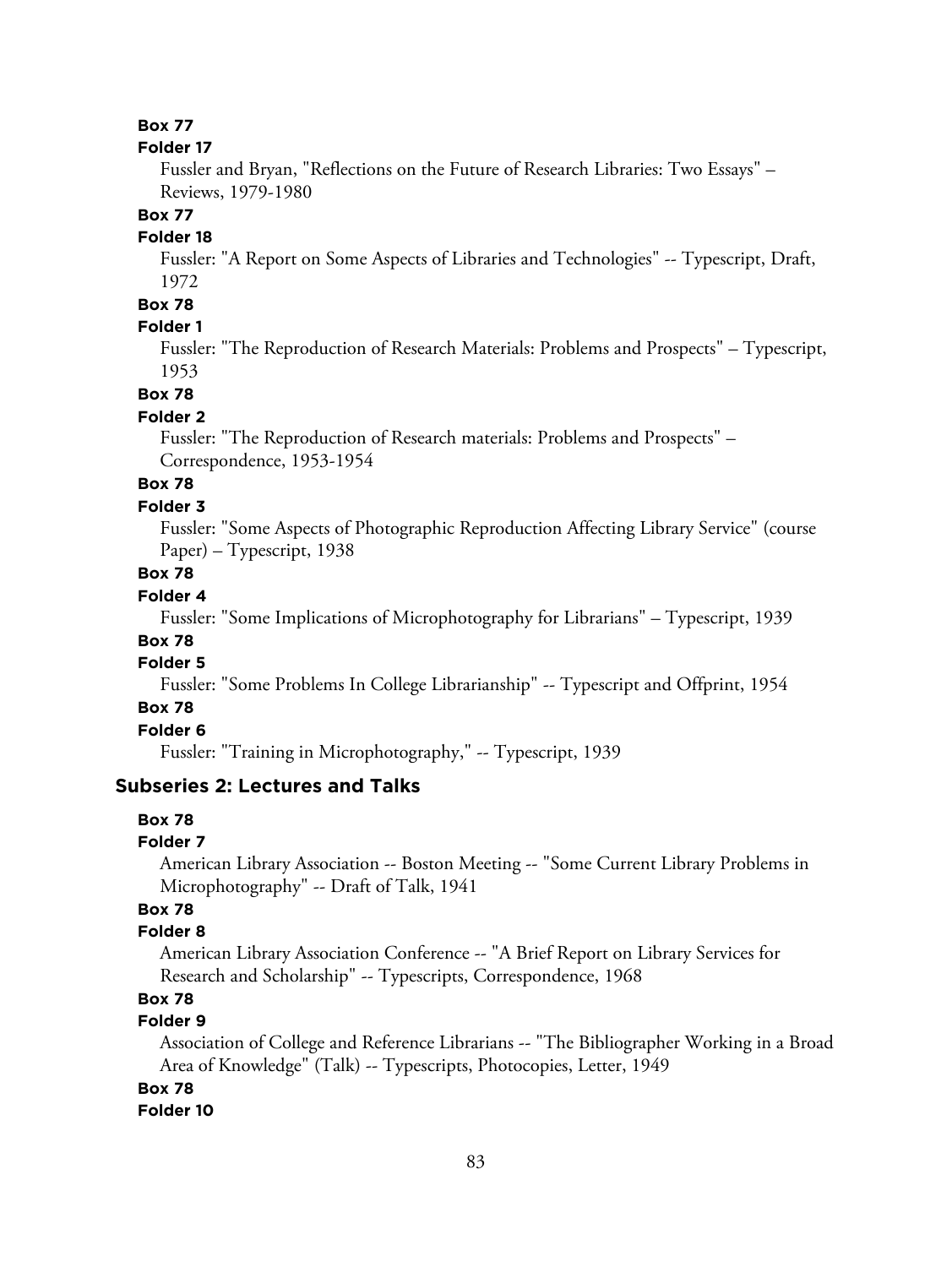**Box 77**

**Folder 17**

Fussler and Bryan, "Reflections on the Future of Research Libraries: Two Essays" – Reviews, 1979-1980

**Box 77**

**Folder 18**

Fussler: "A Report on Some Aspects of Libraries and Technologies" -- Typescript, Draft, 1972

**Box 78**

**Folder 1**

Fussler: "The Reproduction of Research Materials: Problems and Prospects" – Typescript, 1953

**Box 78**

**Folder 2**

Fussler: "The Reproduction of Research materials: Problems and Prospects" – Correspondence, 1953-1954

**Box 78**

**Folder 3**

Fussler: "Some Aspects of Photographic Reproduction Affecting Library Service" (course Paper) – Typescript, 1938

**Box 78**

**Folder 4**

Fussler: "Some Implications of Microphotography for Librarians" – Typescript, 1939

**Box 78**

**Folder 5**

Fussler: "Some Problems In College Librarianship" -- Typescript and Offprint, 1954

**Box 78**

**Folder 6**

Fussler: "Training in Microphotography," -- Typescript, 1939

## Subseries 2: Lectures and Talks

**Box 78**

**Folder 7**

American Library Association -- Boston Meeting -- "Some Current Library Problems in Microphotography" -- Draft of Talk, 1941

**Box 78**

**Folder 8**

American Library Association Conference -- "A Brief Report on Library Services for Research and Scholarship" -- Typescripts, Correspondence, 1968

**Box 78**

**Folder 9**

Association of College and Reference Librarians -- "The Bibliographer Working in a Broad Area of Knowledge" (Talk) -- Typescripts, Photocopies, Letter, 1949

**Box 78**

**Folder 10**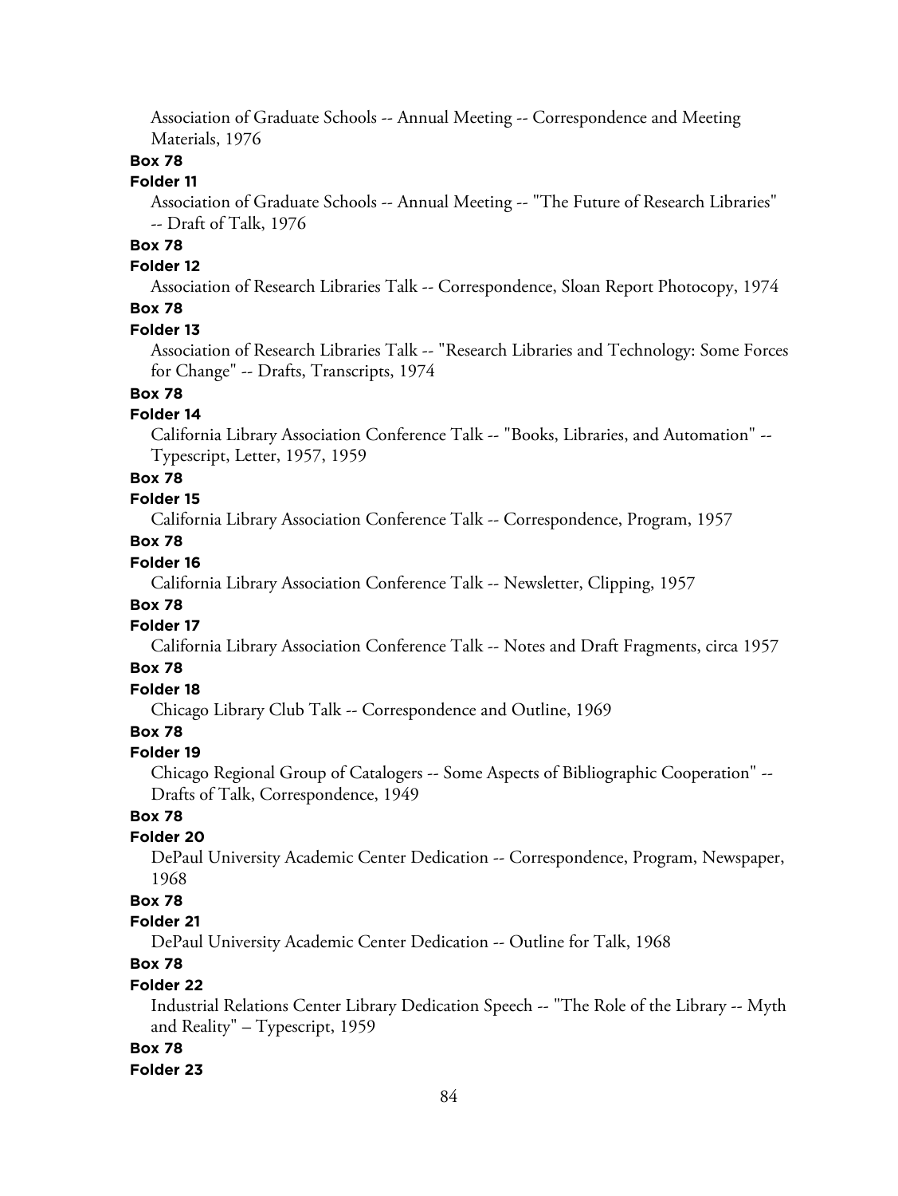Association of Graduate Schools -- Annual Meeting -- Correspondence and Meeting Materials, 1976

**Box 78**

**Folder 11**

Association of Graduate Schools -- Annual Meeting -- "The Future of Research Libraries" -- Draft of Talk, 1976

**Box 78**

**Folder 12**

Association of Research Libraries Talk -- Correspondence, Sloan Report Photocopy, 1974

**Box 78**

**Folder 13**

Association of Research Libraries Talk -- "Research Libraries and Technology: Some Forces for Change" -- Drafts, Transcripts, 1974

**Box 78**

**Folder 14**

California Library Association Conference Talk -- "Books, Libraries, and Automation" -- Typescript, Letter, 1957, 1959

**Box 78**

**Folder 15**

California Library Association Conference Talk -- Correspondence, Program, 1957

**Box 78**

**Folder 16**

California Library Association Conference Talk -- Newsletter, Clipping, 1957

**Box 78**

**Folder 17**

California Library Association Conference Talk -- Notes and Draft Fragments, circa 1957

**Box 78**

**Folder 18**

Chicago Library Club Talk -- Correspondence and Outline, 1969

**Box 78**

**Folder 19**

Chicago Regional Group of Catalogers -- Some Aspects of Bibliographic Cooperation" -- Drafts of Talk, Correspondence, 1949

**Box 78**

**Folder 20**

DePaul University Academic Center Dedication -- Correspondence, Program, Newspaper, 1968

**Box 78**

**Folder 21**

DePaul University Academic Center Dedication -- Outline for Talk, 1968

**Box 78**

**Folder 22**

Industrial Relations Center Library Dedication Speech -- "The Role of the Library -- Myth and Reality" – Typescript, 1959

**Box 78**

**Folder 23**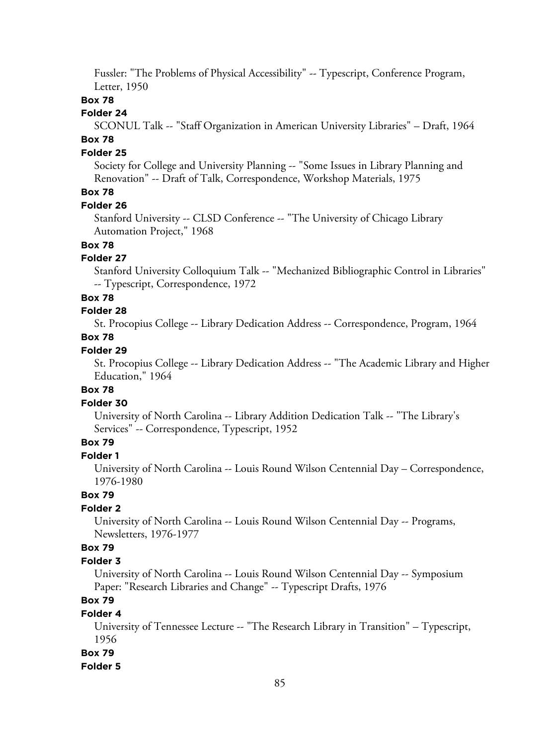Fussler: "The Problems of Physical Accessibility" -- Typescript, Conference Program, Letter, 1950

**Box 78**

**Folder 24**

SCONUL Talk -- "Staff Organization in American University Libraries" – Draft, 1964

**Box 78**

**Folder 25**

Society for College and University Planning -- "Some Issues in Library Planning and Renovation" -- Draft of Talk, Correspondence, Workshop Materials, 1975

**Box 78**

**Folder 26**

Stanford University -- CLSD Conference -- "The University of Chicago Library Automation Project," 1968

**Box 78**

**Folder 27**

Stanford University Colloquium Talk -- "Mechanized Bibliographic Control in Libraries" -- Typescript, Correspondence, 1972

**Box 78**

**Folder 28**

St. Procopius College -- Library Dedication Address -- Correspondence, Program, 1964

**Box 78**

**Folder 29**

St. Procopius College -- Library Dedication Address -- "The Academic Library and Higher Education," 1964

**Box 78**

**Folder 30**

University of North Carolina -- Library Addition Dedication Talk -- "The Library's Services" -- Correspondence, Typescript, 1952

**Box 79**

**Folder 1**

University of North Carolina -- Louis Round Wilson Centennial Day – Correspondence, 1976-1980

**Box 79**

**Folder 2**

University of North Carolina -- Louis Round Wilson Centennial Day -- Programs, Newsletters, 1976-1977

**Box 79**

**Folder 3**

University of North Carolina -- Louis Round Wilson Centennial Day -- Symposium Paper: "Research Libraries and Change" -- Typescript Drafts, 1976

**Box 79**

**Folder 4**

University of Tennessee Lecture -- "The Research Library in Transition" – Typescript, 1956

**Box 79**

**Folder 5**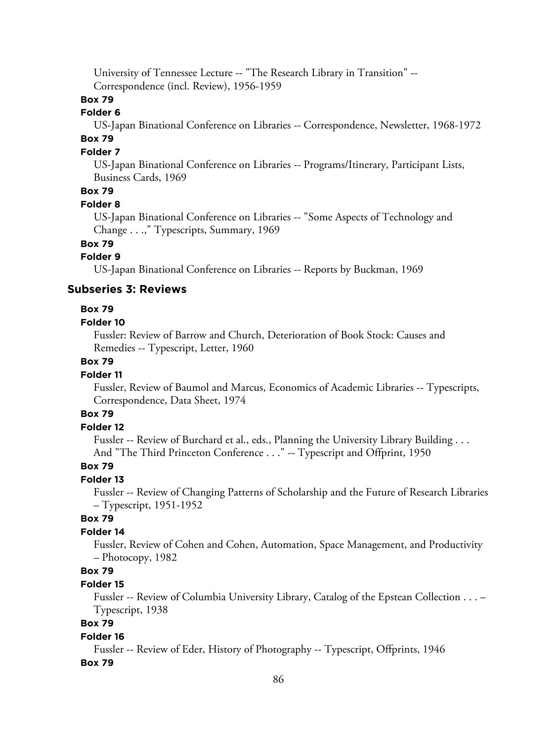University of Tennessee Lecture -- "The Research Library in Transition" -- Correspondence (incl. Review), 1956-1959

**Box 79**

**Folder 6**

US-Japan Binational Conference on Libraries -- Correspondence, Newsletter, 1968-1972

**Box 79**

**Folder 7**

US-Japan Binational Conference on Libraries -- Programs/Itinerary, Participant Lists, Business Cards, 1969

**Box 79**

**Folder 8**

US-Japan Binational Conference on Libraries -- "Some Aspects of Technology and Change . . .," Typescripts, Summary, 1969

**Box 79**

**Folder 9**

US-Japan Binational Conference on Libraries -- Reports by Buckman, 1969

## Subseries 3: Reviews

**Box 79**

**Folder 10**

Fussler: Review of Barrow and Church, Deterioration of Book Stock: Causes and Remedies -- Typescript, Letter, 1960

**Box 79**

**Folder 11**

Fussler, Review of Baumol and Marcus, Economics of Academic Libraries -- Typescripts, Correspondence, Data Sheet, 1974

**Box 79**

**Folder 12**

Fussler -- Review of Burchard et al., eds., Planning the University Library Building . . . And "The Third Princeton Conference . . ." -- Typescript and Offprint, 1950

**Box 79**

**Folder 13**

Fussler -- Review of Changing Patterns of Scholarship and the Future of Research Libraries – Typescript, 1951-1952

**Box 79**

**Folder 14**

Fussler, Review of Cohen and Cohen, Automation, Space Management, and Productivity – Photocopy, 1982

**Box 79**

**Folder 15**

Fussler -- Review of Columbia University Library, Catalog of the Epstean Collection . . . – Typescript, 1938

**Box 79**

**Folder 16**

Fussler -- Review of Eder, History of Photography -- Typescript, Offprints, 1946

**Box 79**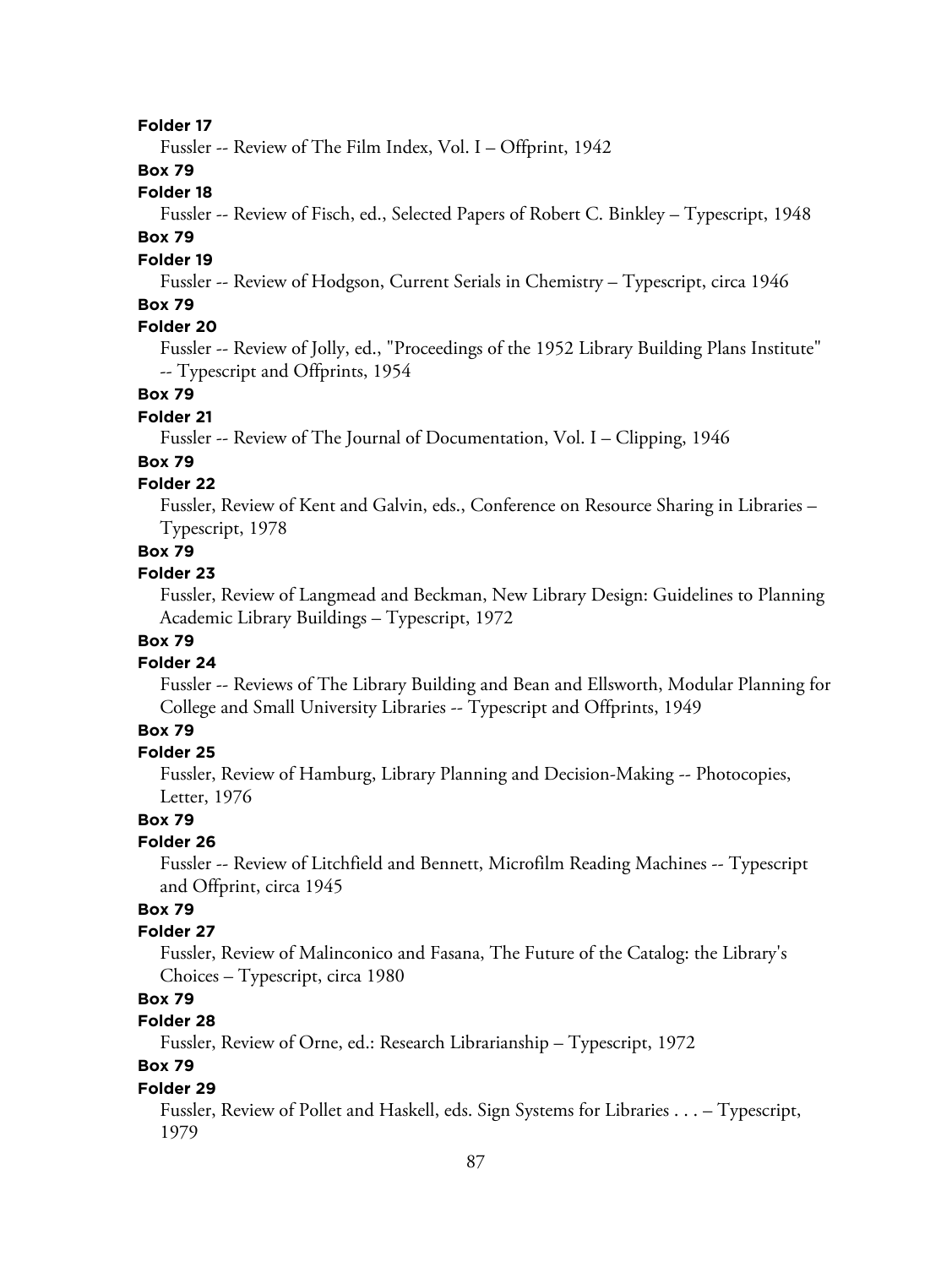**Folder 17**

Fussler -- Review of The Film Index, Vol. I – Offprint, 1942

**Box 79**

**Folder 18**

Fussler -- Review of Fisch, ed., Selected Papers of Robert C. Binkley – Typescript, 1948

**Box 79**

**Folder 19**

Fussler -- Review of Hodgson, Current Serials in Chemistry – Typescript, circa 1946

**Box 79**

**Folder 20**

Fussler -- Review of Jolly, ed., "Proceedings of the 1952 Library Building Plans Institute" -- Typescript and Offprints, 1954

**Box 79**

**Folder 21**

Fussler -- Review of The Journal of Documentation, Vol. I – Clipping, 1946

**Box 79**

**Folder 22**

Fussler, Review of Kent and Galvin, eds., Conference on Resource Sharing in Libraries – Typescript, 1978

**Box 79**

**Folder 23**

Fussler, Review of Langmead and Beckman, New Library Design: Guidelines to Planning Academic Library Buildings – Typescript, 1972

**Box 79**

**Folder 24**

Fussler -- Reviews of The Library Building and Bean and Ellsworth, Modular Planning for College and Small University Libraries -- Typescript and Offprints, 1949

**Box 79**

**Folder 25**

Fussler, Review of Hamburg, Library Planning and Decision-Making -- Photocopies, Letter, 1976

**Box 79**

**Folder 26**

Fussler -- Review of Litchfield and Bennett, Microfilm Reading Machines -- Typescript and Offprint, circa 1945

**Box 79**

**Folder 27**

Fussler, Review of Malinconico and Fasana, The Future of the Catalog: the Library's Choices – Typescript, circa 1980

**Box 79**

**Folder 28**

Fussler, Review of Orne, ed.: Research Librarianship – Typescript, 1972

**Box 79**

**Folder 29**

Fussler, Review of Pollet and Haskell, eds. Sign Systems for Libraries . . . – Typescript, 1979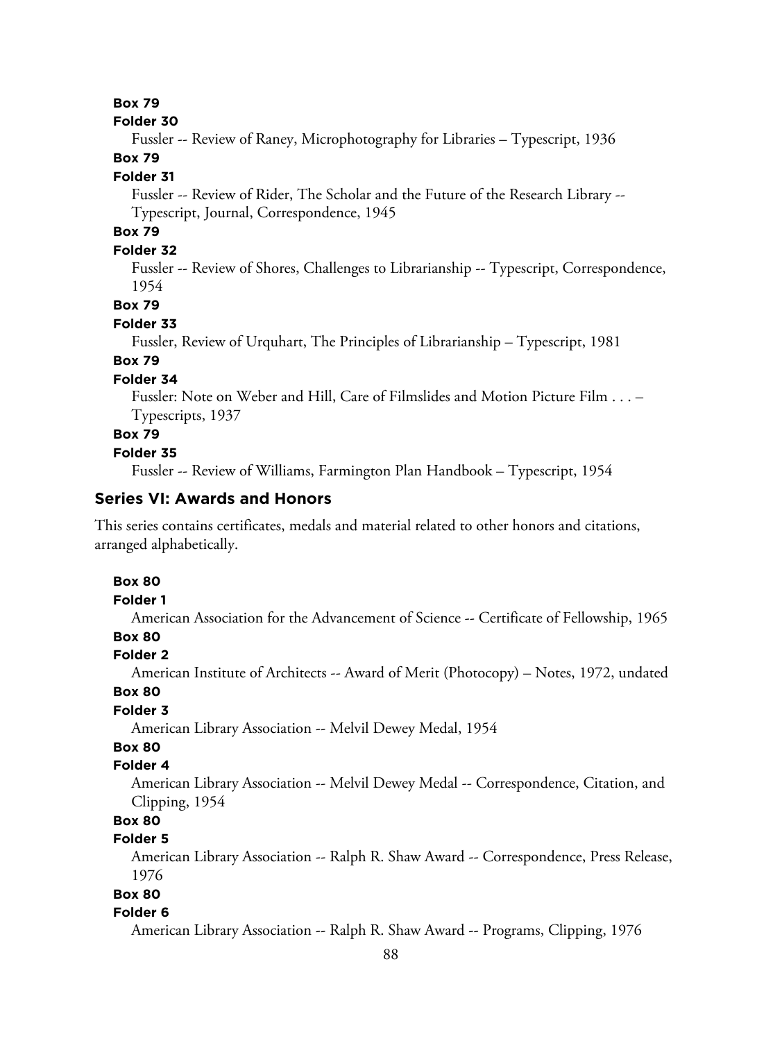**Box 79**

**Folder 30**

Fussler -- Review of Raney, Microphotography for Libraries – Typescript, 1936

**Box 79**

**Folder 31**

Fussler -- Review of Rider, The Scholar and the Future of the Research Library -- Typescript, Journal, Correspondence, 1945

**Box 79**

**Folder 32**

Fussler -- Review of Shores, Challenges to Librarianship -- Typescript, Correspondence, 1954

**Box 79**

**Folder 33**

Fussler, Review of Urquhart, The Principles of Librarianship – Typescript, 1981

**Box 79**

**Folder 34**

Fussler: Note on Weber and Hill, Care of Filmslides and Motion Picture Film . . . – Typescripts, 1937

**Box 79**

**Folder 35**

Fussler -- Review of Williams, Farmington Plan Handbook – Typescript, 1954

## Series VI: Awards and Honors

This series contains certificates, medals and material related to other honors and citations, arranged alphabetically.

**Box 80**

**Folder 1**

American Association for the Advancement of Science -- Certificate of Fellowship, 1965

**Box 80**

**Folder 2**

American Institute of Architects -- Award of Merit (Photocopy) – Notes, 1972, undated

**Box 80**

**Folder 3**

American Library Association -- Melvil Dewey Medal, 1954

**Box 80**

**Folder 4**

American Library Association -- Melvil Dewey Medal -- Correspondence, Citation, and Clipping, 1954

**Box 80**

**Folder 5**

American Library Association -- Ralph R. Shaw Award -- Correspondence, Press Release, 1976

**Box 80**

**Folder 6**

American Library Association -- Ralph R. Shaw Award -- Programs, Clipping, 1976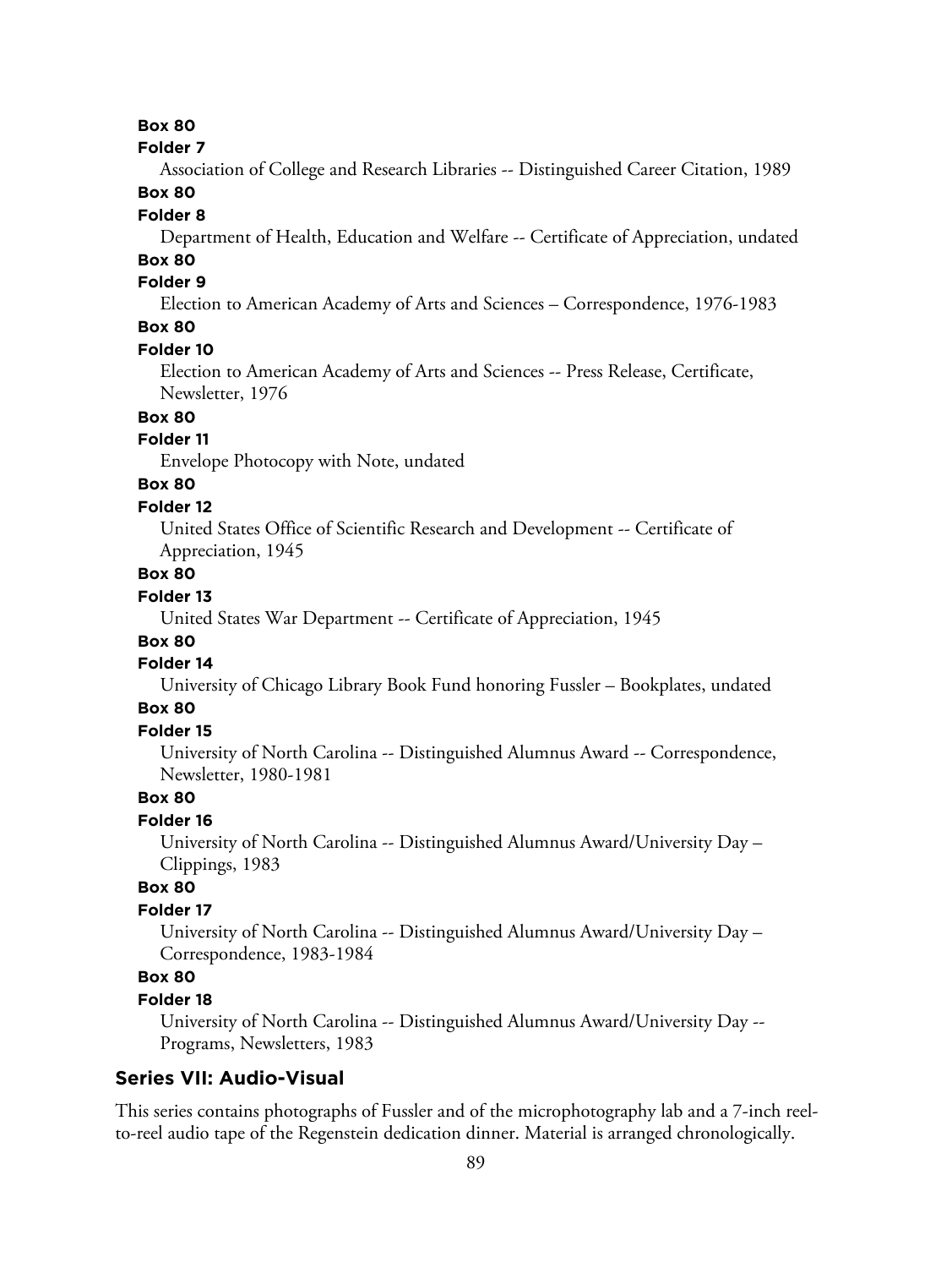**Box 80**

**Folder 7**

Association of College and Research Libraries -- Distinguished Career Citation, 1989

**Box 80**

**Folder 8**

Department of Health, Education and Welfare -- Certificate of Appreciation, undated

**Box 80**

**Folder 9**

Election to American Academy of Arts and Sciences – Correspondence, 1976-1983

**Box 80**

**Folder 10**

Election to American Academy of Arts and Sciences -- Press Release, Certificate, Newsletter, 1976

**Box 80**

**Folder 11**

Envelope Photocopy with Note, undated

**Box 80**

**Folder 12**

United States Office of Scientific Research and Development -- Certificate of Appreciation, 1945

**Box 80**

**Folder 13**

United States War Department -- Certificate of Appreciation, 1945

**Box 80**

**Folder 14**

University of Chicago Library Book Fund honoring Fussler – Bookplates, undated

**Box 80**

**Folder 15**

University of North Carolina -- Distinguished Alumnus Award -- Correspondence, Newsletter, 1980-1981

**Box 80**

**Folder 16**

University of North Carolina -- Distinguished Alumnus Award/University Day – Clippings, 1983

**Box 80**

**Folder 17**

University of North Carolina -- Distinguished Alumnus Award/University Day – Correspondence, 1983-1984

**Box 80**

**Folder 18**

University of North Carolina -- Distinguished Alumnus Award/University Day -- Programs, Newsletters, 1983

## Series VII: Audio-Visual

This series contains photographs of Fussler and of the microphotography lab and a 7-inch reel-to-reel audio tape of the Regenstein dedication dinner. Material is arranged chronologically.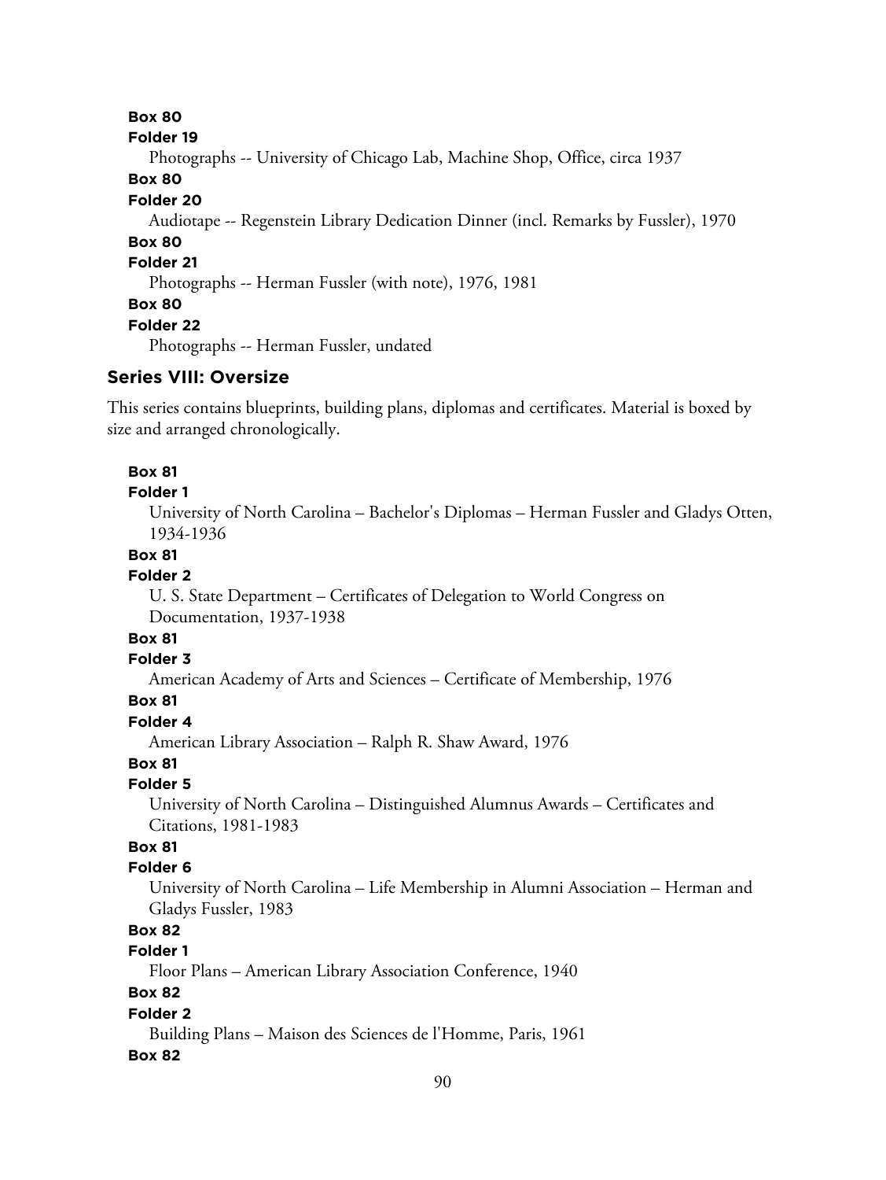**Box 80**

**Folder 19**

Photographs -- University of Chicago Lab, Machine Shop, Office, circa 1937

**Box 80**

**Folder 20**

Audiotape -- Regenstein Library Dedication Dinner (incl. Remarks by Fussler), 1970

**Box 80**

**Folder 21**

Photographs -- Herman Fussler (with note), 1976, 1981

**Box 80**

**Folder 22**

Photographs -- Herman Fussler, undated

### Series VIII: Oversize

This series contains blueprints, building plans, diplomas and certificates. Material is boxed by size and arranged chronologically.

**Box 81**

**Folder 1**

University of North Carolina – Bachelor's Diplomas – Herman Fussler and Gladys Otten, 1934-1936

**Box 81**

**Folder 2**

U. S. State Department – Certificates of Delegation to World Congress on Documentation, 1937-1938

**Box 81**

**Folder 3**

American Academy of Arts and Sciences – Certificate of Membership, 1976

**Box 81**

**Folder 4**

American Library Association – Ralph R. Shaw Award, 1976

**Box 81**

**Folder 5**

University of North Carolina – Distinguished Alumnus Awards – Certificates and Citations, 1981-1983

**Box 81**

**Folder 6**

University of North Carolina – Life Membership in Alumni Association – Herman and Gladys Fussler, 1983

**Box 82**

**Folder 1**

Floor Plans – American Library Association Conference, 1940

**Box 82**

**Folder 2**

Building Plans – Maison des Sciences de l'Homme, Paris, 1961

**Box 82**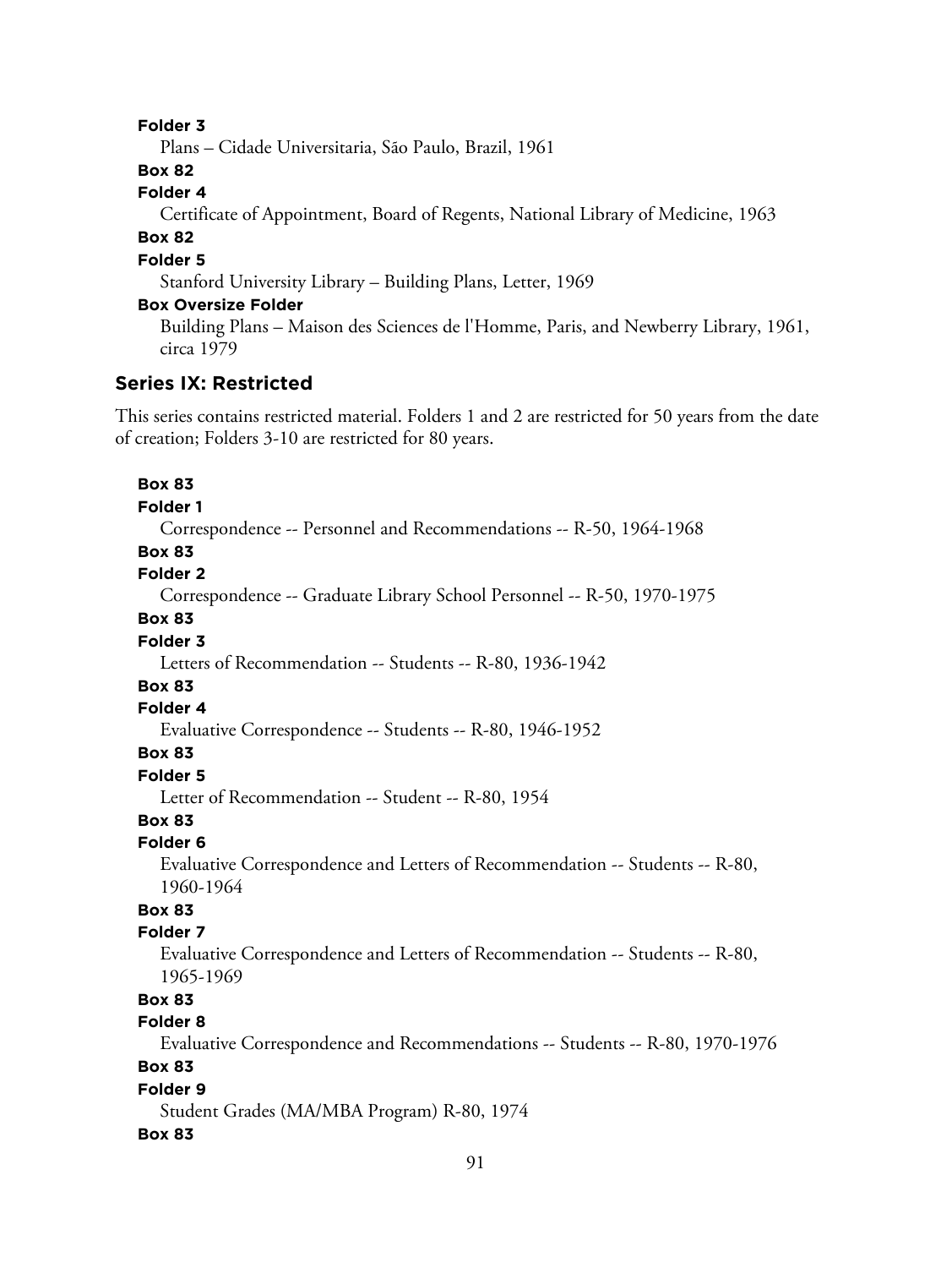**Folder 3**

Plans – Cidade Universitaria, São Paulo, Brazil, 1961

**Box 82**

**Folder 4**

Certificate of Appointment, Board of Regents, National Library of Medicine, 1963

**Box 82**

**Folder 5**

Stanford University Library – Building Plans, Letter, 1969

**Box Oversize Folder**

Building Plans – Maison des Sciences de l'Homme, Paris, and Newberry Library, 1961, circa 1979

### Series IX: Restricted

This series contains restricted material. Folders 1 and 2 are restricted for 50 years from the date of creation; Folders 3-10 are restricted for 80 years.

**Box 83**

**Folder 1**

Correspondence -- Personnel and Recommendations -- R-50, 1964-1968

**Box 83**

**Folder 2**

Correspondence -- Graduate Library School Personnel -- R-50, 1970-1975

**Box 83**

**Folder 3**

Letters of Recommendation -- Students -- R-80, 1936-1942

**Box 83**

**Folder 4**

Evaluative Correspondence -- Students -- R-80, 1946-1952

**Box 83**

**Folder 5**

Letter of Recommendation -- Student -- R-80, 1954

**Box 83**

**Folder 6**

Evaluative Correspondence and Letters of Recommendation -- Students -- R-80, 1960-1964

**Box 83**

**Folder 7**

Evaluative Correspondence and Letters of Recommendation -- Students -- R-80, 1965-1969

**Box 83**

**Folder 8**

Evaluative Correspondence and Recommendations -- Students -- R-80, 1970-1976

**Box 83**

**Folder 9**

Student Grades (MA/MBA Program) R-80, 1974

**Box 83**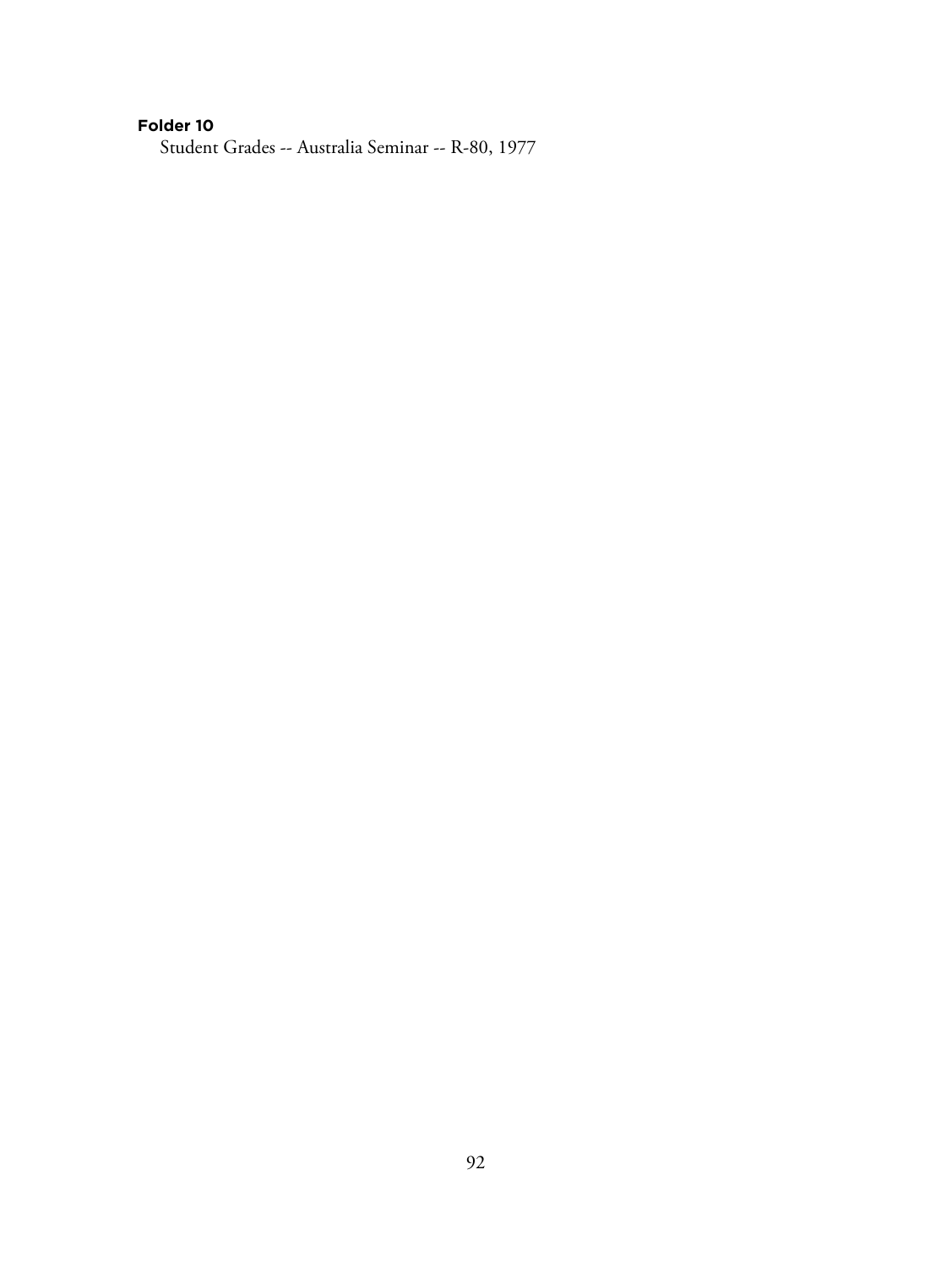**Folder 10**

Student Grades -- Australia Seminar -- R-80, 1977